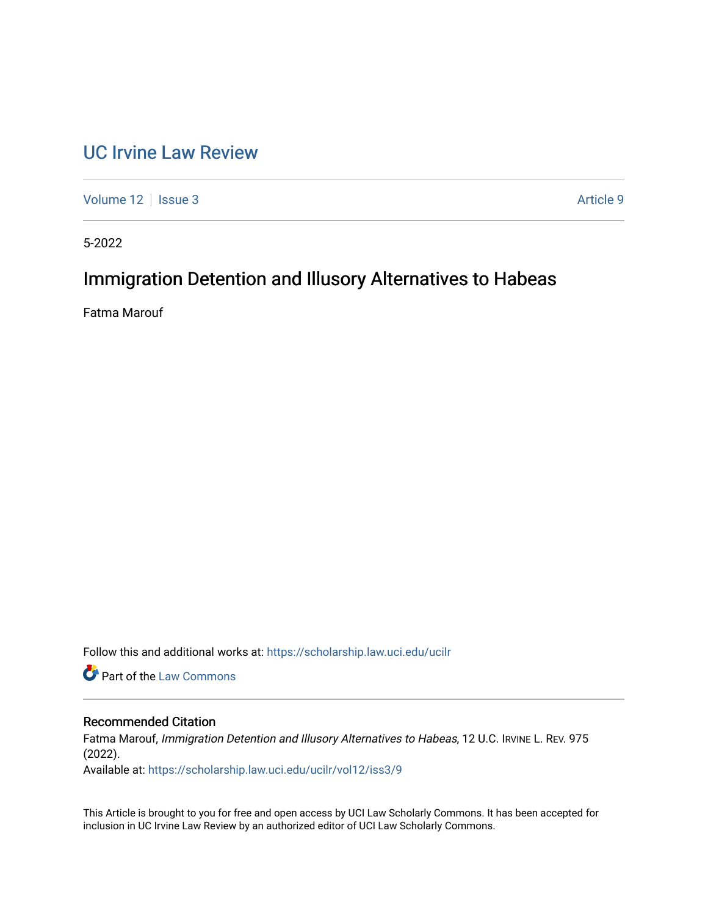# UC Irvine Law Review

Volume 12 | Issue 3 | Article 9

5-2022

## Immigration Detention and Illusory Alternatives to Habeas

Fatma Marouf

Follow this and additional works at: https://scholarship.law.uci.edu/ucilr

Part of the Law Commons

### Recommended Citation

Fatma Marouf, *Immigration Detention and Illusory Alternatives to Habeas*, 12 U.C. Irvine L. Rev. 975 (2022).

Available at: https://scholarship.law.uci.edu/ucilr/vol12/iss3/9

This Article is brought to you for free and open access by UCI Law Scholarly Commons. It has been accepted for inclusion in UC Irvine Law Review by an authorized editor of UCI Law Scholarly Commons.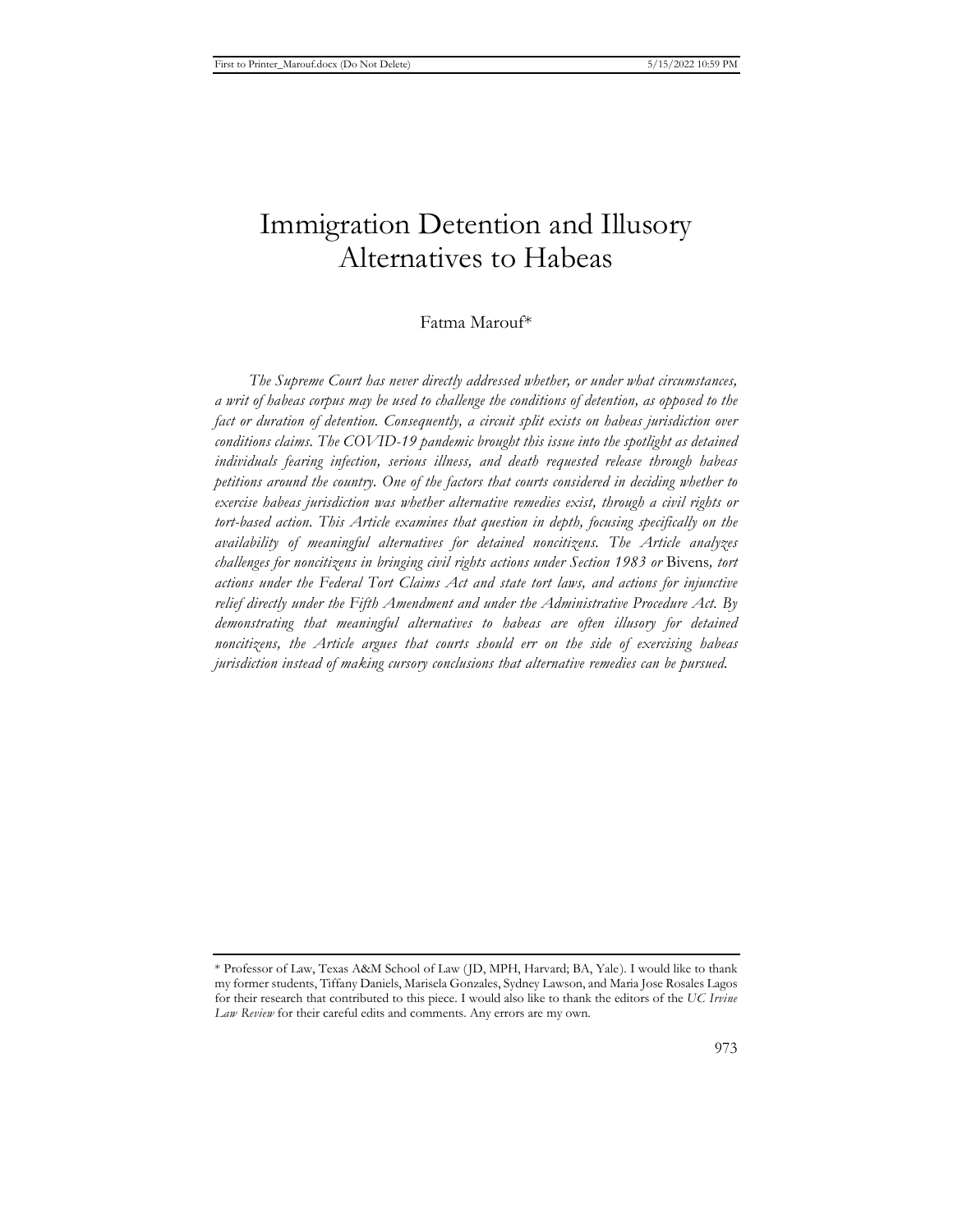# Immigration Detention and Illusory Alternatives to Habeas

Fatma Marouf*

*The Supreme Court has never directly addressed whether, or under what circumstances, a writ of habeas corpus may be used to challenge the conditions of detention, as opposed to the fact or duration of detention. Consequently, a circuit split exists on habeas jurisdiction over conditions claims. The COVID-19 pandemic brought this issue into the spotlight as detained individuals fearing infection, serious illness, and death requested release through habeas petitions around the country. One of the factors that courts considered in deciding whether to exercise habeas jurisdiction was whether alternative remedies exist, through a civil rights or tort-based action. This Article examines that question in depth, focusing specifically on the availability of meaningful alternatives for detained noncitizens. The Article analyzes challenges for noncitizens in bringing civil rights actions under Section 1983 or* Bivens*, tort actions under the Federal Tort Claims Act and state tort laws, and actions for injunctive relief directly under the Fifth Amendment and under the Administrative Procedure Act. By demonstrating that meaningful alternatives to habeas are often illusory for detained noncitizens, the Article argues that courts should err on the side of exercising habeas jurisdiction instead of making cursory conclusions that alternative remedies can be pursued.*

---

\* Professor of Law, Texas A&M School of Law (JD, MPH, Harvard; BA, Yale). I would like to thank my former students, Tiffany Daniels, Marisela Gonzales, Sydney Lawson, and Maria Jose Rosales Lagos for their research that contributed to this piece. I would also like to thank the editors of the *UC Irvine Law Review* for their careful edits and comments. Any errors are my own.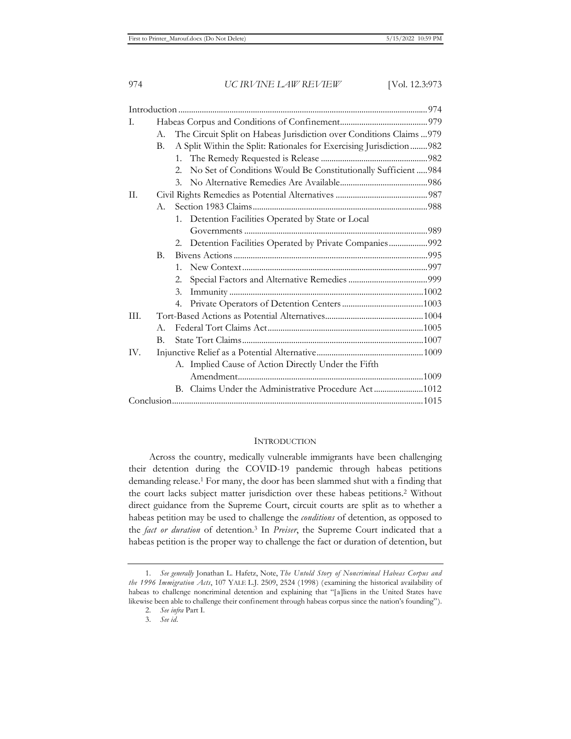| | | | Page |
|---|---|---|---|
| Introduction | | | 974 |
| I. | Habeas Corpus and Conditions of Confinement | | 979 |
| | A. | The Circuit Split on Habeas Jurisdiction over Conditions Claims | 979 |
| | B. | A Split Within the Split: Rationales for Exercising Jurisdiction | 982 |
| | | 1. The Remedy Requested is Release | 982 |
| | | 2. No Set of Conditions Would Be Constitutionally Sufficient | 984 |
| | | 3. No Alternative Remedies Are Available | 986 |
| II. | Civil Rights Remedies as Potential Alternatives | | 987 |
| | A. | Section 1983 Claims | 988 |
| | | 1. Detention Facilities Operated by State or Local Governments | 989 |
| | | 2. Detention Facilities Operated by Private Companies | 992 |
| | B. | Bivens Actions | 995 |
| | | 1. New Context | 997 |
| | | 2. Special Factors and Alternative Remedies | 999 |
| | | 3. Immunity | 1002 |
| | | 4. Private Operators of Detention Centers | 1003 |
| III. | Tort-Based Actions as Potential Alternatives | | 1004 |
| | A. | Federal Tort Claims Act | 1005 |
| | B. | State Tort Claims | 1007 |
| IV. | Injunctive Relief as a Potential Alternative | | 1009 |
| | A. | Implied Cause of Action Directly Under the Fifth Amendment | 1009 |
| | B. | Claims Under the Administrative Procedure Act | 1012 |
| Conclusion | | | 1015 |

## INTRODUCTION

Across the country, medically vulnerable immigrants have been challenging their detention during the COVID-19 pandemic through habeas petitions demanding release.[1] For many, the door has been slammed shut with a finding that the court lacks subject matter jurisdiction over these habeas petitions.[2] Without direct guidance from the Supreme Court, circuit courts are split as to whether a habeas petition may be used to challenge the *conditions* of detention, as opposed to the *fact or duration* of detention.[3] In *Preiser*, the Supreme Court indicated that a habeas petition is the proper way to challenge the fact or duration of detention, but

---

1. *See generally* Jonathan L. Hafetz, Note, *The Untold Story of Noncriminal Habeas Corpus and the 1996 Immigration Acts*, 107 YALE L.J. 2509, 2524 (1998) (examining the historical availability of habeas to challenge noncriminal detention and explaining that "[a]liens in the United States have likewise been able to challenge their confinement through habeas corpus since the nation's founding").

2. *See infra* Part I.

3. *See id.*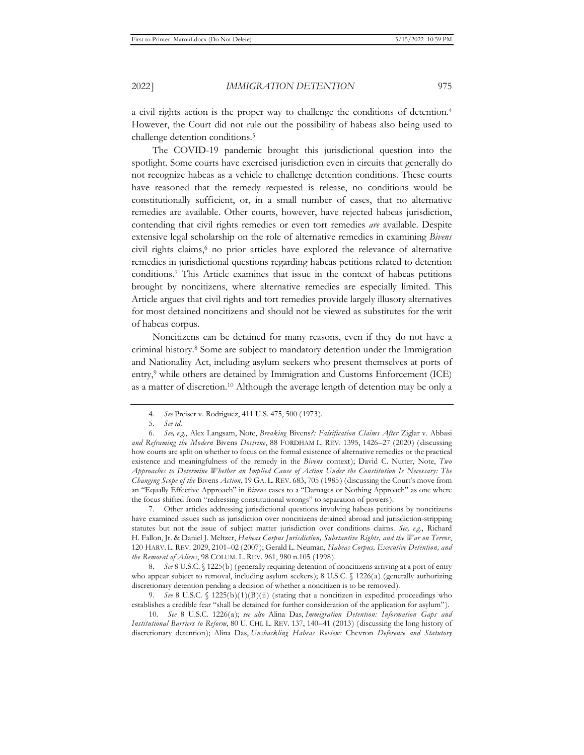a civil rights action is the proper way to challenge the conditions of detention.[4] However, the Court did not rule out the possibility of habeas also being used to challenge detention conditions.[5]

The COVID-19 pandemic brought this jurisdictional question into the spotlight. Some courts have exercised jurisdiction even in circuits that generally do not recognize habeas as a vehicle to challenge detention conditions. These courts have reasoned that the remedy requested is release, no conditions would be constitutionally sufficient, or, in a small number of cases, that no alternative remedies are available. Other courts, however, have rejected habeas jurisdiction, contending that civil rights remedies or even tort remedies *are* available. Despite extensive legal scholarship on the role of alternative remedies in examining *Bivens* civil rights claims,[6] no prior articles have explored the relevance of alternative remedies in jurisdictional questions regarding habeas petitions related to detention conditions.[7] This Article examines that issue in the context of habeas petitions brought by noncitizens, where alternative remedies are especially limited. This Article argues that civil rights and tort remedies provide largely illusory alternatives for most detained noncitizens and should not be viewed as substitutes for the writ of habeas corpus.

Noncitizens can be detained for many reasons, even if they do not have a criminal history.[8] Some are subject to mandatory detention under the Immigration and Nationality Act, including asylum seekers who present themselves at ports of entry,[9] while others are detained by Immigration and Customs Enforcement (ICE) as a matter of discretion.[10] Although the average length of detention may be only a

---

4. *See* Preiser v. Rodriguez, 411 U.S. 475, 500 (1973).

5. *See id.*

6. *See, e.g.*, Alex Langsam, Note, *Breaking* Bivens*?: Falsification Claims After* Ziglar v. Abbasi *and Reframing the Modern* Bivens *Doctrine*, 88 FORDHAM L. REV. 1395, 1426–27 (2020) (discussing how courts are split on whether to focus on the formal existence of alternative remedies or the practical existence and meaningfulness of the remedy in the *Bivens* context); David C. Nutter, Note, *Two Approaches to Determine Whether an Implied Cause of Action Under the Constitution Is Necessary: The Changing Scope of the* Bivens *Action*, 19 GA. L. REV. 683, 705 (1985) (discussing the Court's move from an "Equally Effective Approach" in *Bivens* cases to a "Damages or Nothing Approach" as one where the focus shifted from "redressing constitutional wrongs" to separation of powers).

7. Other articles addressing jurisdictional questions involving habeas petitions by noncitizens have examined issues such as jurisdiction over noncitizens detained abroad and jurisdiction-stripping statutes but not the issue of subject matter jurisdiction over conditions claims. *See, e.g.*, Richard H. Fallon, Jr. & Daniel J. Meltzer, *Habeas Corpus Jurisdiction, Substantive Rights, and the War on Terror*, 120 HARV. L. REV. 2029, 2101–02 (2007); Gerald L. Neuman, *Habeas Corpus, Executive Detention, and the Removal of Aliens*, 98 COLUM. L. REV. 961, 980 n.105 (1998).

8. *See* 8 U.S.C. § 1225(b) (generally requiring detention of noncitizens arriving at a port of entry who appear subject to removal, including asylum seekers); 8 U.S.C. § 1226(a) (generally authorizing discretionary detention pending a decision of whether a noncitizen is to be removed).

9. *See* 8 U.S.C. § 1225(b)(1)(B)(ii) (stating that a noncitizen in expedited proceedings who establishes a credible fear "shall be detained for further consideration of the application for asylum").

10. *See* 8 U.S.C. 1226(a); *see also* Alina Das, *Immigration Detention: Information Gaps and Institutional Barriers to Reform*, 80 U. CHI. L. REV. 137, 140–41 (2013) (discussing the long history of discretionary detention); Alina Das, *Unshackling Habeas Review:* Chevron *Deference and Statutory*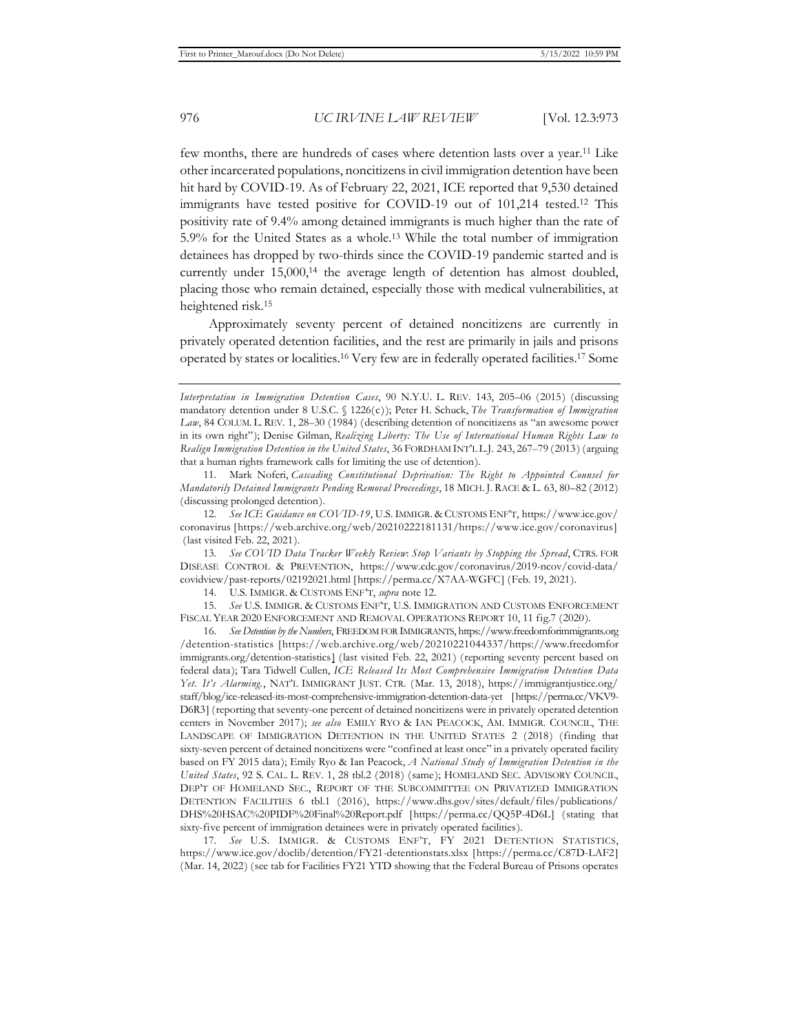few months, there are hundreds of cases where detention lasts over a year.[11] Like other incarcerated populations, noncitizens in civil immigration detention have been hit hard by COVID-19. As of February 22, 2021, ICE reported that 9,530 detained immigrants have tested positive for COVID-19 out of 101,214 tested.[12] This positivity rate of 9.4% among detained immigrants is much higher than the rate of 5.9% for the United States as a whole.[13] While the total number of immigration detainees has dropped by two-thirds since the COVID-19 pandemic started and is currently under 15,000,[14] the average length of detention has almost doubled, placing those who remain detained, especially those with medical vulnerabilities, at heightened risk.[15]

Approximately seventy percent of detained noncitizens are currently in privately operated detention facilities, and the rest are primarily in jails and prisons operated by states or localities.[16] Very few are in federally operated facilities.[17] Some

---

*Interpretation in Immigration Detention Cases*, 90 N.Y.U. L. REV. 143, 205–06 (2015) (discussing mandatory detention under 8 U.S.C. § 1226(c)); Peter H. Schuck, *The Transformation of Immigration Law*, 84 COLUM. L. REV. 1, 28–30 (1984) (describing detention of noncitizens as "an awesome power in its own right"); Denise Gilman, *Realizing Liberty: The Use of International Human Rights Law to Realign Immigration Detention in the United States*, 36 FORDHAM INT'L L.J. 243, 267–79 (2013) (arguing that a human rights framework calls for limiting the use of detention).

11. Mark Noferi, *Cascading Constitutional Deprivation: The Right to Appointed Counsel for Mandatorily Detained Immigrants Pending Removal Proceedings*, 18 MICH. J. RACE & L. 63, 80–82 (2012) (discussing prolonged detention).

12. *See ICE Guidance on COVID-19*, U.S. IMMIGR. & CUSTOMS ENF'T, https://www.ice.gov/coronavirus [https://web.archive.org/web/20210222181131/https://www.ice.gov/coronavirus] (last visited Feb. 22, 2021).

13. *See COVID Data Tracker Weekly Review*: *Stop Variants by Stopping the Spread*, CTRS. FOR DISEASE CONTROL & PREVENTION, https://www.cdc.gov/coronavirus/2019-ncov/covid-data/covidview/past-reports/02192021.html [https://perma.cc/X7AA-WGFC] (Feb. 19, 2021).

14. U.S. IMMIGR. & CUSTOMS ENF'T, *supra* note 12.

15. *See* U.S. IMMIGR. & CUSTOMS ENF'T, U.S. IMMIGRATION AND CUSTOMS ENFORCEMENT FISCAL YEAR 2020 ENFORCEMENT AND REMOVAL OPERATIONS REPORT 10, 11 fig.7 (2020).

16. *See Detention by the Numbers*, FREEDOM FOR IMMIGRANTS, https://www.freedomforimmigrants.org/detention-statistics [https://web.archive.org/web/20210221044337/https://www.freedomforimmigrants.org/detention-statistics] (last visited Feb. 22, 2021) (reporting seventy percent based on federal data); Tara Tidwell Cullen, *ICE Released Its Most Comprehensive Immigration Detention Data Yet. It's Alarming.*, NAT'L IMMIGRANT JUST. CTR. (Mar. 13, 2018), https://immigrantjustice.org/staff/blog/ice-released-its-most-comprehensive-immigration-detention-data-yet [https://perma.cc/VKV9-D6R3] (reporting that seventy-one percent of detained noncitizens were in privately operated detention centers in November 2017); *see also* EMILY RYO & IAN PEACOCK, AM. IMMIGR. COUNCIL, THE LANDSCAPE OF IMMIGRATION DETENTION IN THE UNITED STATES 2 (2018) (finding that sixty-seven percent of detained noncitizens were "confined at least once" in a privately operated facility based on FY 2015 data); Emily Ryo & Ian Peacock, *A National Study of Immigration Detention in the United States*, 92 S. CAL. L. REV. 1, 28 tbl.2 (2018) (same); HOMELAND SEC. ADVISORY COUNCIL, DEP'T OF HOMELAND SEC., REPORT OF THE SUBCOMMITTEE ON PRIVATIZED IMMIGRATION DETENTION FACILITIES 6 tbl.1 (2016), https://www.dhs.gov/sites/default/files/publications/DHS%20HSAC%20PIDF%20Final%20Report.pdf [https://perma.cc/QQ5P-4D6L] (stating that sixty-five percent of immigration detainees were in privately operated facilities).

17. *See* U.S. IMMIGR. & CUSTOMS ENF'T, FY 2021 DETENTION STATISTICS, https://www.ice.gov/doclib/detention/FY21-detentionstats.xlsx [https://perma.cc/C87D-LAF2] (Mar. 14, 2022) (see tab for Facilities FY21 YTD showing that the Federal Bureau of Prisons operates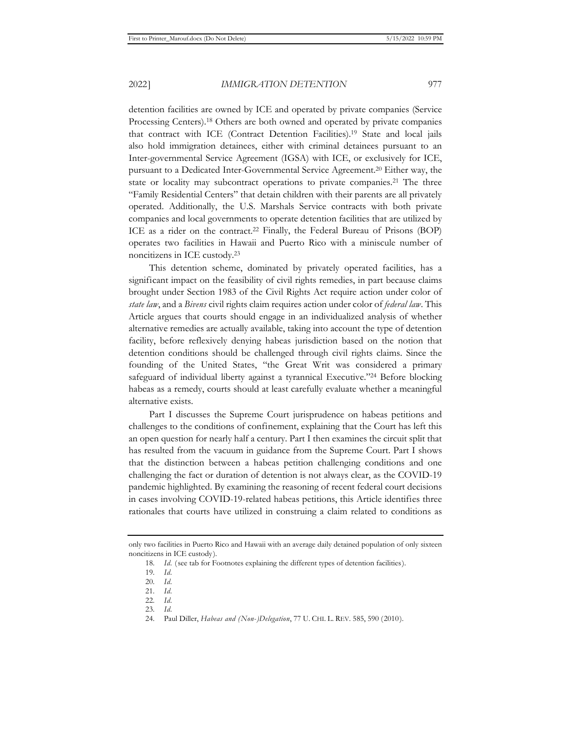detention facilities are owned by ICE and operated by private companies (Service Processing Centers).[18] Others are both owned and operated by private companies that contract with ICE (Contract Detention Facilities).[19] State and local jails also hold immigration detainees, either with criminal detainees pursuant to an Inter-governmental Service Agreement (IGSA) with ICE, or exclusively for ICE, pursuant to a Dedicated Inter-Governmental Service Agreement.[20] Either way, the state or locality may subcontract operations to private companies.[21] The three "Family Residential Centers" that detain children with their parents are all privately operated. Additionally, the U.S. Marshals Service contracts with both private companies and local governments to operate detention facilities that are utilized by ICE as a rider on the contract.[22] Finally, the Federal Bureau of Prisons (BOP) operates two facilities in Hawaii and Puerto Rico with a miniscule number of noncitizens in ICE custody.[23]

This detention scheme, dominated by privately operated facilities, has a significant impact on the feasibility of civil rights remedies, in part because claims brought under Section 1983 of the Civil Rights Act require action under color of *state law*, and a *Bivens* civil rights claim requires action under color of *federal law*. This Article argues that courts should engage in an individualized analysis of whether alternative remedies are actually available, taking into account the type of detention facility, before reflexively denying habeas jurisdiction based on the notion that detention conditions should be challenged through civil rights claims. Since the founding of the United States, "the Great Writ was considered a primary safeguard of individual liberty against a tyrannical Executive."[24] Before blocking habeas as a remedy, courts should at least carefully evaluate whether a meaningful alternative exists.

Part I discusses the Supreme Court jurisprudence on habeas petitions and challenges to the conditions of confinement, explaining that the Court has left this an open question for nearly half a century. Part I then examines the circuit split that has resulted from the vacuum in guidance from the Supreme Court. Part I shows that the distinction between a habeas petition challenging conditions and one challenging the fact or duration of detention is not always clear, as the COVID-19 pandemic highlighted. By examining the reasoning of recent federal court decisions in cases involving COVID-19-related habeas petitions, this Article identifies three rationales that courts have utilized in construing a claim related to conditions as

---

only two facilities in Puerto Rico and Hawaii with an average daily detained population of only sixteen noncitizens in ICE custody).

18. *Id.* (see tab for Footnotes explaining the different types of detention facilities).

19. *Id.*

20. *Id.*

21. *Id.*

22. *Id.*

23. *Id.*

24. Paul Diller, *Habeas and (Non-)Delegation*, 77 U. CHI. L. REV. 585, 590 (2010).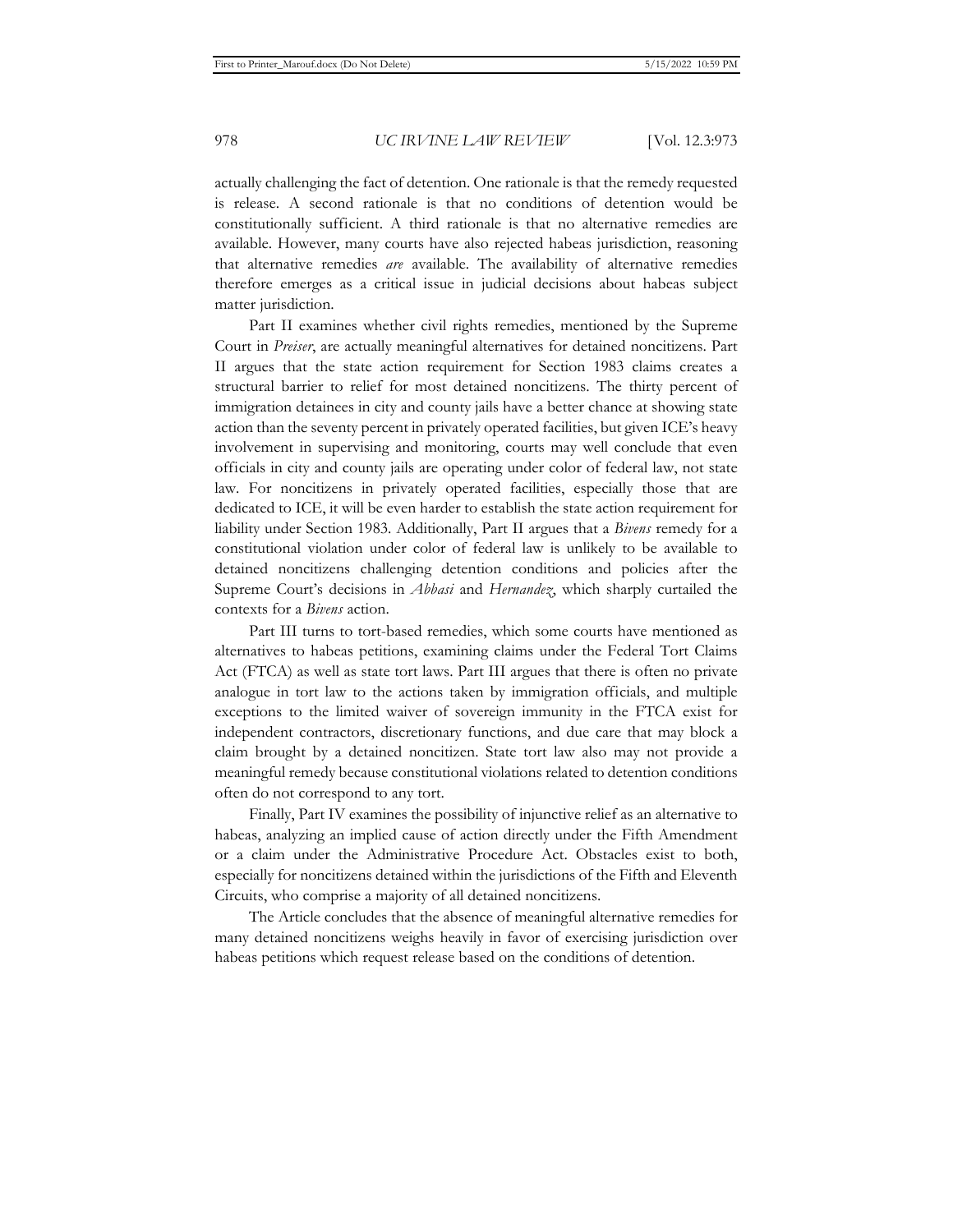actually challenging the fact of detention. One rationale is that the remedy requested is release. A second rationale is that no conditions of detention would be constitutionally sufficient. A third rationale is that no alternative remedies are available. However, many courts have also rejected habeas jurisdiction, reasoning that alternative remedies *are* available. The availability of alternative remedies therefore emerges as a critical issue in judicial decisions about habeas subject matter jurisdiction.

Part II examines whether civil rights remedies, mentioned by the Supreme Court in *Preiser*, are actually meaningful alternatives for detained noncitizens. Part II argues that the state action requirement for Section 1983 claims creates a structural barrier to relief for most detained noncitizens. The thirty percent of immigration detainees in city and county jails have a better chance at showing state action than the seventy percent in privately operated facilities, but given ICE's heavy involvement in supervising and monitoring, courts may well conclude that even officials in city and county jails are operating under color of federal law, not state law. For noncitizens in privately operated facilities, especially those that are dedicated to ICE, it will be even harder to establish the state action requirement for liability under Section 1983. Additionally, Part II argues that a *Bivens* remedy for a constitutional violation under color of federal law is unlikely to be available to detained noncitizens challenging detention conditions and policies after the Supreme Court's decisions in *Abbasi* and *Hernandez*, which sharply curtailed the contexts for a *Bivens* action.

Part III turns to tort-based remedies, which some courts have mentioned as alternatives to habeas petitions, examining claims under the Federal Tort Claims Act (FTCA) as well as state tort laws. Part III argues that there is often no private analogue in tort law to the actions taken by immigration officials, and multiple exceptions to the limited waiver of sovereign immunity in the FTCA exist for independent contractors, discretionary functions, and due care that may block a claim brought by a detained noncitizen. State tort law also may not provide a meaningful remedy because constitutional violations related to detention conditions often do not correspond to any tort.

Finally, Part IV examines the possibility of injunctive relief as an alternative to habeas, analyzing an implied cause of action directly under the Fifth Amendment or a claim under the Administrative Procedure Act. Obstacles exist to both, especially for noncitizens detained within the jurisdictions of the Fifth and Eleventh Circuits, who comprise a majority of all detained noncitizens.

The Article concludes that the absence of meaningful alternative remedies for many detained noncitizens weighs heavily in favor of exercising jurisdiction over habeas petitions which request release based on the conditions of detention.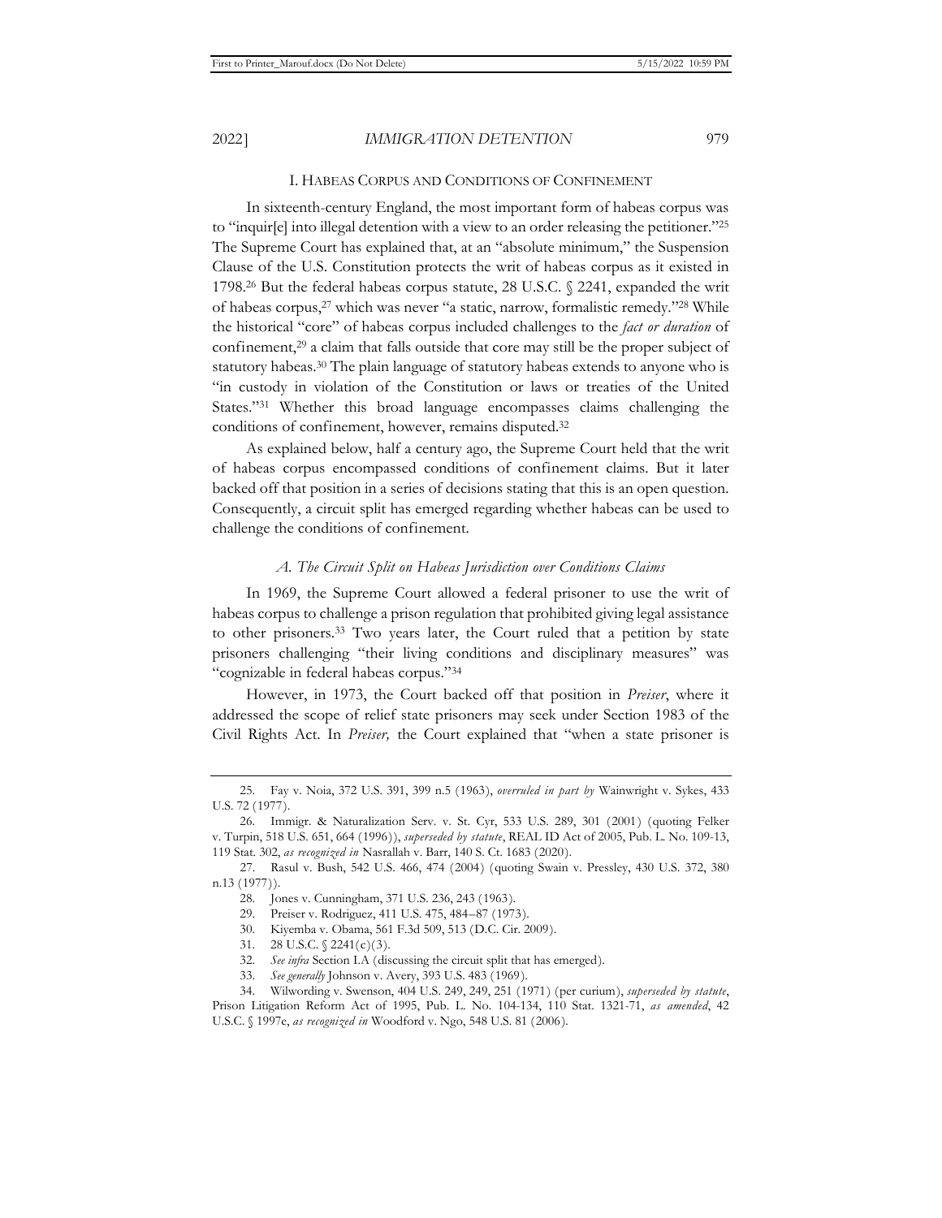## I. HABEAS CORPUS AND CONDITIONS OF CONFINEMENT

In sixteenth-century England, the most important form of habeas corpus was to "inquir[e] into illegal detention with a view to an order releasing the petitioner."[25] The Supreme Court has explained that, at an "absolute minimum," the Suspension Clause of the U.S. Constitution protects the writ of habeas corpus as it existed in 1798.[26] But the federal habeas corpus statute, 28 U.S.C. § 2241, expanded the writ of habeas corpus,[27] which was never "a static, narrow, formalistic remedy."[28] While the historical "core" of habeas corpus included challenges to the *fact or duration* of confinement,[29] a claim that falls outside that core may still be the proper subject of statutory habeas.[30] The plain language of statutory habeas extends to anyone who is "in custody in violation of the Constitution or laws or treaties of the United States."[31] Whether this broad language encompasses claims challenging the conditions of confinement, however, remains disputed.[32]

As explained below, half a century ago, the Supreme Court held that the writ of habeas corpus encompassed conditions of confinement claims. But it later backed off that position in a series of decisions stating that this is an open question. Consequently, a circuit split has emerged regarding whether habeas can be used to challenge the conditions of confinement.

### *A. The Circuit Split on Habeas Jurisdiction over Conditions Claims*

In 1969, the Supreme Court allowed a federal prisoner to use the writ of habeas corpus to challenge a prison regulation that prohibited giving legal assistance to other prisoners.[33] Two years later, the Court ruled that a petition by state prisoners challenging "their living conditions and disciplinary measures" was "cognizable in federal habeas corpus."[34]

However, in 1973, the Court backed off that position in *Preiser*, where it addressed the scope of relief state prisoners may seek under Section 1983 of the Civil Rights Act. In *Preiser,* the Court explained that "when a state prisoner is

---

25. Fay v. Noia, 372 U.S. 391, 399 n.5 (1963), *overruled in part by* Wainwright v. Sykes, 433 U.S. 72 (1977).

26. Immigr. & Naturalization Serv. v. St. Cyr, 533 U.S. 289, 301 (2001) (quoting Felker v. Turpin, 518 U.S. 651, 664 (1996)), *superseded by statute*, REAL ID Act of 2005, Pub. L. No. 109-13, 119 Stat. 302, *as recognized in* Nasrallah v. Barr, 140 S. Ct. 1683 (2020).

27. Rasul v. Bush, 542 U.S. 466, 474 (2004) (quoting Swain v. Pressley, 430 U.S. 372, 380 n.13 (1977)).

28. Jones v. Cunningham, 371 U.S. 236, 243 (1963).

29. Preiser v. Rodriguez, 411 U.S. 475, 484–87 (1973).

30. Kiyemba v. Obama, 561 F.3d 509, 513 (D.C. Cir. 2009).

31. 28 U.S.C. § 2241(c)(3).

32. *See infra* Section I.A (discussing the circuit split that has emerged).

33. *See generally* Johnson v. Avery, 393 U.S. 483 (1969).

34. Wilwording v. Swenson, 404 U.S. 249, 249, 251 (1971) (per curium), *superseded by statute*, Prison Litigation Reform Act of 1995, Pub. L. No. 104-134, 110 Stat. 1321-71, *as amended*, 42 U.S.C. § 1997e, *as recognized in* Woodford v. Ngo, 548 U.S. 81 (2006).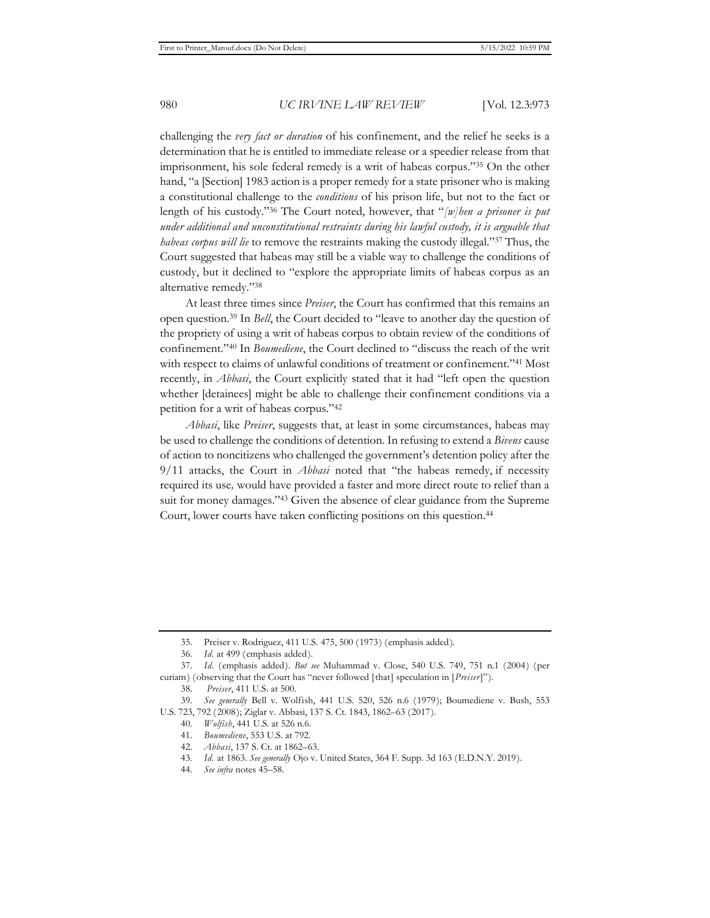challenging the *very fact or duration* of his confinement, and the relief he seeks is a determination that he is entitled to immediate release or a speedier release from that imprisonment, his sole federal remedy is a writ of habeas corpus."[35] On the other hand, "a [Section] 1983 action is a proper remedy for a state prisoner who is making a constitutional challenge to the *conditions* of his prison life, but not to the fact or length of his custody."[36] The Court noted, however, that "*[w]hen a prisoner is put under additional and unconstitutional restraints during his lawful custody, it is arguable that habeas corpus will lie* to remove the restraints making the custody illegal."[37] Thus, the Court suggested that habeas may still be a viable way to challenge the conditions of custody, but it declined to "explore the appropriate limits of habeas corpus as an alternative remedy."[38]

At least three times since *Preiser*, the Court has confirmed that this remains an open question.[39] In *Bell*, the Court decided to "leave to another day the question of the propriety of using a writ of habeas corpus to obtain review of the conditions of confinement."[40] In *Boumediene*, the Court declined to "discuss the reach of the writ with respect to claims of unlawful conditions of treatment or confinement."[41] Most recently, in *Abbasi*, the Court explicitly stated that it had "left open the question whether [detainees] might be able to challenge their confinement conditions via a petition for a writ of habeas corpus."[42]

*Abbasi*, like *Preiser*, suggests that, at least in some circumstances, habeas may be used to challenge the conditions of detention. In refusing to extend a *Bivens* cause of action to noncitizens who challenged the government's detention policy after the 9/11 attacks, the Court in *Abbasi* noted that "the habeas remedy, if necessity required its use*,* would have provided a faster and more direct route to relief than a suit for money damages."[43] Given the absence of clear guidance from the Supreme Court, lower courts have taken conflicting positions on this question.[44]

---

35. Preiser v. Rodriguez, 411 U.S. 475, 500 (1973) (emphasis added).

36. *Id*. at 499 (emphasis added).

37. *Id*. (emphasis added). *But see* Muhammad v. Close, 540 U.S. 749, 751 n.1 (2004) (per curiam) (observing that the Court has "never followed [that] speculation in [*Preiser*]").

38. *Preiser*, 411 U.S. at 500.

39. *See generally* Bell v. Wolfish, 441 U.S. 520, 526 n.6 (1979); Boumediene v. Bush, 553 U.S. 723, 792 (2008); Ziglar v. Abbasi, 137 S. Ct. 1843, 1862–63 (2017).

40. *Wolfish*, 441 U.S. at 526 n.6.

41. *Boumediene*, 553 U.S. at 792.

42. *Abbasi*, 137 S. Ct. at 1862–63.

43. *Id.* at 1863. *See generally* Ojo v. United States, 364 F. Supp. 3d 163 (E.D.N.Y. 2019).

44. *See infra* notes 45–58.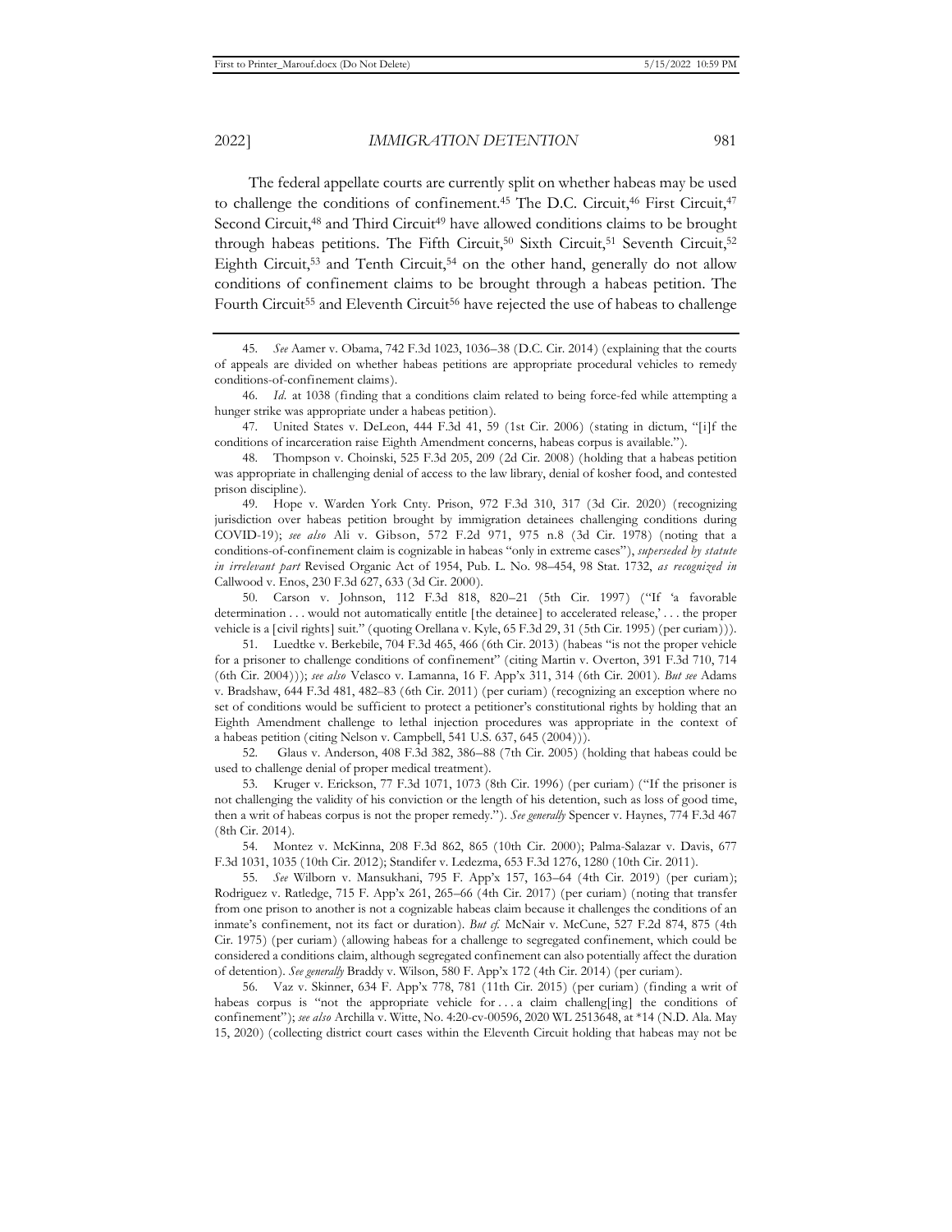The federal appellate courts are currently split on whether habeas may be used to challenge the conditions of confinement.[45] The D.C. Circuit,[46] First Circuit,[47] Second Circuit,[48] and Third Circuit[49] have allowed conditions claims to be brought through habeas petitions. The Fifth Circuit,[50] Sixth Circuit,[51] Seventh Circuit,[52] Eighth Circuit,[53] and Tenth Circuit,[54] on the other hand, generally do not allow conditions of confinement claims to be brought through a habeas petition. The Fourth Circuit[55] and Eleventh Circuit[56] have rejected the use of habeas to challenge

---

45. *See* Aamer v. Obama, 742 F.3d 1023, 1036–38 (D.C. Cir. 2014) (explaining that the courts of appeals are divided on whether habeas petitions are appropriate procedural vehicles to remedy conditions-of-confinement claims).

46. *Id.* at 1038 (finding that a conditions claim related to being force-fed while attempting a hunger strike was appropriate under a habeas petition).

47. United States v. DeLeon, 444 F.3d 41, 59 (1st Cir. 2006) (stating in dictum, "[i]f the conditions of incarceration raise Eighth Amendment concerns, habeas corpus is available.").

48. Thompson v. Choinski, 525 F.3d 205, 209 (2d Cir. 2008) (holding that a habeas petition was appropriate in challenging denial of access to the law library, denial of kosher food, and contested prison discipline).

49. Hope v. Warden York Cnty. Prison, 972 F.3d 310, 317 (3d Cir. 2020) (recognizing jurisdiction over habeas petition brought by immigration detainees challenging conditions during COVID-19); *see also* Ali v. Gibson, 572 F.2d 971, 975 n.8 (3d Cir. 1978) (noting that a conditions-of-confinement claim is cognizable in habeas "only in extreme cases"), *superseded by statute in irrelevant part* Revised Organic Act of 1954, Pub. L. No. 98–454, 98 Stat. 1732, *as recognized in* Callwood v. Enos, 230 F.3d 627, 633 (3d Cir. 2000).

50. Carson v. Johnson, 112 F.3d 818, 820–21 (5th Cir. 1997) ("If 'a favorable determination . . . would not automatically entitle [the detainee] to accelerated release,' . . . the proper vehicle is a [civil rights] suit." (quoting Orellana v. Kyle, 65 F.3d 29, 31 (5th Cir. 1995) (per curiam))).

51. Luedtke v. Berkebile, 704 F.3d 465, 466 (6th Cir. 2013) (habeas "is not the proper vehicle for a prisoner to challenge conditions of confinement" (citing Martin v. Overton, 391 F.3d 710, 714 (6th Cir. 2004))); *see also* Velasco v. Lamanna, 16 F. App'x 311, 314 (6th Cir. 2001). *But see* Adams v. Bradshaw, 644 F.3d 481, 482–83 (6th Cir. 2011) (per curiam) (recognizing an exception where no set of conditions would be sufficient to protect a petitioner's constitutional rights by holding that an Eighth Amendment challenge to lethal injection procedures was appropriate in the context of a habeas petition (citing Nelson v. Campbell, 541 U.S. 637, 645 (2004))).

52. Glaus v. Anderson, 408 F.3d 382, 386–88 (7th Cir. 2005) (holding that habeas could be used to challenge denial of proper medical treatment).

53. Kruger v. Erickson, 77 F.3d 1071, 1073 (8th Cir. 1996) (per curiam) ("If the prisoner is not challenging the validity of his conviction or the length of his detention, such as loss of good time, then a writ of habeas corpus is not the proper remedy."). *See generally* Spencer v. Haynes, 774 F.3d 467 (8th Cir. 2014).

54. Montez v. McKinna, 208 F.3d 862, 865 (10th Cir. 2000); Palma-Salazar v. Davis, 677 F.3d 1031, 1035 (10th Cir. 2012); Standifer v. Ledezma, 653 F.3d 1276, 1280 (10th Cir. 2011).

55. *See* Wilborn v. Mansukhani, 795 F. App'x 157, 163–64 (4th Cir. 2019) (per curiam); Rodriguez v. Ratledge, 715 F. App'x 261, 265–66 (4th Cir. 2017) (per curiam) (noting that transfer from one prison to another is not a cognizable habeas claim because it challenges the conditions of an inmate's confinement, not its fact or duration). *But cf.* McNair v. McCune, 527 F.2d 874, 875 (4th Cir. 1975) (per curiam) (allowing habeas for a challenge to segregated confinement, which could be considered a conditions claim, although segregated confinement can also potentially affect the duration of detention). *See generally* Braddy v. Wilson, 580 F. App'x 172 (4th Cir. 2014) (per curiam).

56. Vaz v. Skinner, 634 F. App'x 778, 781 (11th Cir. 2015) (per curiam) (finding a writ of habeas corpus is "not the appropriate vehicle for . . . a claim challeng[ing] the conditions of confinement"); *see also* Archilla v. Witte, No. 4:20-cv-00596, 2020 WL 2513648, at *14 (N.D. Ala. May 15, 2020) (collecting district court cases within the Eleventh Circuit holding that habeas may not be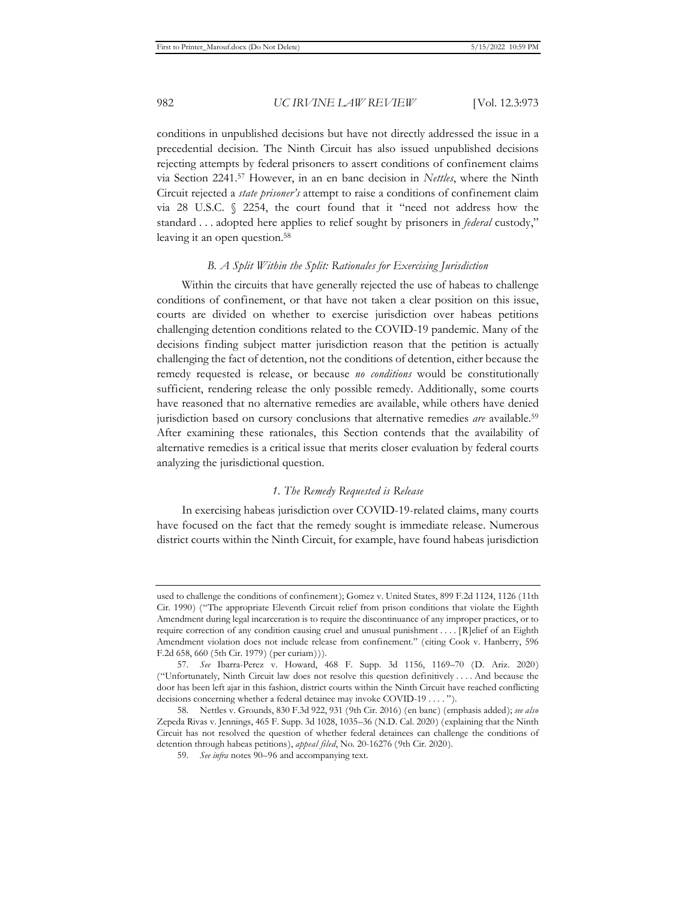conditions in unpublished decisions but have not directly addressed the issue in a precedential decision. The Ninth Circuit has also issued unpublished decisions rejecting attempts by federal prisoners to assert conditions of confinement claims via Section 2241.[57] However, in an en banc decision in *Nettles*, where the Ninth Circuit rejected a *state prisoner's* attempt to raise a conditions of confinement claim via 28 U.S.C. § 2254, the court found that it "need not address how the standard . . . adopted here applies to relief sought by prisoners in *federal* custody," leaving it an open question.[58]

### *B. A Split Within the Split: Rationales for Exercising Jurisdiction*

Within the circuits that have generally rejected the use of habeas to challenge conditions of confinement, or that have not taken a clear position on this issue, courts are divided on whether to exercise jurisdiction over habeas petitions challenging detention conditions related to the COVID-19 pandemic. Many of the decisions finding subject matter jurisdiction reason that the petition is actually challenging the fact of detention, not the conditions of detention, either because the remedy requested is release, or because *no conditions* would be constitutionally sufficient, rendering release the only possible remedy. Additionally, some courts have reasoned that no alternative remedies are available, while others have denied jurisdiction based on cursory conclusions that alternative remedies *are* available.[59] After examining these rationales, this Section contends that the availability of alternative remedies is a critical issue that merits closer evaluation by federal courts analyzing the jurisdictional question.

#### *1. The Remedy Requested is Release*

In exercising habeas jurisdiction over COVID-19-related claims, many courts have focused on the fact that the remedy sought is immediate release. Numerous district courts within the Ninth Circuit, for example, have found habeas jurisdiction

---

used to challenge the conditions of confinement); Gomez v. United States, 899 F.2d 1124, 1126 (11th Cir. 1990) ("The appropriate Eleventh Circuit relief from prison conditions that violate the Eighth Amendment during legal incarceration is to require the discontinuance of any improper practices, or to require correction of any condition causing cruel and unusual punishment . . . . [R]elief of an Eighth Amendment violation does not include release from confinement." (citing Cook v. Hanberry, 596 F.2d 658, 660 (5th Cir. 1979) (per curiam))).

57. *See* Ibarra-Perez v. Howard, 468 F. Supp. 3d 1156, 1169–70 (D. Ariz. 2020) ("Unfortunately, Ninth Circuit law does not resolve this question definitively . . . . And because the door has been left ajar in this fashion, district courts within the Ninth Circuit have reached conflicting decisions concerning whether a federal detainee may invoke COVID-19 . . . .").

58. Nettles v. Grounds, 830 F.3d 922, 931 (9th Cir. 2016) (en banc) (emphasis added); *see also* Zepeda Rivas v. Jennings, 465 F. Supp. 3d 1028, 1035–36 (N.D. Cal. 2020) (explaining that the Ninth Circuit has not resolved the question of whether federal detainees can challenge the conditions of detention through habeas petitions), *appeal filed*, No. 20-16276 (9th Cir. 2020).

59. *See infra* notes 90–96 and accompanying text.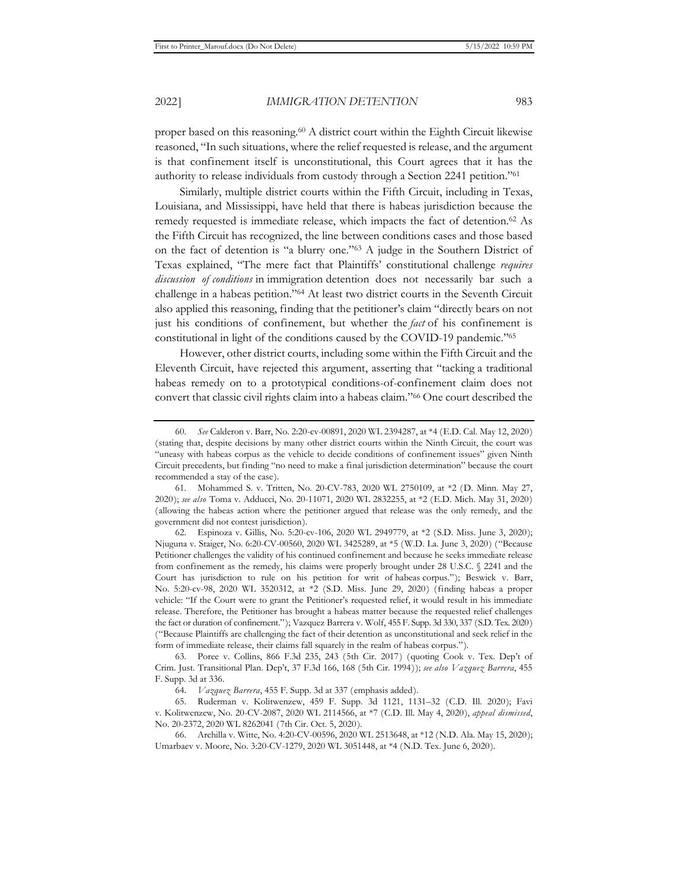proper based on this reasoning.[60] A district court within the Eighth Circuit likewise reasoned, "In such situations, where the relief requested is release, and the argument is that confinement itself is unconstitutional, this Court agrees that it has the authority to release individuals from custody through a Section 2241 petition."[61]

Similarly, multiple district courts within the Fifth Circuit, including in Texas, Louisiana, and Mississippi, have held that there is habeas jurisdiction because the remedy requested is immediate release, which impacts the fact of detention.[62] As the Fifth Circuit has recognized, the line between conditions cases and those based on the fact of detention is "a blurry one."[63] A judge in the Southern District of Texas explained, "The mere fact that Plaintiffs' constitutional challenge *requires discussion of conditions* in immigration detention does not necessarily bar such a challenge in a habeas petition."[64] At least two district courts in the Seventh Circuit also applied this reasoning, finding that the petitioner's claim "directly bears on not just his conditions of confinement, but whether the *fact* of his confinement is constitutional in light of the conditions caused by the COVID-19 pandemic."[65]

However, other district courts, including some within the Fifth Circuit and the Eleventh Circuit, have rejected this argument, asserting that "tacking a traditional habeas remedy on to a prototypical conditions-of-confinement claim does not convert that classic civil rights claim into a habeas claim."[66] One court described the

---

60. *See* Calderon v. Barr, No. 2:20-cv-00891, 2020 WL 2394287, at *4 (E.D. Cal. May 12, 2020) (stating that, despite decisions by many other district courts within the Ninth Circuit, the court was "uneasy with habeas corpus as the vehicle to decide conditions of confinement issues" given Ninth Circuit precedents, but finding "no need to make a final jurisdiction determination" because the court recommended a stay of the case).

61. Mohammed S. v. Tritten, No. 20-CV-783, 2020 WL 2750109, at *2 (D. Minn. May 27, 2020); *see also* Toma v. Adducci, No. 20-11071, 2020 WL 2832255, at *2 (E.D. Mich. May 31, 2020) (allowing the habeas action where the petitioner argued that release was the only remedy, and the government did not contest jurisdiction).

62. Espinoza v. Gillis, No. 5:20-cv-106, 2020 WL 2949779, at *2 (S.D. Miss. June 3, 2020); Njuguna v. Staiger, No. 6:20-CV-00560, 2020 WL 3425289, at *5 (W.D. La. June 3, 2020) ("Because Petitioner challenges the validity of his continued confinement and because he seeks immediate release from confinement as the remedy, his claims were properly brought under 28 U.S.C. § 2241 and the Court has jurisdiction to rule on his petition for writ of habeas corpus."); Beswick v. Barr, No. 5:20-cv-98, 2020 WL 3520312, at *2 (S.D. Miss. June 29, 2020) (finding habeas a proper vehicle: "If the Court were to grant the Petitioner's requested relief, it would result in his immediate release. Therefore, the Petitioner has brought a habeas matter because the requested relief challenges the fact or duration of confinement."); Vazquez Barrera v. Wolf, 455 F. Supp. 3d 330, 337 (S.D. Tex. 2020) ("Because Plaintiffs are challenging the fact of their detention as unconstitutional and seek relief in the form of immediate release, their claims fall squarely in the realm of habeas corpus.").

63. Poree v. Collins, 866 F.3d 235, 243 (5th Cir. 2017) (quoting Cook v. Tex. Dep't of Crim. Just. Transitional Plan. Dep't, 37 F.3d 166, 168 (5th Cir. 1994)); *see also Vazquez Barrera*, 455 F. Supp. 3d at 336.

64. *Vazquez Barrera*, 455 F. Supp. 3d at 337 (emphasis added).

65. Ruderman v. Kolitwenzew, 459 F. Supp. 3d 1121, 1131–32 (C.D. Ill. 2020); Favi v. Kolitwenzew, No. 20-CV-2087, 2020 WL 2114566, at *7 (C.D. Ill. May 4, 2020), *appeal dismissed*, No. 20-2372, 2020 WL 8262041 (7th Cir. Oct. 5, 2020).

66. Archilla v. Witte, No. 4:20-CV-00596, 2020 WL 2513648, at *12 (N.D. Ala. May 15, 2020); Umarbaev v. Moore, No. 3:20-CV-1279, 2020 WL 3051448, at *4 (N.D. Tex. June 6, 2020).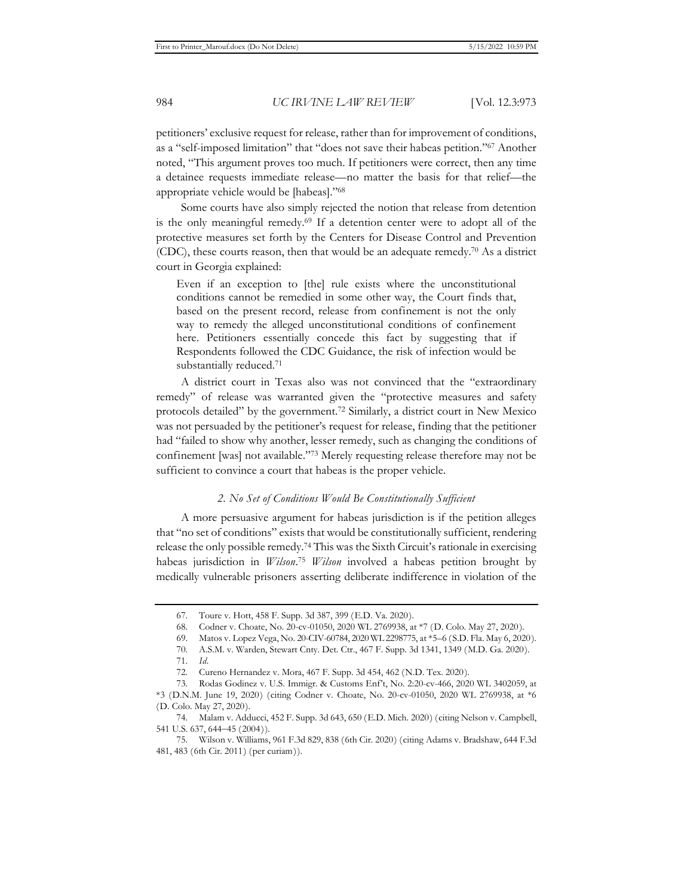petitioners' exclusive request for release, rather than for improvement of conditions, as a "self-imposed limitation" that "does not save their habeas petition."[67] Another noted, "This argument proves too much. If petitioners were correct, then any time a detainee requests immediate release—no matter the basis for that relief—the appropriate vehicle would be [habeas]."[68]

Some courts have also simply rejected the notion that release from detention is the only meaningful remedy.[69] If a detention center were to adopt all of the protective measures set forth by the Centers for Disease Control and Prevention (CDC), these courts reason, then that would be an adequate remedy.[70] As a district court in Georgia explained:

> Even if an exception to [the] rule exists where the unconstitutional conditions cannot be remedied in some other way, the Court finds that, based on the present record, release from confinement is not the only way to remedy the alleged unconstitutional conditions of confinement here. Petitioners essentially concede this fact by suggesting that if Respondents followed the CDC Guidance, the risk of infection would be substantially reduced.[71]

A district court in Texas also was not convinced that the "extraordinary remedy" of release was warranted given the "protective measures and safety protocols detailed" by the government.[72] Similarly, a district court in New Mexico was not persuaded by the petitioner's request for release, finding that the petitioner had "failed to show why another, lesser remedy, such as changing the conditions of confinement [was] not available."[73] Merely requesting release therefore may not be sufficient to convince a court that habeas is the proper vehicle.

### *2. No Set of Conditions Would Be Constitutionally Sufficient*

A more persuasive argument for habeas jurisdiction is if the petition alleges that "no set of conditions" exists that would be constitutionally sufficient, rendering release the only possible remedy.[74] This was the Sixth Circuit's rationale in exercising habeas jurisdiction in *Wilson*.[75] *Wilson* involved a habeas petition brought by medically vulnerable prisoners asserting deliberate indifference in violation of the

---

67. Toure v. Hott, 458 F. Supp. 3d 387, 399 (E.D. Va. 2020).

68. Codner v. Choate, No. 20-cv-01050, 2020 WL 2769938, at *7 (D. Colo. May 27, 2020).

69. Matos v. Lopez Vega, No. 20-CIV-60784, 2020 WL 2298775, at *5–6 (S.D. Fla. May 6, 2020).

70. A.S.M. v. Warden, Stewart Cnty. Det. Ctr., 467 F. Supp. 3d 1341, 1349 (M.D. Ga. 2020).

71. *Id.*

72. Cureno Hernandez v. Mora, 467 F. Supp. 3d 454, 462 (N.D. Tex. 2020).

73. Rodas Godinez v. U.S. Immigr. & Customs Enf't, No. 2:20-cv-466, 2020 WL 3402059, at *3 (D.N.M. June 19, 2020) (citing Codner v. Choate, No. 20-cv-01050, 2020 WL 2769938, at *6 (D. Colo. May 27, 2020).

74. Malam v. Adducci, 452 F. Supp. 3d 643, 650 (E.D. Mich. 2020) (citing Nelson v. Campbell, 541 U.S. 637, 644–45 (2004)).

75. Wilson v. Williams, 961 F.3d 829, 838 (6th Cir. 2020) (citing Adams v. Bradshaw, 644 F.3d 481, 483 (6th Cir. 2011) (per curiam)).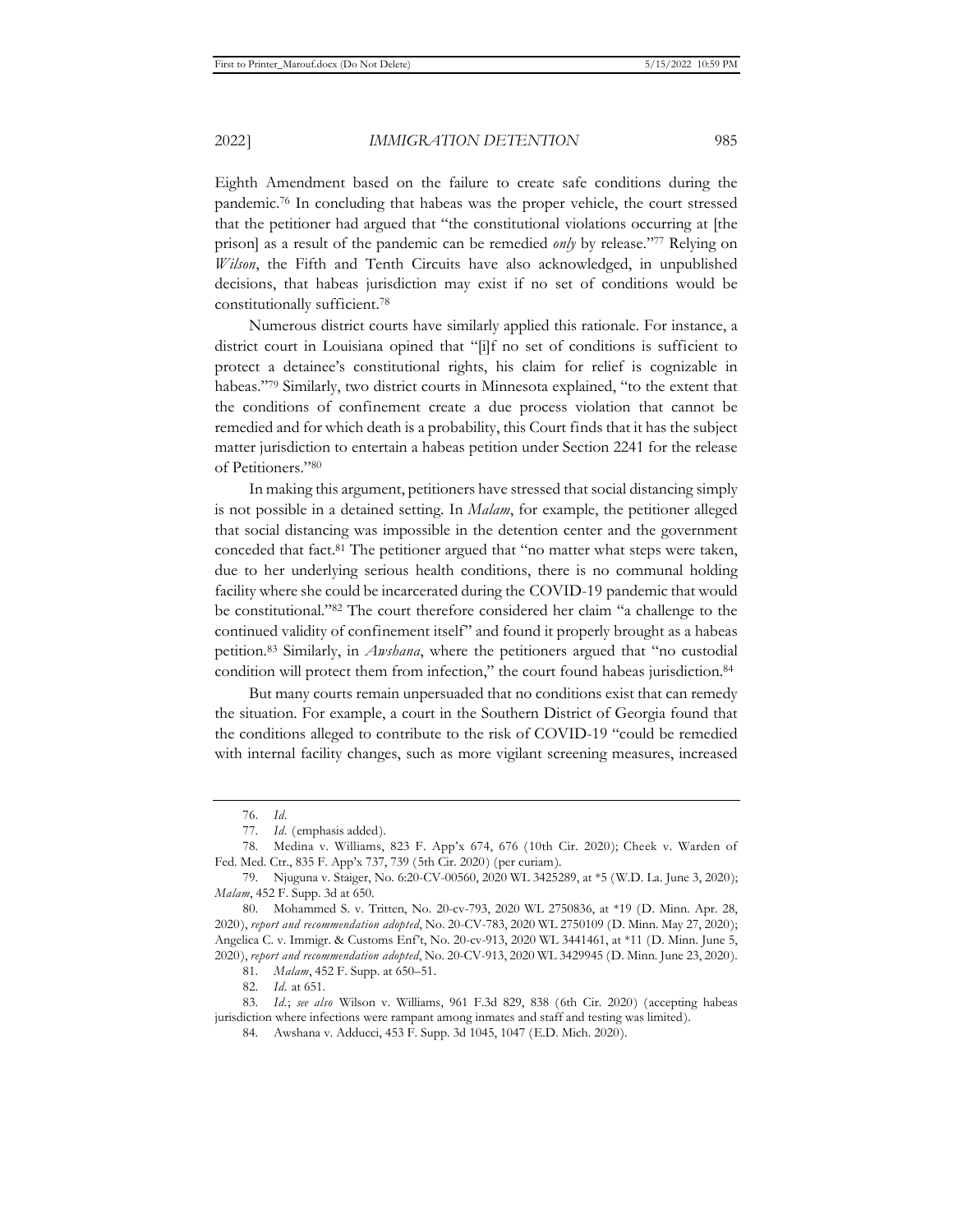Eighth Amendment based on the failure to create safe conditions during the pandemic.[76] In concluding that habeas was the proper vehicle, the court stressed that the petitioner had argued that "the constitutional violations occurring at [the prison] as a result of the pandemic can be remedied *only* by release."[77] Relying on *Wilson*, the Fifth and Tenth Circuits have also acknowledged, in unpublished decisions, that habeas jurisdiction may exist if no set of conditions would be constitutionally sufficient.[78]

Numerous district courts have similarly applied this rationale. For instance, a district court in Louisiana opined that "[i]f no set of conditions is sufficient to protect a detainee's constitutional rights, his claim for relief is cognizable in habeas."[79] Similarly, two district courts in Minnesota explained, "to the extent that the conditions of confinement create a due process violation that cannot be remedied and for which death is a probability, this Court finds that it has the subject matter jurisdiction to entertain a habeas petition under Section 2241 for the release of Petitioners."[80]

In making this argument, petitioners have stressed that social distancing simply is not possible in a detained setting. In *Malam*, for example, the petitioner alleged that social distancing was impossible in the detention center and the government conceded that fact.[81] The petitioner argued that "no matter what steps were taken, due to her underlying serious health conditions, there is no communal holding facility where she could be incarcerated during the COVID-19 pandemic that would be constitutional."[82] The court therefore considered her claim "a challenge to the continued validity of confinement itself" and found it properly brought as a habeas petition.[83] Similarly, in *Awshana*, where the petitioners argued that "no custodial condition will protect them from infection," the court found habeas jurisdiction.[84]

But many courts remain unpersuaded that no conditions exist that can remedy the situation. For example, a court in the Southern District of Georgia found that the conditions alleged to contribute to the risk of COVID-19 "could be remedied with internal facility changes, such as more vigilant screening measures, increased

---

76. *Id.*

77. *Id.* (emphasis added).

78. Medina v. Williams, 823 F. App'x 674, 676 (10th Cir. 2020); Cheek v. Warden of Fed. Med. Ctr., 835 F. App'x 737, 739 (5th Cir. 2020) (per curiam).

79. Njuguna v. Staiger, No. 6:20-CV-00560, 2020 WL 3425289, at *5 (W.D. La. June 3, 2020); *Malam*, 452 F. Supp. 3d at 650.

80. Mohammed S. v. Tritten, No. 20-cv-793, 2020 WL 2750836, at *19 (D. Minn. Apr. 28, 2020), *report and recommendation adopted*, No. 20-CV-783, 2020 WL 2750109 (D. Minn. May 27, 2020); Angelica C. v. Immigr. & Customs Enf't, No. 20-cv-913, 2020 WL 3441461, at *11 (D. Minn. June 5, 2020), *report and recommendation adopted*, No. 20-CV-913, 2020 WL 3429945 (D. Minn. June 23, 2020).

81. *Malam*, 452 F. Supp. at 650–51.

82. *Id.* at 651.

83. *Id.*; *see also* Wilson v. Williams, 961 F.3d 829, 838 (6th Cir. 2020) (accepting habeas jurisdiction where infections were rampant among inmates and staff and testing was limited).

84. Awshana v. Adducci, 453 F. Supp. 3d 1045, 1047 (E.D. Mich. 2020).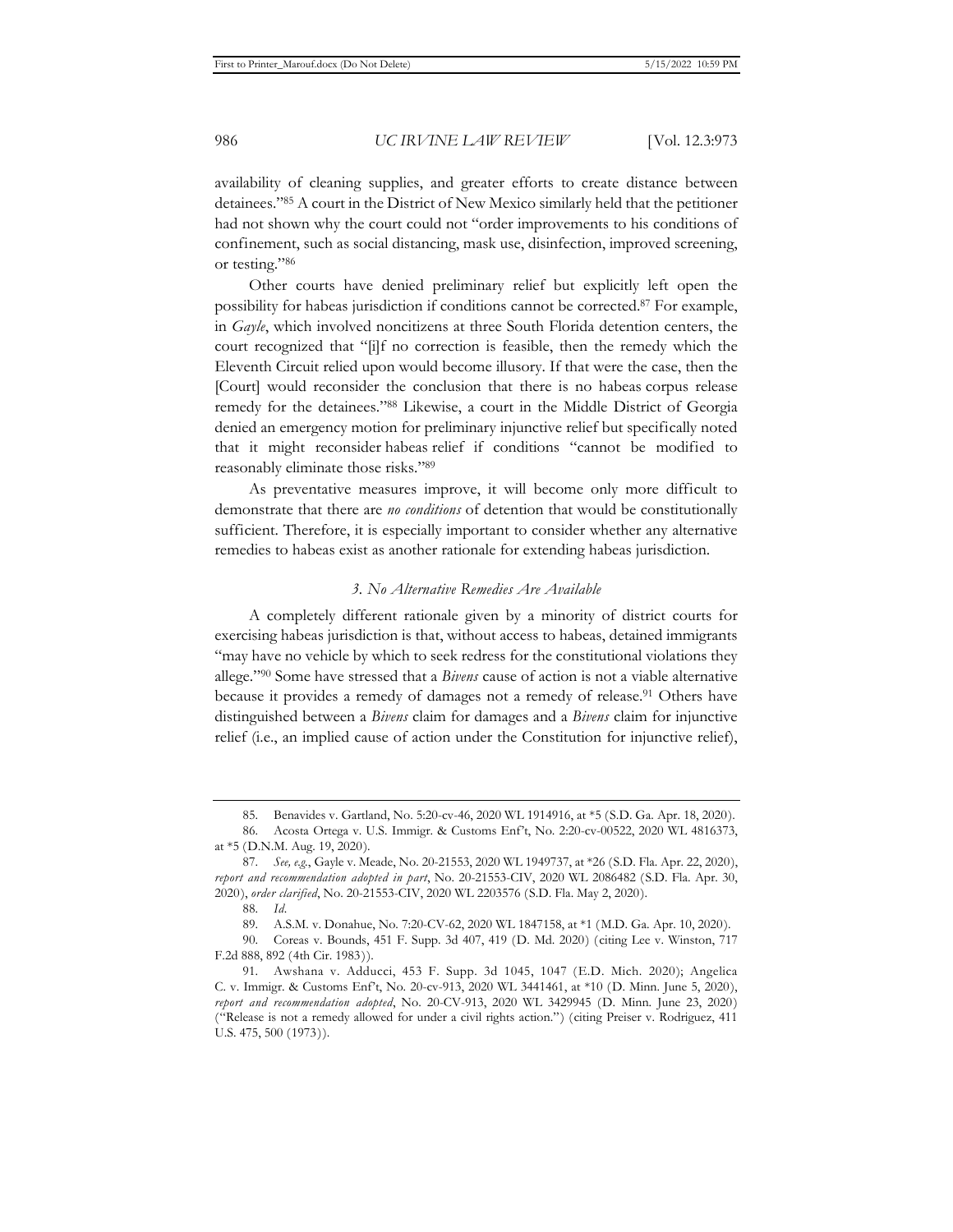availability of cleaning supplies, and greater efforts to create distance between detainees."[85] A court in the District of New Mexico similarly held that the petitioner had not shown why the court could not "order improvements to his conditions of confinement, such as social distancing, mask use, disinfection, improved screening, or testing."[86]

Other courts have denied preliminary relief but explicitly left open the possibility for habeas jurisdiction if conditions cannot be corrected.[87] For example, in *Gayle*, which involved noncitizens at three South Florida detention centers, the court recognized that "[i]f no correction is feasible, then the remedy which the Eleventh Circuit relied upon would become illusory. If that were the case, then the [Court] would reconsider the conclusion that there is no habeas corpus release remedy for the detainees."[88] Likewise, a court in the Middle District of Georgia denied an emergency motion for preliminary injunctive relief but specifically noted that it might reconsider habeas relief if conditions "cannot be modified to reasonably eliminate those risks."[89]

As preventative measures improve, it will become only more difficult to demonstrate that there are *no conditions* of detention that would be constitutionally sufficient. Therefore, it is especially important to consider whether any alternative remedies to habeas exist as another rationale for extending habeas jurisdiction.

### *3. No Alternative Remedies Are Available*

A completely different rationale given by a minority of district courts for exercising habeas jurisdiction is that, without access to habeas, detained immigrants "may have no vehicle by which to seek redress for the constitutional violations they allege."[90] Some have stressed that a *Bivens* cause of action is not a viable alternative because it provides a remedy of damages not a remedy of release.[91] Others have distinguished between a *Bivens* claim for damages and a *Bivens* claim for injunctive relief (i.e., an implied cause of action under the Constitution for injunctive relief),

---

85. Benavides v. Gartland, No. 5:20-cv-46, 2020 WL 1914916, at *5 (S.D. Ga. Apr. 18, 2020).

86. Acosta Ortega v. U.S. Immigr. & Customs Enf't, No. 2:20-cv-00522, 2020 WL 4816373, at *5 (D.N.M. Aug. 19, 2020).

87. *See, e.g.*, Gayle v. Meade, No. 20-21553, 2020 WL 1949737, at *26 (S.D. Fla. Apr. 22, 2020), *report and recommendation adopted in part*, No. 20-21553-CIV, 2020 WL 2086482 (S.D. Fla. Apr. 30, 2020), *order clarified*, No. 20-21553-CIV, 2020 WL 2203576 (S.D. Fla. May 2, 2020).

88. *Id.*

89. A.S.M. v. Donahue, No. 7:20-CV-62, 2020 WL 1847158, at *1 (M.D. Ga. Apr. 10, 2020).

90. Coreas v. Bounds, 451 F. Supp. 3d 407, 419 (D. Md. 2020) (citing Lee v. Winston, 717 F.2d 888, 892 (4th Cir. 1983)).

91. Awshana v. Adducci, 453 F. Supp. 3d 1045, 1047 (E.D. Mich. 2020); Angelica C. v. Immigr. & Customs Enf't, No. 20-cv-913, 2020 WL 3441461, at *10 (D. Minn. June 5, 2020), *report and recommendation adopted*, No. 20-CV-913, 2020 WL 3429945 (D. Minn. June 23, 2020) ("Release is not a remedy allowed for under a civil rights action.") (citing Preiser v. Rodriguez, 411 U.S. 475, 500 (1973)).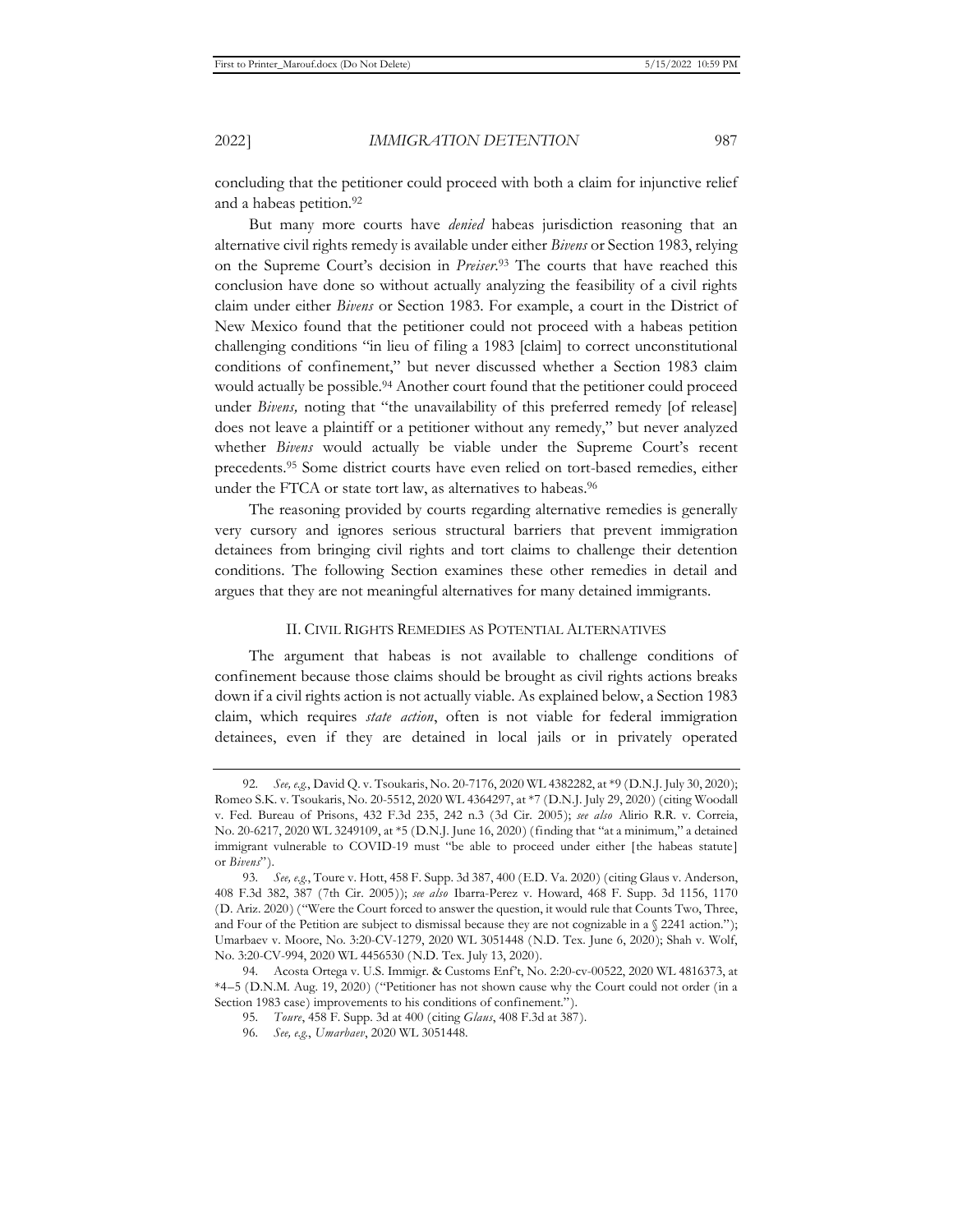concluding that the petitioner could proceed with both a claim for injunctive relief and a habeas petition.[92]

But many more courts have *denied* habeas jurisdiction reasoning that an alternative civil rights remedy is available under either *Bivens* or Section 1983, relying on the Supreme Court's decision in *Preiser*.[93] The courts that have reached this conclusion have done so without actually analyzing the feasibility of a civil rights claim under either *Bivens* or Section 1983. For example, a court in the District of New Mexico found that the petitioner could not proceed with a habeas petition challenging conditions "in lieu of filing a 1983 [claim] to correct unconstitutional conditions of confinement," but never discussed whether a Section 1983 claim would actually be possible.[94] Another court found that the petitioner could proceed under *Bivens,* noting that "the unavailability of this preferred remedy [of release] does not leave a plaintiff or a petitioner without any remedy," but never analyzed whether *Bivens* would actually be viable under the Supreme Court's recent precedents.[95] Some district courts have even relied on tort-based remedies, either under the FTCA or state tort law, as alternatives to habeas.[96]

The reasoning provided by courts regarding alternative remedies is generally very cursory and ignores serious structural barriers that prevent immigration detainees from bringing civil rights and tort claims to challenge their detention conditions. The following Section examines these other remedies in detail and argues that they are not meaningful alternatives for many detained immigrants.

## II. Civil Rights Remedies as Potential Alternatives

The argument that habeas is not available to challenge conditions of confinement because those claims should be brought as civil rights actions breaks down if a civil rights action is not actually viable. As explained below, a Section 1983 claim, which requires *state action*, often is not viable for federal immigration detainees, even if they are detained in local jails or in privately operated

---

92. *See, e.g.*, David Q. v. Tsoukaris, No. 20-7176, 2020 WL 4382282, at *9 (D.N.J. July 30, 2020); Romeo S.K. v. Tsoukaris, No. 20-5512, 2020 WL 4364297, at *7 (D.N.J. July 29, 2020) (citing Woodall v. Fed. Bureau of Prisons, 432 F.3d 235, 242 n.3 (3d Cir. 2005); *see also* Alirio R.R. v. Correia, No. 20-6217, 2020 WL 3249109, at *5 (D.N.J. June 16, 2020) (finding that "at a minimum," a detained immigrant vulnerable to COVID-19 must "be able to proceed under either [the habeas statute] or *Bivens*").

93. *See, e.g.*, Toure v. Hott, 458 F. Supp. 3d 387, 400 (E.D. Va. 2020) (citing Glaus v. Anderson, 408 F.3d 382, 387 (7th Cir. 2005)); *see also* Ibarra-Perez v. Howard, 468 F. Supp. 3d 1156, 1170 (D. Ariz. 2020) ("Were the Court forced to answer the question, it would rule that Counts Two, Three, and Four of the Petition are subject to dismissal because they are not cognizable in a § 2241 action."); Umarbaev v. Moore, No. 3:20-CV-1279, 2020 WL 3051448 (N.D. Tex. June 6, 2020); Shah v. Wolf, No. 3:20-CV-994, 2020 WL 4456530 (N.D. Tex. July 13, 2020).

94. Acosta Ortega v. U.S. Immigr. & Customs Enf't, No. 2:20-cv-00522, 2020 WL 4816373, at *4–5 (D.N.M. Aug. 19, 2020) ("Petitioner has not shown cause why the Court could not order (in a Section 1983 case) improvements to his conditions of confinement.").

95. *Toure*, 458 F. Supp. 3d at 400 (citing *Glaus*, 408 F.3d at 387).

96. *See, e.g.*, *Umarbaev*, 2020 WL 3051448.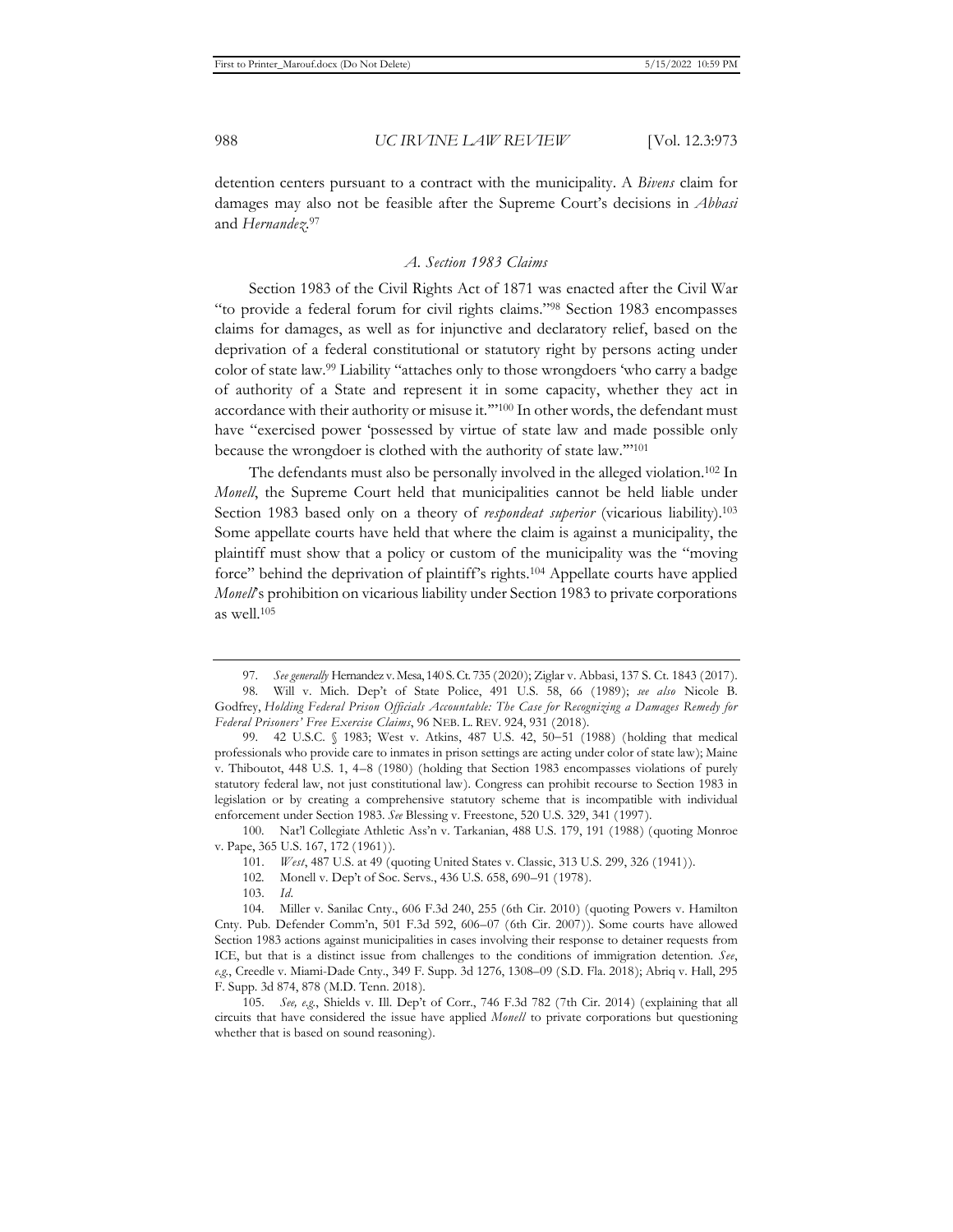detention centers pursuant to a contract with the municipality. A *Bivens* claim for damages may also not be feasible after the Supreme Court's decisions in *Abbasi* and *Hernandez*.[97]

### *A. Section 1983 Claims*

Section 1983 of the Civil Rights Act of 1871 was enacted after the Civil War "to provide a federal forum for civil rights claims."[98] Section 1983 encompasses claims for damages, as well as for injunctive and declaratory relief, based on the deprivation of a federal constitutional or statutory right by persons acting under color of state law.[99] Liability "attaches only to those wrongdoers 'who carry a badge of authority of a State and represent it in some capacity, whether they act in accordance with their authority or misuse it.'"[100] In other words, the defendant must have "exercised power 'possessed by virtue of state law and made possible only because the wrongdoer is clothed with the authority of state law.'"[101]

The defendants must also be personally involved in the alleged violation.[102] In *Monell*, the Supreme Court held that municipalities cannot be held liable under Section 1983 based only on a theory of *respondeat superior* (vicarious liability).[103] Some appellate courts have held that where the claim is against a municipality, the plaintiff must show that a policy or custom of the municipality was the "moving force" behind the deprivation of plaintiff's rights.[104] Appellate courts have applied *Monell*'s prohibition on vicarious liability under Section 1983 to private corporations as well.[105]

---

97. *See generally* Hernandez v. Mesa, 140 S. Ct. 735 (2020); Ziglar v. Abbasi, 137 S. Ct. 1843 (2017).

98. Will v. Mich. Dep't of State Police, 491 U.S. 58, 66 (1989); *see also* Nicole B. Godfrey, *Holding Federal Prison Officials Accountable: The Case for Recognizing a Damages Remedy for Federal Prisoners' Free Exercise Claims*, 96 NEB. L. REV. 924, 931 (2018).

99. 42 U.S.C. § 1983; West v. Atkins, 487 U.S. 42, 50–51 (1988) (holding that medical professionals who provide care to inmates in prison settings are acting under color of state law); Maine v. Thiboutot, 448 U.S. 1, 4–8 (1980) (holding that Section 1983 encompasses violations of purely statutory federal law, not just constitutional law). Congress can prohibit recourse to Section 1983 in legislation or by creating a comprehensive statutory scheme that is incompatible with individual enforcement under Section 1983. *See* Blessing v. Freestone, 520 U.S. 329, 341 (1997).

100. Nat'l Collegiate Athletic Ass'n v. Tarkanian, 488 U.S. 179, 191 (1988) (quoting Monroe v. Pape, 365 U.S. 167, 172 (1961)).

101. *West*, 487 U.S. at 49 (quoting United States v. Classic, 313 U.S. 299, 326 (1941)).

102. Monell v. Dep't of Soc. Servs., 436 U.S. 658, 690–91 (1978).

103. *Id.*

104. Miller v. Sanilac Cnty., 606 F.3d 240, 255 (6th Cir. 2010) (quoting Powers v. Hamilton Cnty. Pub. Defender Comm'n, 501 F.3d 592, 606–07 (6th Cir. 2007)). Some courts have allowed Section 1983 actions against municipalities in cases involving their response to detainer requests from ICE, but that is a distinct issue from challenges to the conditions of immigration detention. *See, e.g.*, Creedle v. Miami-Dade Cnty., 349 F. Supp. 3d 1276, 1308–09 (S.D. Fla. 2018); Abriq v. Hall, 295 F. Supp. 3d 874, 878 (M.D. Tenn. 2018).

105. *See, e.g.*, Shields v. Ill. Dep't of Corr., 746 F.3d 782 (7th Cir. 2014) (explaining that all circuits that have considered the issue have applied *Monell* to private corporations but questioning whether that is based on sound reasoning).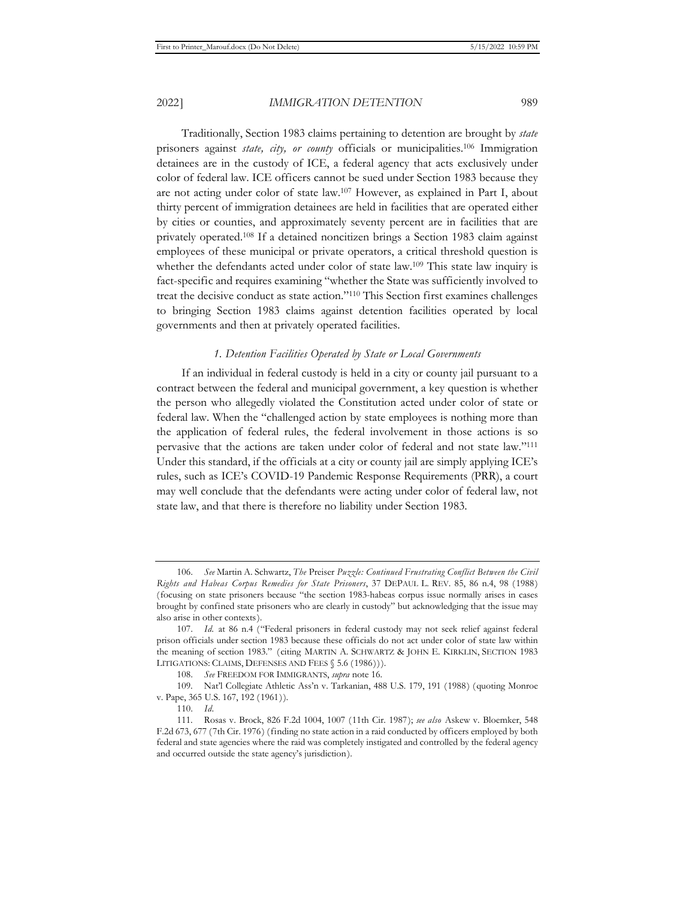Traditionally, Section 1983 claims pertaining to detention are brought by *state* prisoners against *state, city, or county* officials or municipalities.[106] Immigration detainees are in the custody of ICE, a federal agency that acts exclusively under color of federal law. ICE officers cannot be sued under Section 1983 because they are not acting under color of state law.[107] However, as explained in Part I, about thirty percent of immigration detainees are held in facilities that are operated either by cities or counties, and approximately seventy percent are in facilities that are privately operated.[108] If a detained noncitizen brings a Section 1983 claim against employees of these municipal or private operators, a critical threshold question is whether the defendants acted under color of state law.[109] This state law inquiry is fact-specific and requires examining "whether the State was sufficiently involved to treat the decisive conduct as state action."[110] This Section first examines challenges to bringing Section 1983 claims against detention facilities operated by local governments and then at privately operated facilities.

### *1. Detention Facilities Operated by State or Local Governments*

If an individual in federal custody is held in a city or county jail pursuant to a contract between the federal and municipal government, a key question is whether the person who allegedly violated the Constitution acted under color of state or federal law. When the "challenged action by state employees is nothing more than the application of federal rules, the federal involvement in those actions is so pervasive that the actions are taken under color of federal and not state law."[111] Under this standard, if the officials at a city or county jail are simply applying ICE's rules, such as ICE's COVID-19 Pandemic Response Requirements (PRR), a court may well conclude that the defendants were acting under color of federal law, not state law, and that there is therefore no liability under Section 1983.

---

106. *See* Martin A. Schwartz, *The* Preiser *Puzzle: Continued Frustrating Conflict Between the Civil Rights and Habeas Corpus Remedies for State Prisoners*, 37 DEPAUL L. REV. 85, 86 n.4, 98 (1988) (focusing on state prisoners because "the section 1983-habeas corpus issue normally arises in cases brought by confined state prisoners who are clearly in custody" but acknowledging that the issue may also arise in other contexts).

107. *Id.* at 86 n.4 ("Federal prisoners in federal custody may not seek relief against federal prison officials under section 1983 because these officials do not act under color of state law within the meaning of section 1983." (citing MARTIN A. SCHWARTZ & JOHN E. KIRKLIN, SECTION 1983 LITIGATIONS: CLAIMS, DEFENSES AND FEES § 5.6 (1986))).

108. *See* FREEDOM FOR IMMIGRANTS, *supra* note 16.

109. Nat'l Collegiate Athletic Ass'n v. Tarkanian, 488 U.S. 179, 191 (1988) (quoting Monroe v. Pape, 365 U.S. 167, 192 (1961)).

110. *Id.*

111. Rosas v. Brock, 826 F.2d 1004, 1007 (11th Cir. 1987); *see also* Askew v. Bloemker, 548 F.2d 673, 677 (7th Cir. 1976) (finding no state action in a raid conducted by officers employed by both federal and state agencies where the raid was completely instigated and controlled by the federal agency and occurred outside the state agency's jurisdiction).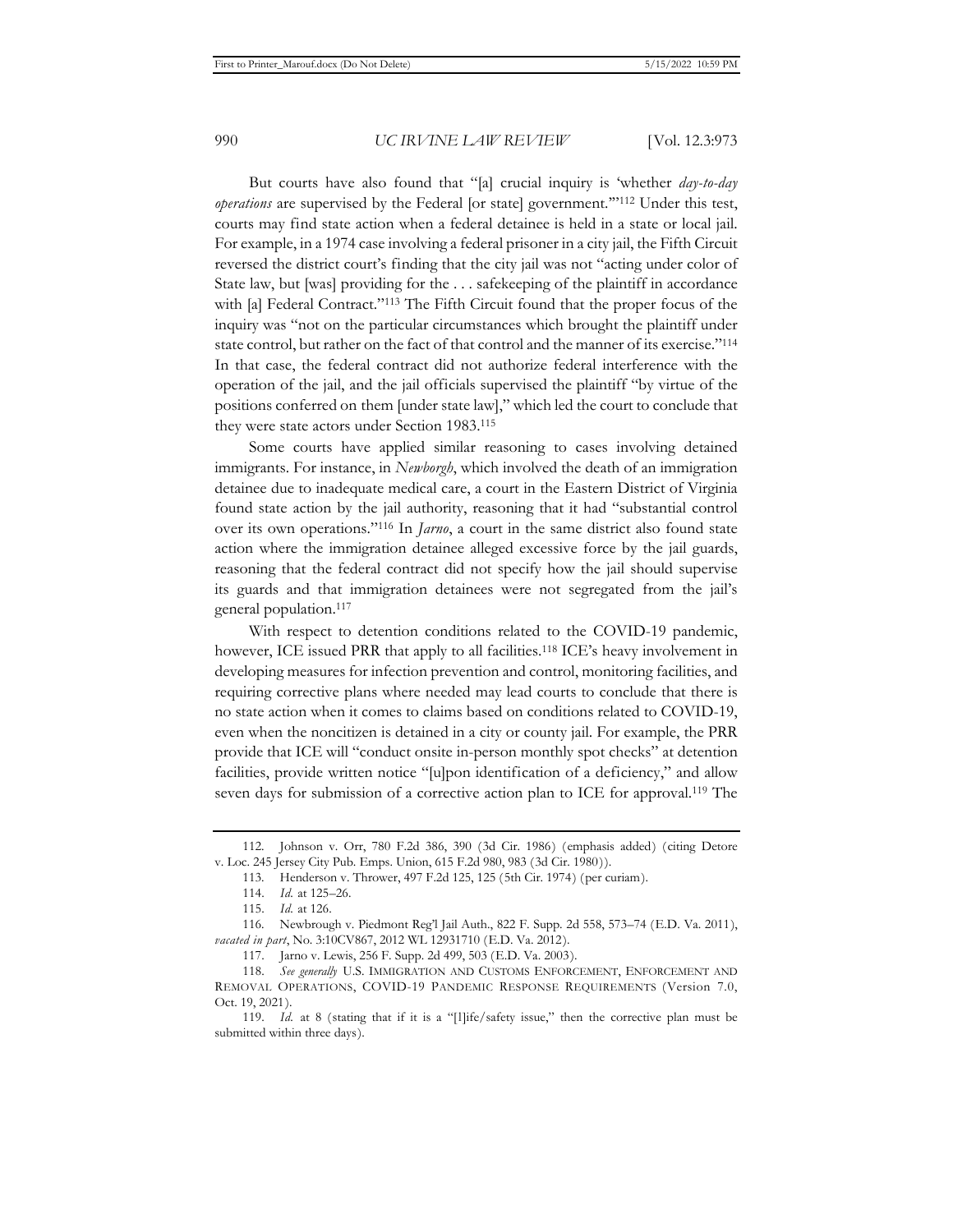But courts have also found that "[a] crucial inquiry is 'whether *day-to-day operations* are supervised by the Federal [or state] government.'"[112] Under this test, courts may find state action when a federal detainee is held in a state or local jail. For example, in a 1974 case involving a federal prisoner in a city jail, the Fifth Circuit reversed the district court's finding that the city jail was not "acting under color of State law, but [was] providing for the . . . safekeeping of the plaintiff in accordance with [a] Federal Contract."[113] The Fifth Circuit found that the proper focus of the inquiry was "not on the particular circumstances which brought the plaintiff under state control, but rather on the fact of that control and the manner of its exercise."[114] In that case, the federal contract did not authorize federal interference with the operation of the jail, and the jail officials supervised the plaintiff "by virtue of the positions conferred on them [under state law]," which led the court to conclude that they were state actors under Section 1983.[115]

Some courts have applied similar reasoning to cases involving detained immigrants. For instance, in *Newborgh*, which involved the death of an immigration detainee due to inadequate medical care, a court in the Eastern District of Virginia found state action by the jail authority, reasoning that it had "substantial control over its own operations."[116] In *Jarno*, a court in the same district also found state action where the immigration detainee alleged excessive force by the jail guards, reasoning that the federal contract did not specify how the jail should supervise its guards and that immigration detainees were not segregated from the jail's general population.[117]

With respect to detention conditions related to the COVID-19 pandemic, however, ICE issued PRR that apply to all facilities.[118] ICE's heavy involvement in developing measures for infection prevention and control, monitoring facilities, and requiring corrective plans where needed may lead courts to conclude that there is no state action when it comes to claims based on conditions related to COVID-19, even when the noncitizen is detained in a city or county jail. For example, the PRR provide that ICE will "conduct onsite in-person monthly spot checks" at detention facilities, provide written notice "[u]pon identification of a deficiency," and allow seven days for submission of a corrective action plan to ICE for approval.[119] The

---

112. Johnson v. Orr, 780 F.2d 386, 390 (3d Cir. 1986) (emphasis added) (citing Detore v. Loc. 245 Jersey City Pub. Emps. Union, 615 F.2d 980, 983 (3d Cir. 1980)).

113. Henderson v. Thrower, 497 F.2d 125, 125 (5th Cir. 1974) (per curiam).

114. *Id.* at 125–26.

115. *Id.* at 126.

116. Newbrough v. Piedmont Reg'l Jail Auth., 822 F. Supp. 2d 558, 573–74 (E.D. Va. 2011), *vacated in part*, No. 3:10CV867, 2012 WL 12931710 (E.D. Va. 2012).

117. Jarno v. Lewis, 256 F. Supp. 2d 499, 503 (E.D. Va. 2003).

118. *See generally* U.S. IMMIGRATION AND CUSTOMS ENFORCEMENT, ENFORCEMENT AND REMOVAL OPERATIONS, COVID-19 PANDEMIC RESPONSE REQUIREMENTS (Version 7.0, Oct. 19, 2021).

119. *Id.* at 8 (stating that if it is a "[l]ife/safety issue," then the corrective plan must be submitted within three days).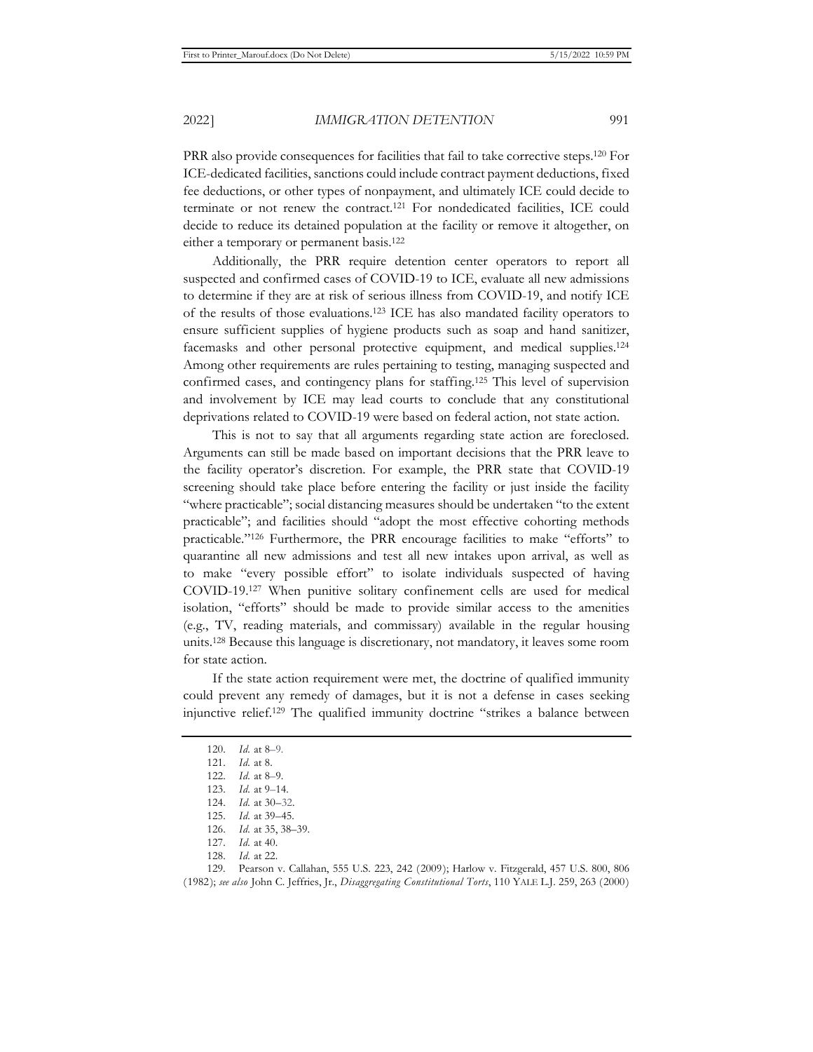PRR also provide consequences for facilities that fail to take corrective steps.[120] For ICE-dedicated facilities, sanctions could include contract payment deductions, fixed fee deductions, or other types of nonpayment, and ultimately ICE could decide to terminate or not renew the contract.[121] For nondedicated facilities, ICE could decide to reduce its detained population at the facility or remove it altogether, on either a temporary or permanent basis.[122]

Additionally, the PRR require detention center operators to report all suspected and confirmed cases of COVID-19 to ICE, evaluate all new admissions to determine if they are at risk of serious illness from COVID-19, and notify ICE of the results of those evaluations.[123] ICE has also mandated facility operators to ensure sufficient supplies of hygiene products such as soap and hand sanitizer, facemasks and other personal protective equipment, and medical supplies.[124] Among other requirements are rules pertaining to testing, managing suspected and confirmed cases, and contingency plans for staffing.[125] This level of supervision and involvement by ICE may lead courts to conclude that any constitutional deprivations related to COVID-19 were based on federal action, not state action.

This is not to say that all arguments regarding state action are foreclosed. Arguments can still be made based on important decisions that the PRR leave to the facility operator's discretion. For example, the PRR state that COVID-19 screening should take place before entering the facility or just inside the facility "where practicable"; social distancing measures should be undertaken "to the extent practicable"; and facilities should "adopt the most effective cohorting methods practicable."[126] Furthermore, the PRR encourage facilities to make "efforts" to quarantine all new admissions and test all new intakes upon arrival, as well as to make "every possible effort" to isolate individuals suspected of having COVID-19.[127] When punitive solitary confinement cells are used for medical isolation, "efforts" should be made to provide similar access to the amenities (e.g., TV, reading materials, and commissary) available in the regular housing units.[128] Because this language is discretionary, not mandatory, it leaves some room for state action.

If the state action requirement were met, the doctrine of qualified immunity could prevent any remedy of damages, but it is not a defense in cases seeking injunctive relief.[129] The qualified immunity doctrine "strikes a balance between

---

120. *Id.* at 8–9.

121. *Id.* at 8.

122. *Id.* at 8–9.

123. *Id.* at 9–14.

124. *Id.* at 30–32.

125. *Id.* at 39–45.

126. *Id.* at 35, 38–39.

127. *Id.* at 40.

128. *Id.* at 22.

129. Pearson v. Callahan, 555 U.S. 223, 242 (2009); Harlow v. Fitzgerald, 457 U.S. 800, 806 (1982); *see also* John C. Jeffries, Jr., *Disaggregating Constitutional Torts*, 110 YALE L.J. 259, 263 (2000)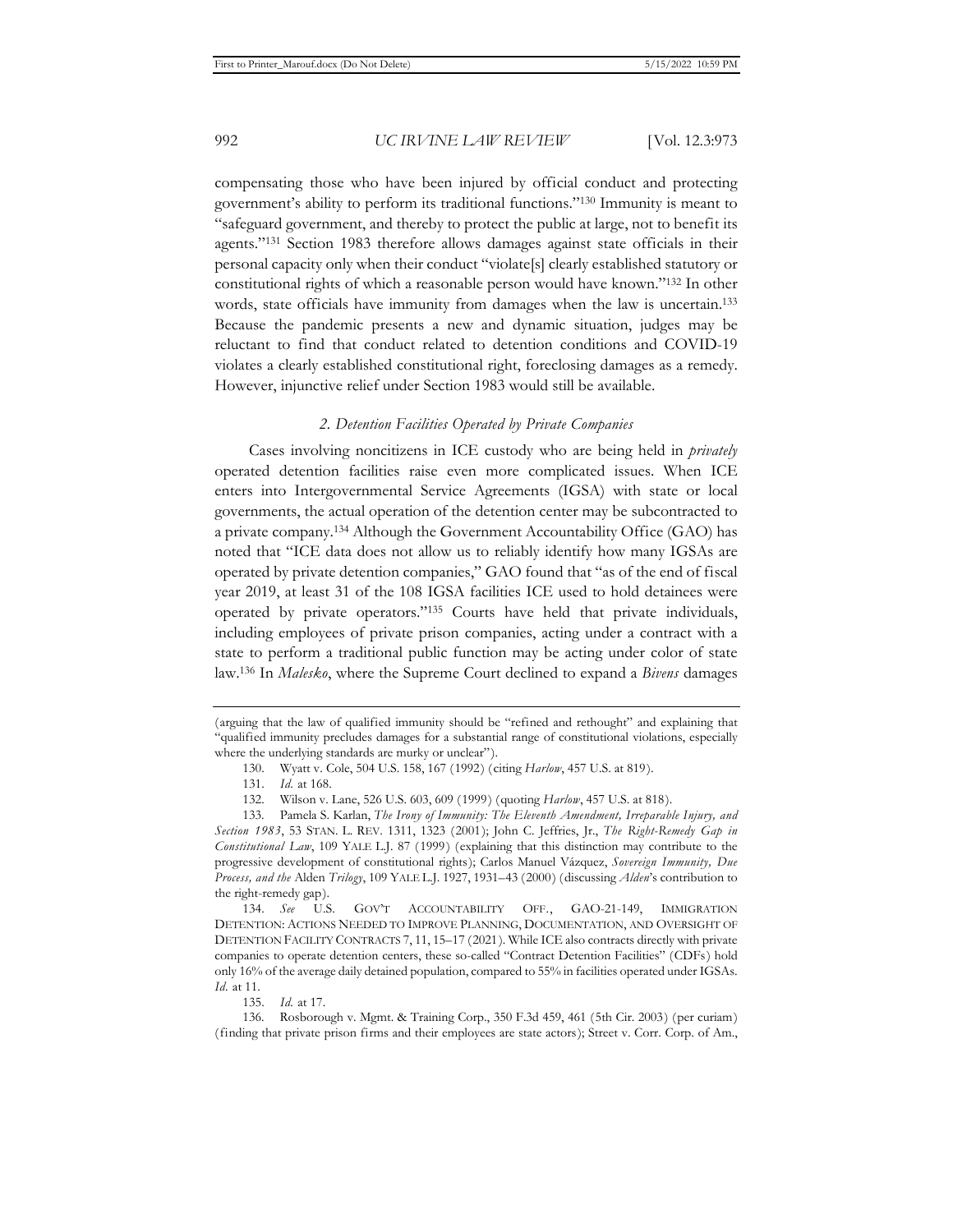compensating those who have been injured by official conduct and protecting government's ability to perform its traditional functions."[130] Immunity is meant to "safeguard government, and thereby to protect the public at large, not to benefit its agents."[131] Section 1983 therefore allows damages against state officials in their personal capacity only when their conduct "violate[s] clearly established statutory or constitutional rights of which a reasonable person would have known."[132] In other words, state officials have immunity from damages when the law is uncertain.[133] Because the pandemic presents a new and dynamic situation, judges may be reluctant to find that conduct related to detention conditions and COVID-19 violates a clearly established constitutional right, foreclosing damages as a remedy. However, injunctive relief under Section 1983 would still be available.

### *2. Detention Facilities Operated by Private Companies*

Cases involving noncitizens in ICE custody who are being held in *privately* operated detention facilities raise even more complicated issues. When ICE enters into Intergovernmental Service Agreements (IGSA) with state or local governments, the actual operation of the detention center may be subcontracted to a private company.[134] Although the Government Accountability Office (GAO) has noted that "ICE data does not allow us to reliably identify how many IGSAs are operated by private detention companies," GAO found that "as of the end of fiscal year 2019, at least 31 of the 108 IGSA facilities ICE used to hold detainees were operated by private operators."[135] Courts have held that private individuals, including employees of private prison companies, acting under a contract with a state to perform a traditional public function may be acting under color of state law.[136] In *Malesko*, where the Supreme Court declined to expand a *Bivens* damages

---

(arguing that the law of qualified immunity should be "refined and rethought" and explaining that "qualified immunity precludes damages for a substantial range of constitutional violations, especially where the underlying standards are murky or unclear").

130. Wyatt v. Cole, 504 U.S. 158, 167 (1992) (citing *Harlow*, 457 U.S. at 819).

131. *Id.* at 168.

132. Wilson v. Lane, 526 U.S. 603, 609 (1999) (quoting *Harlow*, 457 U.S. at 818).

133. Pamela S. Karlan, *The Irony of Immunity: The Eleventh Amendment, Irreparable Injury, and Section 1983*, 53 STAN. L. REV. 1311, 1323 (2001); John C. Jeffries, Jr., *The Right-Remedy Gap in Constitutional Law*, 109 YALE L.J. 87 (1999) (explaining that this distinction may contribute to the progressive development of constitutional rights); Carlos Manuel Vázquez, *Sovereign Immunity, Due Process, and the* Alden *Trilogy*, 109 YALE L.J. 1927, 1931–43 (2000) (discussing *Alden*'s contribution to the right-remedy gap).

134. *See* U.S. GOV'T ACCOUNTABILITY OFF., GAO-21-149, IMMIGRATION DETENTION: ACTIONS NEEDED TO IMPROVE PLANNING, DOCUMENTATION, AND OVERSIGHT OF DETENTION FACILITY CONTRACTS 7, 11, 15–17 (2021). While ICE also contracts directly with private companies to operate detention centers, these so-called "Contract Detention Facilities" (CDFs) hold only 16% of the average daily detained population, compared to 55% in facilities operated under IGSAs. *Id.* at 11.

135. *Id.* at 17.

136. Rosborough v. Mgmt. & Training Corp., 350 F.3d 459, 461 (5th Cir. 2003) (per curiam) (finding that private prison firms and their employees are state actors); Street v. Corr. Corp. of Am.,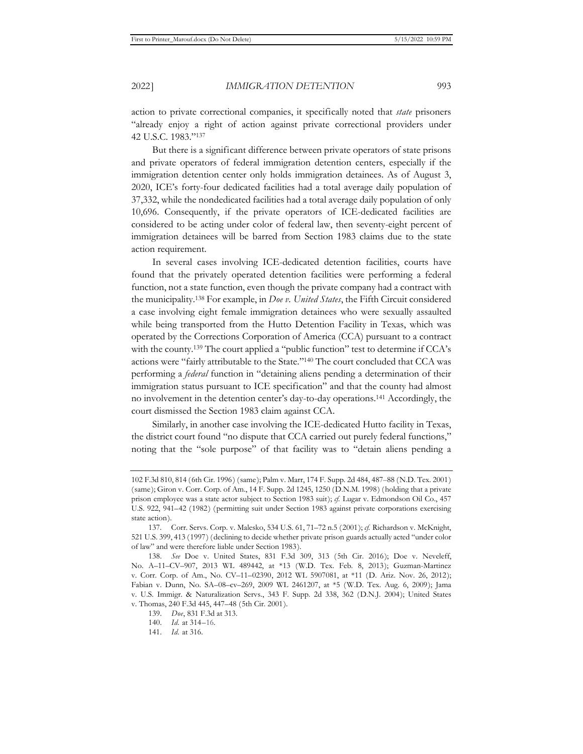action to private correctional companies, it specifically noted that *state* prisoners "already enjoy a right of action against private correctional providers under 42 U.S.C. 1983."[137]

But there is a significant difference between private operators of state prisons and private operators of federal immigration detention centers, especially if the immigration detention center only holds immigration detainees. As of August 3, 2020, ICE's forty-four dedicated facilities had a total average daily population of 37,332, while the nondedicated facilities had a total average daily population of only 10,696. Consequently, if the private operators of ICE-dedicated facilities are considered to be acting under color of federal law, then seventy-eight percent of immigration detainees will be barred from Section 1983 claims due to the state action requirement.

In several cases involving ICE-dedicated detention facilities, courts have found that the privately operated detention facilities were performing a federal function, not a state function, even though the private company had a contract with the municipality.[138] For example, in *Doe v. United States*, the Fifth Circuit considered a case involving eight female immigration detainees who were sexually assaulted while being transported from the Hutto Detention Facility in Texas, which was operated by the Corrections Corporation of America (CCA) pursuant to a contract with the county.[139] The court applied a "public function" test to determine if CCA's actions were "fairly attributable to the State."[140] The court concluded that CCA was performing a *federal* function in "detaining aliens pending a determination of their immigration status pursuant to ICE specification" and that the county had almost no involvement in the detention center's day-to-day operations.[141] Accordingly, the court dismissed the Section 1983 claim against CCA.

Similarly, in another case involving the ICE-dedicated Hutto facility in Texas, the district court found "no dispute that CCA carried out purely federal functions," noting that the "sole purpose" of that facility was to "detain aliens pending a

---

102 F.3d 810, 814 (6th Cir. 1996) (same); Palm v. Marr, 174 F. Supp. 2d 484, 487–88 (N.D. Tex. 2001) (same); Giron v. Corr. Corp. of Am., 14 F. Supp. 2d 1245, 1250 (D.N.M. 1998) (holding that a private prison employee was a state actor subject to Section 1983 suit); *cf.* Lugar v. Edmondson Oil Co., 457 U.S. 922, 941–42 (1982) (permitting suit under Section 1983 against private corporations exercising state action).

137. Corr. Servs. Corp. v. Malesko, 534 U.S. 61, 71–72 n.5 (2001); *cf.* Richardson v. McKnight, 521 U.S. 399, 413 (1997) (declining to decide whether private prison guards actually acted "under color of law" and were therefore liable under Section 1983).

138. *See* Doe v. United States, 831 F.3d 309, 313 (5th Cir. 2016); Doe v. Neveleff, No. A–11–CV–907, 2013 WL 489442, at *13 (W.D. Tex. Feb. 8, 2013); Guzman-Martinez v. Corr. Corp. of Am., No. CV–11–02390, 2012 WL 5907081, at *11 (D. Ariz. Nov. 26, 2012); Fabian v. Dunn, No. SA–08–cv–269, 2009 WL 2461207, at *5 (W.D. Tex. Aug. 6, 2009); Jama v. U.S. Immigr. & Naturalization Servs., 343 F. Supp. 2d 338, 362 (D.N.J. 2004); United States v. Thomas, 240 F.3d 445, 447–48 (5th Cir. 2001).

139. *Doe*, 831 F.3d at 313.

140. *Id.* at 314–16.

141. *Id.* at 316.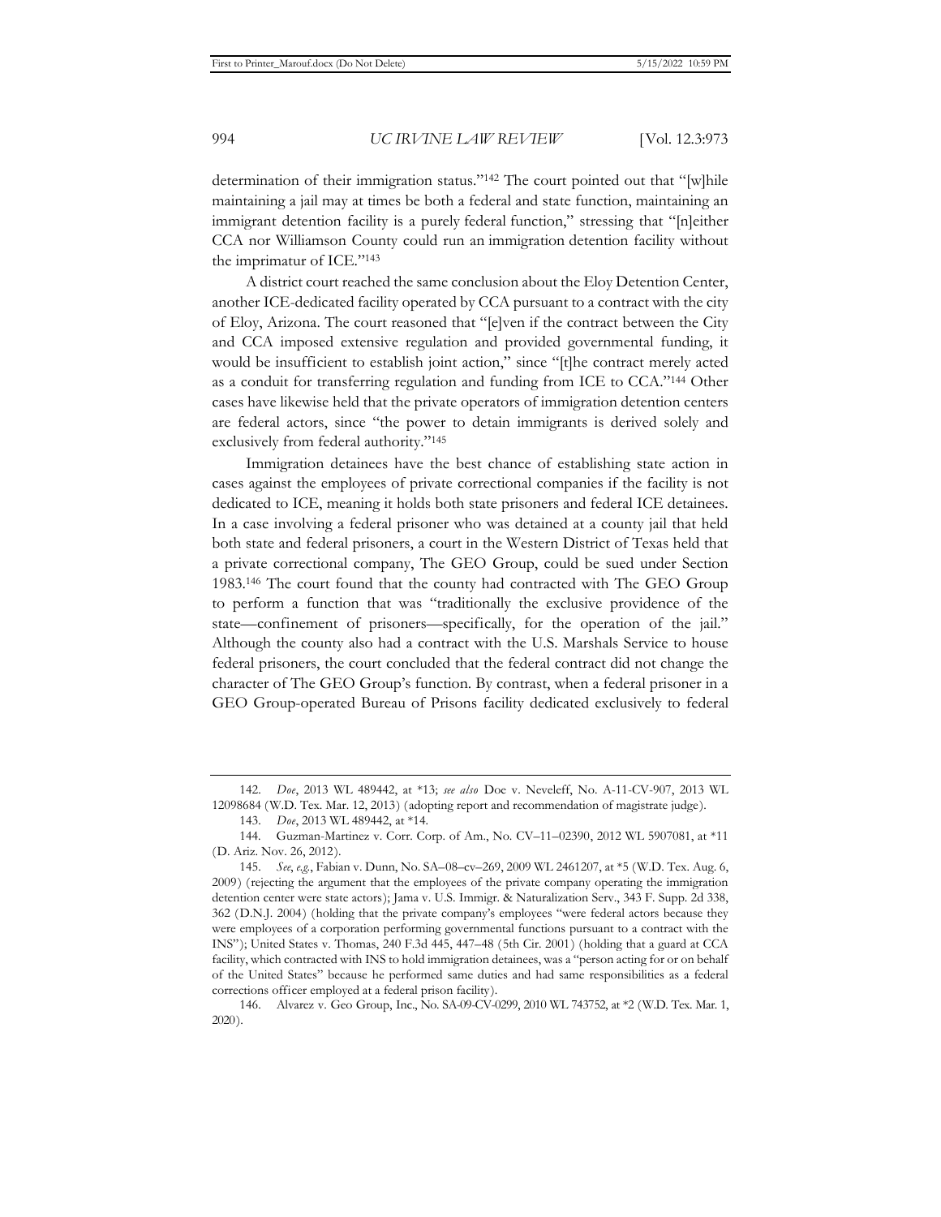determination of their immigration status."[142] The court pointed out that "[w]hile maintaining a jail may at times be both a federal and state function, maintaining an immigrant detention facility is a purely federal function," stressing that "[n]either CCA nor Williamson County could run an immigration detention facility without the imprimatur of ICE."[143]

A district court reached the same conclusion about the Eloy Detention Center, another ICE-dedicated facility operated by CCA pursuant to a contract with the city of Eloy, Arizona. The court reasoned that "[e]ven if the contract between the City and CCA imposed extensive regulation and provided governmental funding, it would be insufficient to establish joint action," since "[t]he contract merely acted as a conduit for transferring regulation and funding from ICE to CCA."[144] Other cases have likewise held that the private operators of immigration detention centers are federal actors, since "the power to detain immigrants is derived solely and exclusively from federal authority."[145]

Immigration detainees have the best chance of establishing state action in cases against the employees of private correctional companies if the facility is not dedicated to ICE, meaning it holds both state prisoners and federal ICE detainees. In a case involving a federal prisoner who was detained at a county jail that held both state and federal prisoners, a court in the Western District of Texas held that a private correctional company, The GEO Group, could be sued under Section 1983.[146] The court found that the county had contracted with The GEO Group to perform a function that was "traditionally the exclusive providence of the state—confinement of prisoners—specifically, for the operation of the jail." Although the county also had a contract with the U.S. Marshals Service to house federal prisoners, the court concluded that the federal contract did not change the character of The GEO Group's function. By contrast, when a federal prisoner in a GEO Group-operated Bureau of Prisons facility dedicated exclusively to federal

---

142. *Doe*, 2013 WL 489442, at \*13; *see also* Doe v. Neveleff, No. A-11-CV-907, 2013 WL 12098684 (W.D. Tex. Mar. 12, 2013) (adopting report and recommendation of magistrate judge).

143. *Doe*, 2013 WL 489442, at \*14.

144. Guzman-Martinez v. Corr. Corp. of Am., No. CV–11–02390, 2012 WL 5907081, at \*11 (D. Ariz. Nov. 26, 2012).

145. *See, e.g.*, Fabian v. Dunn, No. SA–08–cv–269, 2009 WL 2461207, at \*5 (W.D. Tex. Aug. 6, 2009) (rejecting the argument that the employees of the private company operating the immigration detention center were state actors); Jama v. U.S. Immigr. & Naturalization Serv., 343 F. Supp. 2d 338, 362 (D.N.J. 2004) (holding that the private company's employees "were federal actors because they were employees of a corporation performing governmental functions pursuant to a contract with the INS"); United States v. Thomas, 240 F.3d 445, 447–48 (5th Cir. 2001) (holding that a guard at CCA facility, which contracted with INS to hold immigration detainees, was a "person acting for or on behalf of the United States" because he performed same duties and had same responsibilities as a federal corrections officer employed at a federal prison facility).

146. Alvarez v. Geo Group, Inc., No. SA-09-CV-0299, 2010 WL 743752, at \*2 (W.D. Tex. Mar. 1, 2020).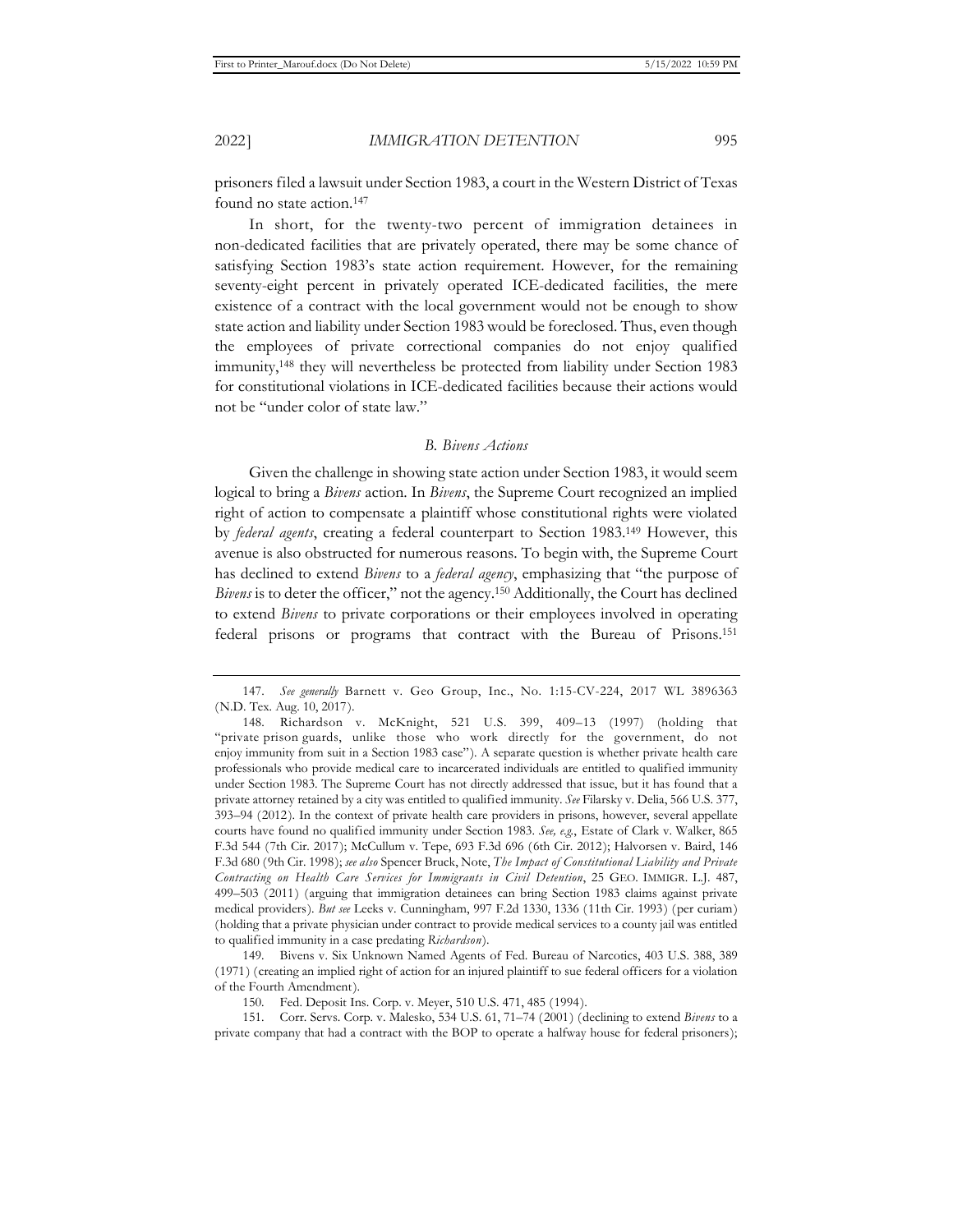prisoners filed a lawsuit under Section 1983, a court in the Western District of Texas found no state action.[147]

In short, for the twenty-two percent of immigration detainees in non-dedicated facilities that are privately operated, there may be some chance of satisfying Section 1983's state action requirement. However, for the remaining seventy-eight percent in privately operated ICE-dedicated facilities, the mere existence of a contract with the local government would not be enough to show state action and liability under Section 1983 would be foreclosed. Thus, even though the employees of private correctional companies do not enjoy qualified immunity,[148] they will nevertheless be protected from liability under Section 1983 for constitutional violations in ICE-dedicated facilities because their actions would not be "under color of state law."

### *B. Bivens Actions*

Given the challenge in showing state action under Section 1983, it would seem logical to bring a *Bivens* action. In *Bivens*, the Supreme Court recognized an implied right of action to compensate a plaintiff whose constitutional rights were violated by *federal agents*, creating a federal counterpart to Section 1983.[149] However, this avenue is also obstructed for numerous reasons. To begin with, the Supreme Court has declined to extend *Bivens* to a *federal agency*, emphasizing that "the purpose of *Bivens* is to deter the officer," not the agency.[150] Additionally, the Court has declined to extend *Bivens* to private corporations or their employees involved in operating federal prisons or programs that contract with the Bureau of Prisons.[151]

---

147. *See generally* Barnett v. Geo Group, Inc., No. 1:15-CV-224, 2017 WL 3896363 (N.D. Tex. Aug. 10, 2017).

148. Richardson v. McKnight, 521 U.S. 399, 409–13 (1997) (holding that "private prison guards, unlike those who work directly for the government, do not enjoy immunity from suit in a Section 1983 case"). A separate question is whether private health care professionals who provide medical care to incarcerated individuals are entitled to qualified immunity under Section 1983. The Supreme Court has not directly addressed that issue, but it has found that a private attorney retained by a city was entitled to qualified immunity. *See* Filarsky v. Delia, 566 U.S. 377, 393–94 (2012). In the context of private health care providers in prisons, however, several appellate courts have found no qualified immunity under Section 1983. *See, e.g.*, Estate of Clark v. Walker, 865 F.3d 544 (7th Cir. 2017); McCullum v. Tepe, 693 F.3d 696 (6th Cir. 2012); Halvorsen v. Baird, 146 F.3d 680 (9th Cir. 1998); *see also* Spencer Bruck, Note, *The Impact of Constitutional Liability and Private Contracting on Health Care Services for Immigrants in Civil Detention*, 25 GEO. IMMIGR. L.J. 487, 499–503 (2011) (arguing that immigration detainees can bring Section 1983 claims against private medical providers). *But see* Leeks v. Cunningham, 997 F.2d 1330, 1336 (11th Cir. 1993) (per curiam) (holding that a private physician under contract to provide medical services to a county jail was entitled to qualified immunity in a case predating *Richardson*).

149. Bivens v. Six Unknown Named Agents of Fed. Bureau of Narcotics, 403 U.S. 388, 389 (1971) (creating an implied right of action for an injured plaintiff to sue federal officers for a violation of the Fourth Amendment).

150. Fed. Deposit Ins. Corp. v. Meyer, 510 U.S. 471, 485 (1994).

151. Corr. Servs. Corp. v. Malesko, 534 U.S. 61, 71–74 (2001) (declining to extend *Bivens* to a private company that had a contract with the BOP to operate a halfway house for federal prisoners);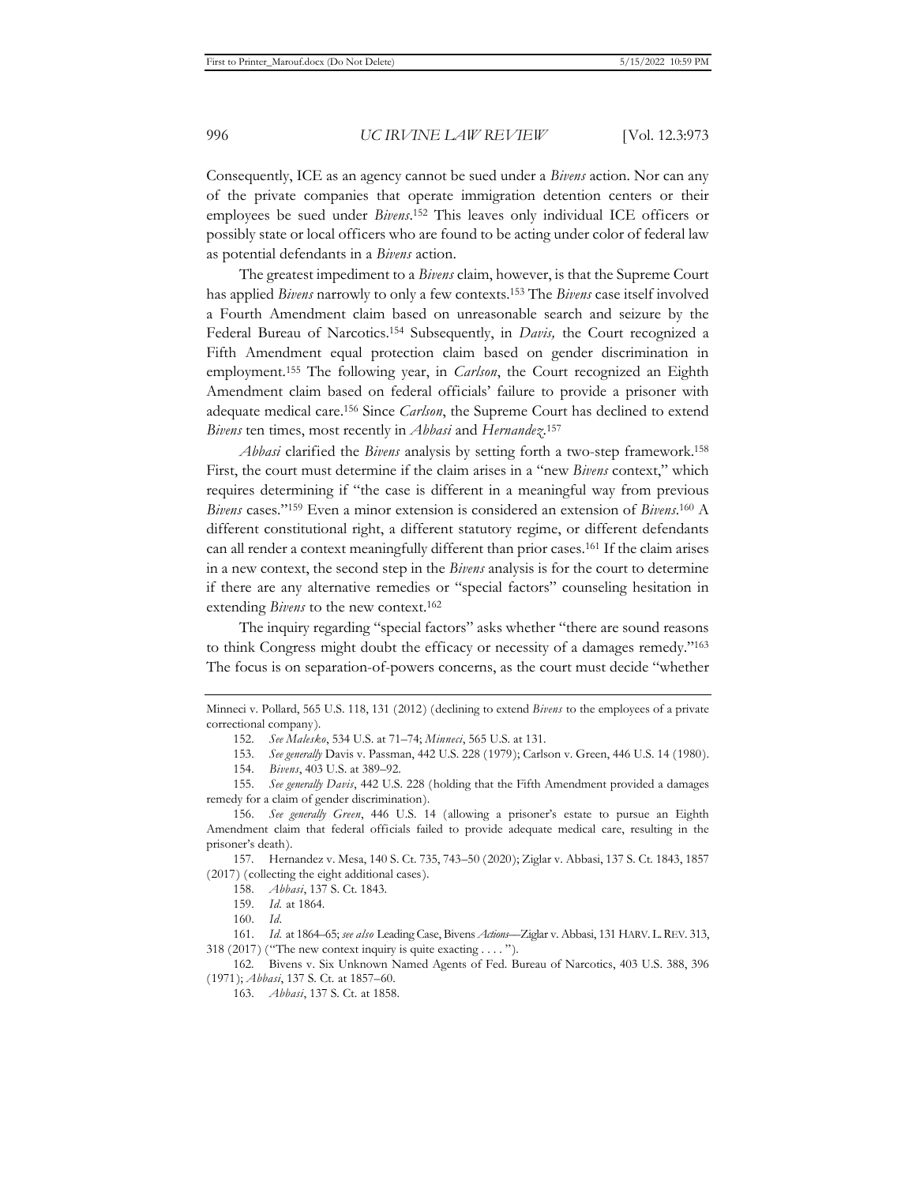Consequently, ICE as an agency cannot be sued under a *Bivens* action. Nor can any of the private companies that operate immigration detention centers or their employees be sued under *Bivens*.[152] This leaves only individual ICE officers or possibly state or local officers who are found to be acting under color of federal law as potential defendants in a *Bivens* action.

The greatest impediment to a *Bivens* claim, however, is that the Supreme Court has applied *Bivens* narrowly to only a few contexts.[153] The *Bivens* case itself involved a Fourth Amendment claim based on unreasonable search and seizure by the Federal Bureau of Narcotics.[154] Subsequently, in *Davis,* the Court recognized a Fifth Amendment equal protection claim based on gender discrimination in employment.[155] The following year, in *Carlson*, the Court recognized an Eighth Amendment claim based on federal officials' failure to provide a prisoner with adequate medical care.[156] Since *Carlson*, the Supreme Court has declined to extend *Bivens* ten times, most recently in *Abbasi* and *Hernandez*.[157]

*Abbasi* clarified the *Bivens* analysis by setting forth a two-step framework.[158] First, the court must determine if the claim arises in a "new *Bivens* context," which requires determining if "the case is different in a meaningful way from previous *Bivens* cases."[159] Even a minor extension is considered an extension of *Bivens*.[160] A different constitutional right, a different statutory regime, or different defendants can all render a context meaningfully different than prior cases.[161] If the claim arises in a new context, the second step in the *Bivens* analysis is for the court to determine if there are any alternative remedies or "special factors" counseling hesitation in extending *Bivens* to the new context.[162]

The inquiry regarding "special factors" asks whether "there are sound reasons to think Congress might doubt the efficacy or necessity of a damages remedy."[163] The focus is on separation-of-powers concerns, as the court must decide "whether

---

Minneci v. Pollard, 565 U.S. 118, 131 (2012) (declining to extend *Bivens* to the employees of a private correctional company).

152. *See Malesko*, 534 U.S. at 71–74; *Minneci*, 565 U.S. at 131.

153. *See generally* Davis v. Passman, 442 U.S. 228 (1979); Carlson v. Green, 446 U.S. 14 (1980).

154. *Bivens*, 403 U.S. at 389–92.

155. *See generally Davis*, 442 U.S. 228 (holding that the Fifth Amendment provided a damages remedy for a claim of gender discrimination).

156. *See generally Green*, 446 U.S. 14 (allowing a prisoner's estate to pursue an Eighth Amendment claim that federal officials failed to provide adequate medical care, resulting in the prisoner's death).

157. Hernandez v. Mesa, 140 S. Ct. 735, 743–50 (2020); Ziglar v. Abbasi, 137 S. Ct. 1843, 1857 (2017) (collecting the eight additional cases).

158. *Abbasi*, 137 S. Ct. 1843.

159. *Id.* at 1864.

160. *Id.*

161. *Id.* at 1864–65; *see also* Leading Case, Bivens *Actions*—Ziglar v. Abbasi, 131 HARV. L. REV. 313, 318 (2017) ("The new context inquiry is quite exacting . . . .").

162. Bivens v. Six Unknown Named Agents of Fed. Bureau of Narcotics, 403 U.S. 388, 396 (1971); *Abbasi*, 137 S. Ct. at 1857–60.

163. *Abbasi*, 137 S. Ct. at 1858.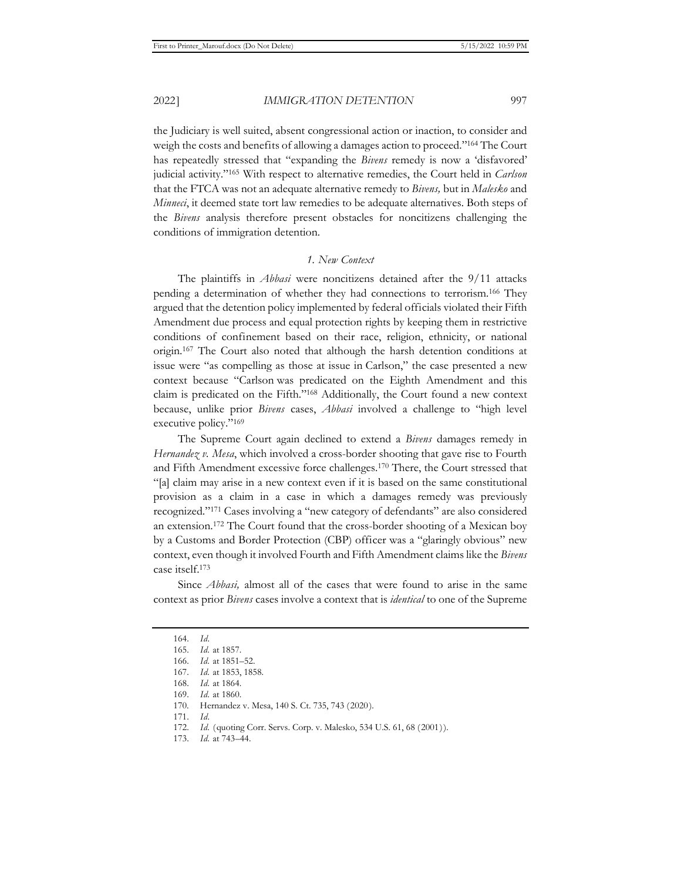the Judiciary is well suited, absent congressional action or inaction, to consider and weigh the costs and benefits of allowing a damages action to proceed."[164] The Court has repeatedly stressed that "expanding the *Bivens* remedy is now a 'disfavored' judicial activity."[165] With respect to alternative remedies, the Court held in *Carlson* that the FTCA was not an adequate alternative remedy to *Bivens,* but in *Malesko* and *Minneci*, it deemed state tort law remedies to be adequate alternatives. Both steps of the *Bivens* analysis therefore present obstacles for noncitizens challenging the conditions of immigration detention.

### *1. New Context*

The plaintiffs in *Abbasi* were noncitizens detained after the 9/11 attacks pending a determination of whether they had connections to terrorism.[166] They argued that the detention policy implemented by federal officials violated their Fifth Amendment due process and equal protection rights by keeping them in restrictive conditions of confinement based on their race, religion, ethnicity, or national origin.[167] The Court also noted that although the harsh detention conditions at issue were "as compelling as those at issue in Carlson," the case presented a new context because "Carlson was predicated on the Eighth Amendment and this claim is predicated on the Fifth."[168] Additionally, the Court found a new context because, unlike prior *Bivens* cases, *Abbasi* involved a challenge to "high level executive policy."[169]

The Supreme Court again declined to extend a *Bivens* damages remedy in *Hernandez v. Mesa*, which involved a cross-border shooting that gave rise to Fourth and Fifth Amendment excessive force challenges.[170] There, the Court stressed that "[a] claim may arise in a new context even if it is based on the same constitutional provision as a claim in a case in which a damages remedy was previously recognized."[171] Cases involving a "new category of defendants" are also considered an extension.[172] The Court found that the cross-border shooting of a Mexican boy by a Customs and Border Protection (CBP) officer was a "glaringly obvious" new context, even though it involved Fourth and Fifth Amendment claims like the *Bivens* case itself.[173]

Since *Abbasi,* almost all of the cases that were found to arise in the same context as prior *Bivens* cases involve a context that is *identical* to one of the Supreme

---

164. *Id*.
165. *Id.* at 1857.
166. *Id.* at 1851–52.
167. *Id.* at 1853, 1858.
168. *Id.* at 1864.
169. *Id.* at 1860.
170. Hernandez v. Mesa, 140 S. Ct. 735, 743 (2020).
171. *Id*.
172. *Id.* (quoting Corr. Servs. Corp. v. Malesko, 534 U.S. 61, 68 (2001)).
173. *Id.* at 743–44.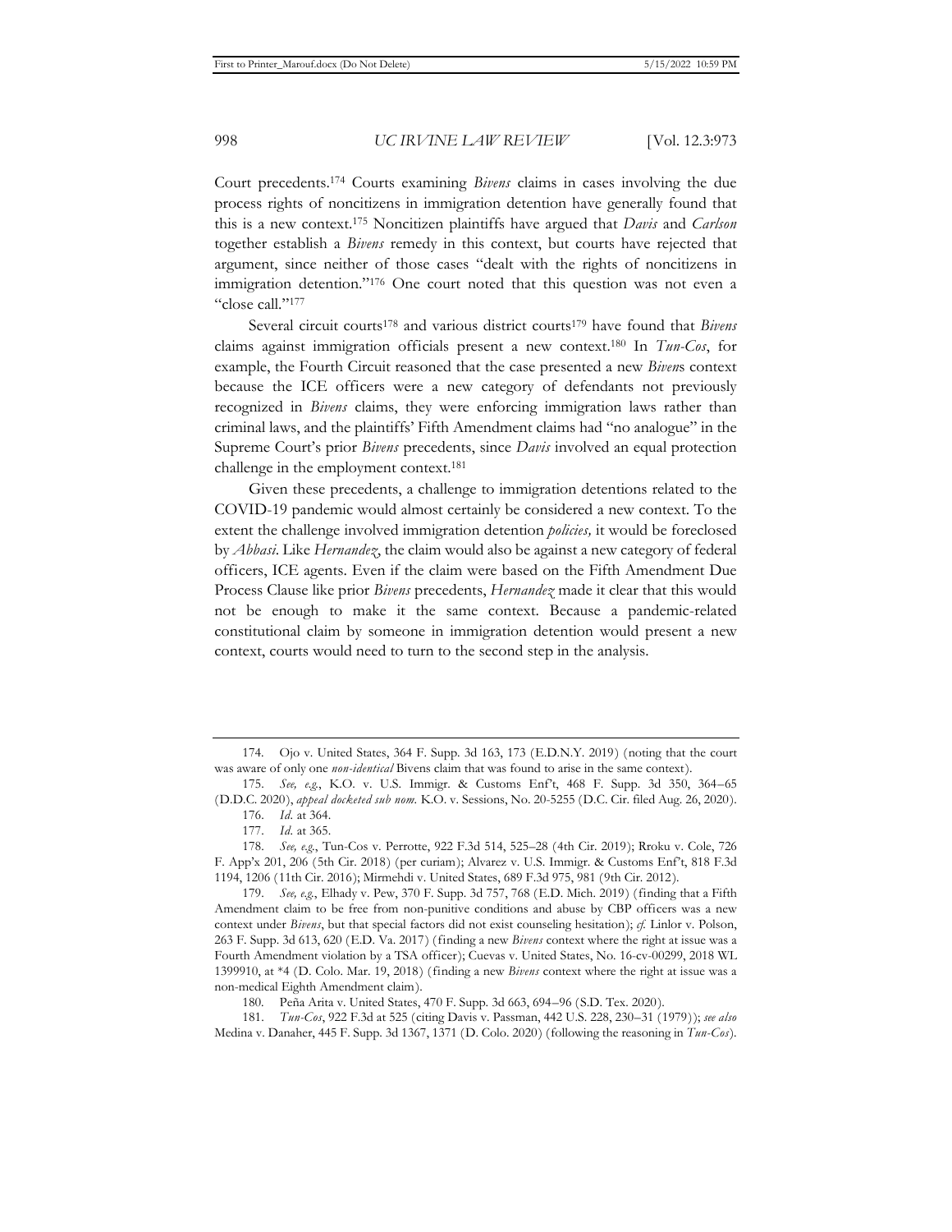Court precedents.[174] Courts examining *Bivens* claims in cases involving the due process rights of noncitizens in immigration detention have generally found that this is a new context.[175] Noncitizen plaintiffs have argued that *Davis* and *Carlson* together establish a *Bivens* remedy in this context, but courts have rejected that argument, since neither of those cases "dealt with the rights of noncitizens in immigration detention."[176] One court noted that this question was not even a "close call."[177]

Several circuit courts[178] and various district courts[179] have found that *Bivens* claims against immigration officials present a new context.[180] In *Tun-Cos*, for example, the Fourth Circuit reasoned that the case presented a new *Biven*s context because the ICE officers were a new category of defendants not previously recognized in *Bivens* claims, they were enforcing immigration laws rather than criminal laws, and the plaintiffs' Fifth Amendment claims had "no analogue" in the Supreme Court's prior *Bivens* precedents, since *Davis* involved an equal protection challenge in the employment context.[181]

Given these precedents, a challenge to immigration detentions related to the COVID-19 pandemic would almost certainly be considered a new context. To the extent the challenge involved immigration detention *policies,* it would be foreclosed by *Abbasi*. Like *Hernandez*, the claim would also be against a new category of federal officers, ICE agents. Even if the claim were based on the Fifth Amendment Due Process Clause like prior *Bivens* precedents, *Hernandez* made it clear that this would not be enough to make it the same context. Because a pandemic-related constitutional claim by someone in immigration detention would present a new context, courts would need to turn to the second step in the analysis.

---

174. Ojo v. United States, 364 F. Supp. 3d 163, 173 (E.D.N.Y. 2019) (noting that the court was aware of only one *non-identical* Bivens claim that was found to arise in the same context).

175. *See, e.g.*, K.O. v. U.S. Immigr. & Customs Enf't, 468 F. Supp. 3d 350, 364–65 (D.D.C. 2020), *appeal docketed sub nom.* K.O. v. Sessions, No. 20-5255 (D.C. Cir. filed Aug. 26, 2020).

176. *Id.* at 364.

177. *Id.* at 365.

178. *See, e.g.*, Tun-Cos v. Perrotte, 922 F.3d 514, 525–28 (4th Cir. 2019); Rroku v. Cole, 726 F. App'x 201, 206 (5th Cir. 2018) (per curiam); Alvarez v. U.S. Immigr. & Customs Enf't, 818 F.3d 1194, 1206 (11th Cir. 2016); Mirmehdi v. United States, 689 F.3d 975, 981 (9th Cir. 2012).

179. *See, e.g.*, Elhady v. Pew, 370 F. Supp. 3d 757, 768 (E.D. Mich. 2019) (finding that a Fifth Amendment claim to be free from non-punitive conditions and abuse by CBP officers was a new context under *Bivens*, but that special factors did not exist counseling hesitation); *cf.* Linlor v. Polson, 263 F. Supp. 3d 613, 620 (E.D. Va. 2017) (finding a new *Bivens* context where the right at issue was a Fourth Amendment violation by a TSA officer); Cuevas v. United States, No. 16-cv-00299, 2018 WL 1399910, at *4 (D. Colo. Mar. 19, 2018) (finding a new *Bivens* context where the right at issue was a non-medical Eighth Amendment claim).

180. Peña Arita v. United States, 470 F. Supp. 3d 663, 694–96 (S.D. Tex. 2020).

181. *Tun-Cos*, 922 F.3d at 525 (citing Davis v. Passman, 442 U.S. 228, 230–31 (1979)); *see also* Medina v. Danaher, 445 F. Supp. 3d 1367, 1371 (D. Colo. 2020) (following the reasoning in *Tun-Cos*).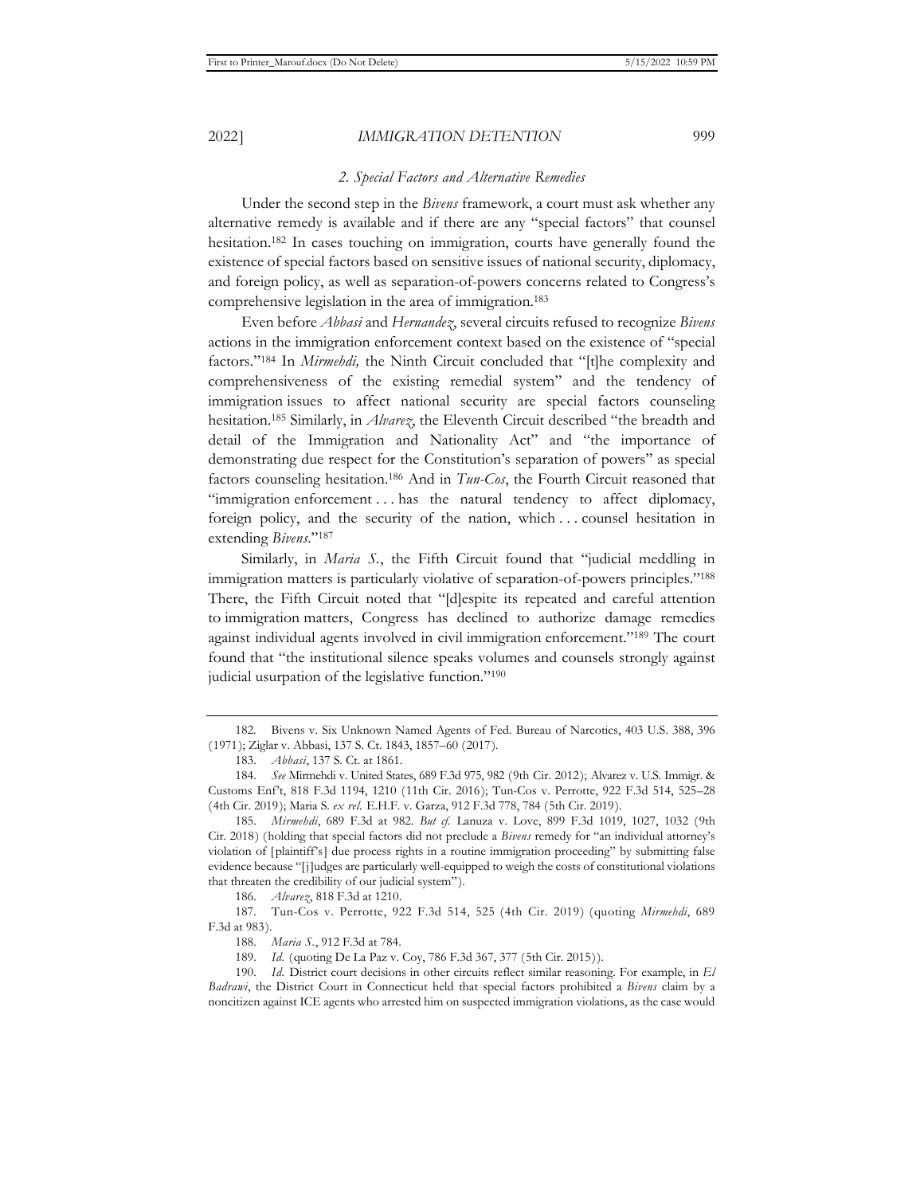### 2. *Special Factors and Alternative Remedies*

Under the second step in the *Bivens* framework, a court must ask whether any alternative remedy is available and if there are any "special factors" that counsel hesitation.[182] In cases touching on immigration, courts have generally found the existence of special factors based on sensitive issues of national security, diplomacy, and foreign policy, as well as separation-of-powers concerns related to Congress's comprehensive legislation in the area of immigration.[183]

Even before *Abbasi* and *Hernandez*, several circuits refused to recognize *Bivens* actions in the immigration enforcement context based on the existence of "special factors."[184] In *Mirmehdi,* the Ninth Circuit concluded that "[t]he complexity and comprehensiveness of the existing remedial system" and the tendency of immigration issues to affect national security are special factors counseling hesitation.[185] Similarly, in *Alvarez*, the Eleventh Circuit described "the breadth and detail of the Immigration and Nationality Act" and "the importance of demonstrating due respect for the Constitution's separation of powers" as special factors counseling hesitation.[186] And in *Tun-Cos*, the Fourth Circuit reasoned that "immigration enforcement . . . has the natural tendency to affect diplomacy, foreign policy, and the security of the nation, which . . . counsel hesitation in extending *Bivens*."[187]

Similarly, in *Maria S.*, the Fifth Circuit found that "judicial meddling in immigration matters is particularly violative of separation-of-powers principles."[188] There, the Fifth Circuit noted that "[d]espite its repeated and careful attention to immigration matters, Congress has declined to authorize damage remedies against individual agents involved in civil immigration enforcement."[189] The court found that "the institutional silence speaks volumes and counsels strongly against judicial usurpation of the legislative function."[190]

---

182. Bivens v. Six Unknown Named Agents of Fed. Bureau of Narcotics, 403 U.S. 388, 396 (1971); Ziglar v. Abbasi, 137 S. Ct. 1843, 1857–60 (2017).

183. *Abbasi*, 137 S. Ct. at 1861.

184. *See* Mirmehdi v. United States, 689 F.3d 975, 982 (9th Cir. 2012); Alvarez v. U.S. Immigr. & Customs Enf't, 818 F.3d 1194, 1210 (11th Cir. 2016); Tun-Cos v. Perrotte, 922 F.3d 514, 525–28 (4th Cir. 2019); Maria S. *ex rel.* E.H.F. v. Garza, 912 F.3d 778, 784 (5th Cir. 2019).

185. *Mirmehdi*, 689 F.3d at 982. *But cf.* Lanuza v. Love, 899 F.3d 1019, 1027, 1032 (9th Cir. 2018) (holding that special factors did not preclude a *Bivens* remedy for "an individual attorney's violation of [plaintiff's] due process rights in a routine immigration proceeding" by submitting false evidence because "[j]udges are particularly well-equipped to weigh the costs of constitutional violations that threaten the credibility of our judicial system").

186. *Alvarez*, 818 F.3d at 1210.

187. Tun-Cos v. Perrotte, 922 F.3d 514, 525 (4th Cir. 2019) (quoting *Mirmehdi*, 689 F.3d at 983).

188. *Maria S.*, 912 F.3d at 784.

189. *Id.* (quoting De La Paz v. Coy, 786 F.3d 367, 377 (5th Cir. 2015)).

190. *Id.* District court decisions in other circuits reflect similar reasoning. For example, in *El Badrawi*, the District Court in Connecticut held that special factors prohibited a *Bivens* claim by a noncitizen against ICE agents who arrested him on suspected immigration violations, as the case would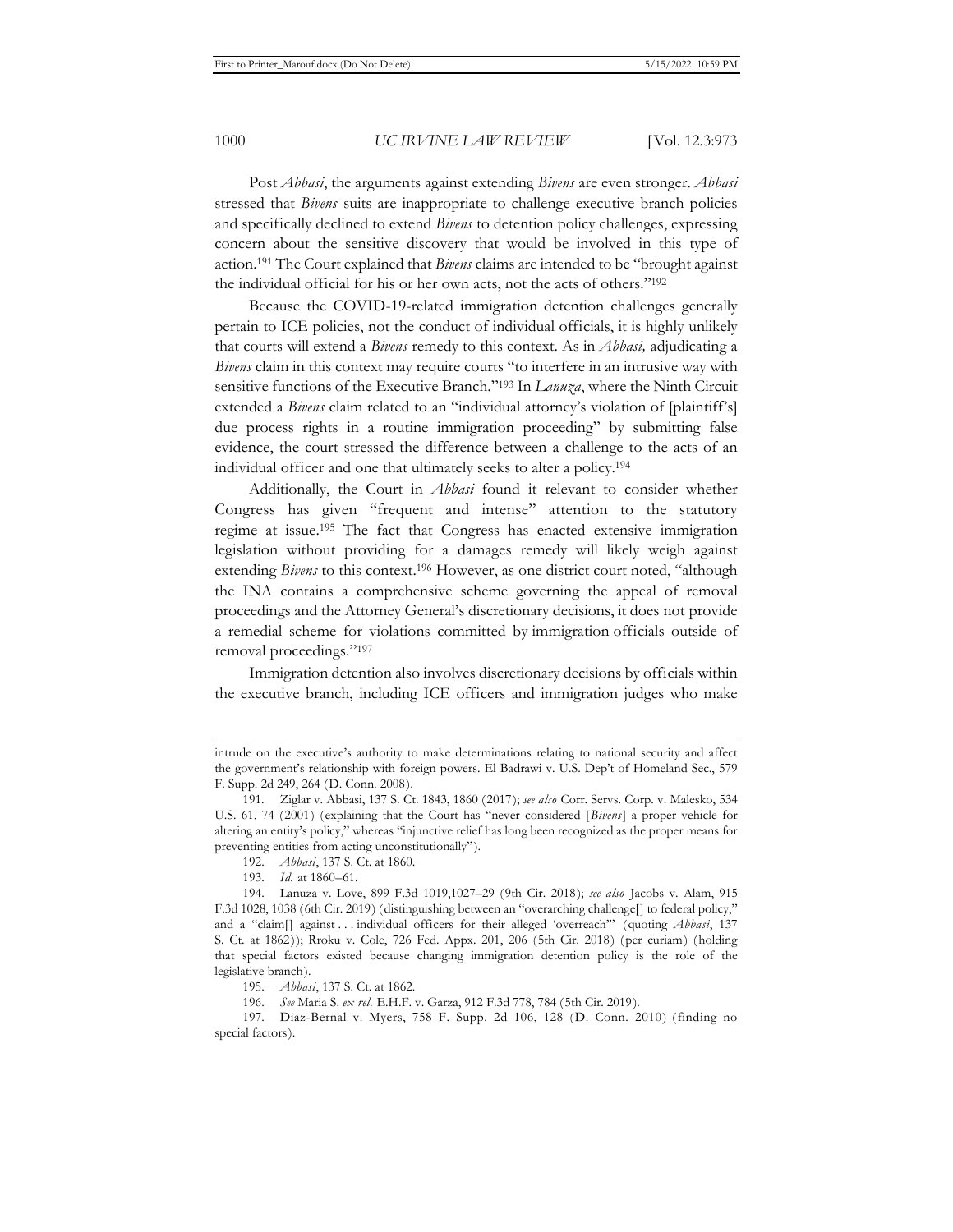Post *Abbasi*, the arguments against extending *Bivens* are even stronger. *Abbasi* stressed that *Bivens* suits are inappropriate to challenge executive branch policies and specifically declined to extend *Bivens* to detention policy challenges, expressing concern about the sensitive discovery that would be involved in this type of action.[191] The Court explained that *Bivens* claims are intended to be "brought against the individual official for his or her own acts, not the acts of others."[192]

Because the COVID-19-related immigration detention challenges generally pertain to ICE policies, not the conduct of individual officials, it is highly unlikely that courts will extend a *Bivens* remedy to this context. As in *Abbasi,* adjudicating a *Bivens* claim in this context may require courts "to interfere in an intrusive way with sensitive functions of the Executive Branch."[193] In *Lanuza*, where the Ninth Circuit extended a *Bivens* claim related to an "individual attorney's violation of [plaintiff's] due process rights in a routine immigration proceeding" by submitting false evidence, the court stressed the difference between a challenge to the acts of an individual officer and one that ultimately seeks to alter a policy.[194]

Additionally, the Court in *Abbasi* found it relevant to consider whether Congress has given "frequent and intense" attention to the statutory regime at issue.[195] The fact that Congress has enacted extensive immigration legislation without providing for a damages remedy will likely weigh against extending *Bivens* to this context.[196] However, as one district court noted, "although the INA contains a comprehensive scheme governing the appeal of removal proceedings and the Attorney General's discretionary decisions, it does not provide a remedial scheme for violations committed by immigration officials outside of removal proceedings."[197]

Immigration detention also involves discretionary decisions by officials within the executive branch, including ICE officers and immigration judges who make

---

intrude on the executive's authority to make determinations relating to national security and affect the government's relationship with foreign powers. El Badrawi v. U.S. Dep't of Homeland Sec., 579 F. Supp. 2d 249, 264 (D. Conn. 2008).

191. Ziglar v. Abbasi, 137 S. Ct. 1843, 1860 (2017); *see also* Corr. Servs. Corp. v. Malesko, 534 U.S. 61, 74 (2001) (explaining that the Court has "never considered [*Bivens*] a proper vehicle for altering an entity's policy," whereas "injunctive relief has long been recognized as the proper means for preventing entities from acting unconstitutionally").

192. *Abbasi*, 137 S. Ct. at 1860.

193. *Id.* at 1860–61.

194. Lanuza v. Love, 899 F.3d 1019,1027–29 (9th Cir. 2018); *see also* Jacobs v. Alam, 915 F.3d 1028, 1038 (6th Cir. 2019) (distinguishing between an "overarching challenge[] to federal policy," and a "claim[] against . . . individual officers for their alleged 'overreach'" (quoting *Abbasi*, 137 S. Ct. at 1862)); Rroku v. Cole, 726 Fed. Appx. 201, 206 (5th Cir. 2018) (per curiam) (holding that special factors existed because changing immigration detention policy is the role of the legislative branch).

195. *Abbasi*, 137 S. Ct. at 1862.

196. *See* Maria S. *ex rel.* E.H.F. v. Garza, 912 F.3d 778, 784 (5th Cir. 2019).

197. Diaz-Bernal v. Myers, 758 F. Supp. 2d 106, 128 (D. Conn. 2010) (finding no special factors).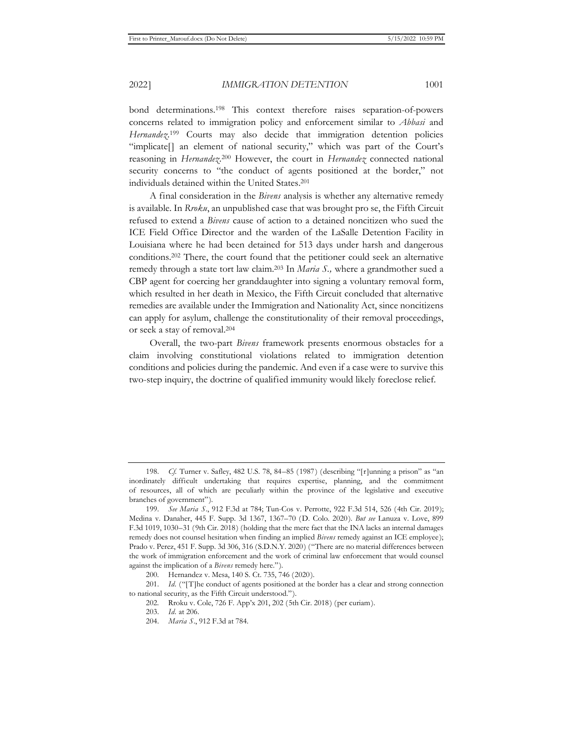bond determinations.[198] This context therefore raises separation-of-powers concerns related to immigration policy and enforcement similar to *Abbasi* and *Hernandez*.[199] Courts may also decide that immigration detention policies "implicate[] an element of national security," which was part of the Court's reasoning in *Hernandez*.[200] However, the court in *Hernandez* connected national security concerns to "the conduct of agents positioned at the border," not individuals detained within the United States.[201]

A final consideration in the *Bivens* analysis is whether any alternative remedy is available. In *Rroku*, an unpublished case that was brought pro se, the Fifth Circuit refused to extend a *Bivens* cause of action to a detained noncitizen who sued the ICE Field Office Director and the warden of the LaSalle Detention Facility in Louisiana where he had been detained for 513 days under harsh and dangerous conditions.[202] There, the court found that the petitioner could seek an alternative remedy through a state tort law claim.[203] In *Maria S.,* where a grandmother sued a CBP agent for coercing her granddaughter into signing a voluntary removal form, which resulted in her death in Mexico, the Fifth Circuit concluded that alternative remedies are available under the Immigration and Nationality Act, since noncitizens can apply for asylum, challenge the constitutionality of their removal proceedings, or seek a stay of removal.[204]

Overall, the two-part *Bivens* framework presents enormous obstacles for a claim involving constitutional violations related to immigration detention conditions and policies during the pandemic. And even if a case were to survive this two-step inquiry, the doctrine of qualified immunity would likely foreclose relief.

---

198. *Cf.* Turner v. Safley, 482 U.S. 78, 84–85 (1987) (describing "[r]unning a prison" as "an inordinately difficult undertaking that requires expertise, planning, and the commitment of resources, all of which are peculiarly within the province of the legislative and executive branches of government").

199. *See Maria S*., 912 F.3d at 784; Tun-Cos v. Perrotte, 922 F.3d 514, 526 (4th Cir. 2019); Medina v. Danaher, 445 F. Supp. 3d 1367, 1367–70 (D. Colo. 2020). *But see* Lanuza v. Love, 899 F.3d 1019, 1030–31 (9th Cir. 2018) (holding that the mere fact that the INA lacks an internal damages remedy does not counsel hesitation when finding an implied *Bivens* remedy against an ICE employee); Prado v. Perez, 451 F. Supp. 3d 306, 316 (S.D.N.Y. 2020) ("There are no material differences between the work of immigration enforcement and the work of criminal law enforcement that would counsel against the implication of a *Bivens* remedy here.").

200. Hernandez v. Mesa, 140 S. Ct. 735, 746 (2020).

201. *Id*. ("[T]he conduct of agents positioned at the border has a clear and strong connection to national security, as the Fifth Circuit understood.").

202. Rroku v. Cole, 726 F. App'x 201, 202 (5th Cir. 2018) (per curiam).

203. *Id*. at 206.

204. *Maria S*., 912 F.3d at 784.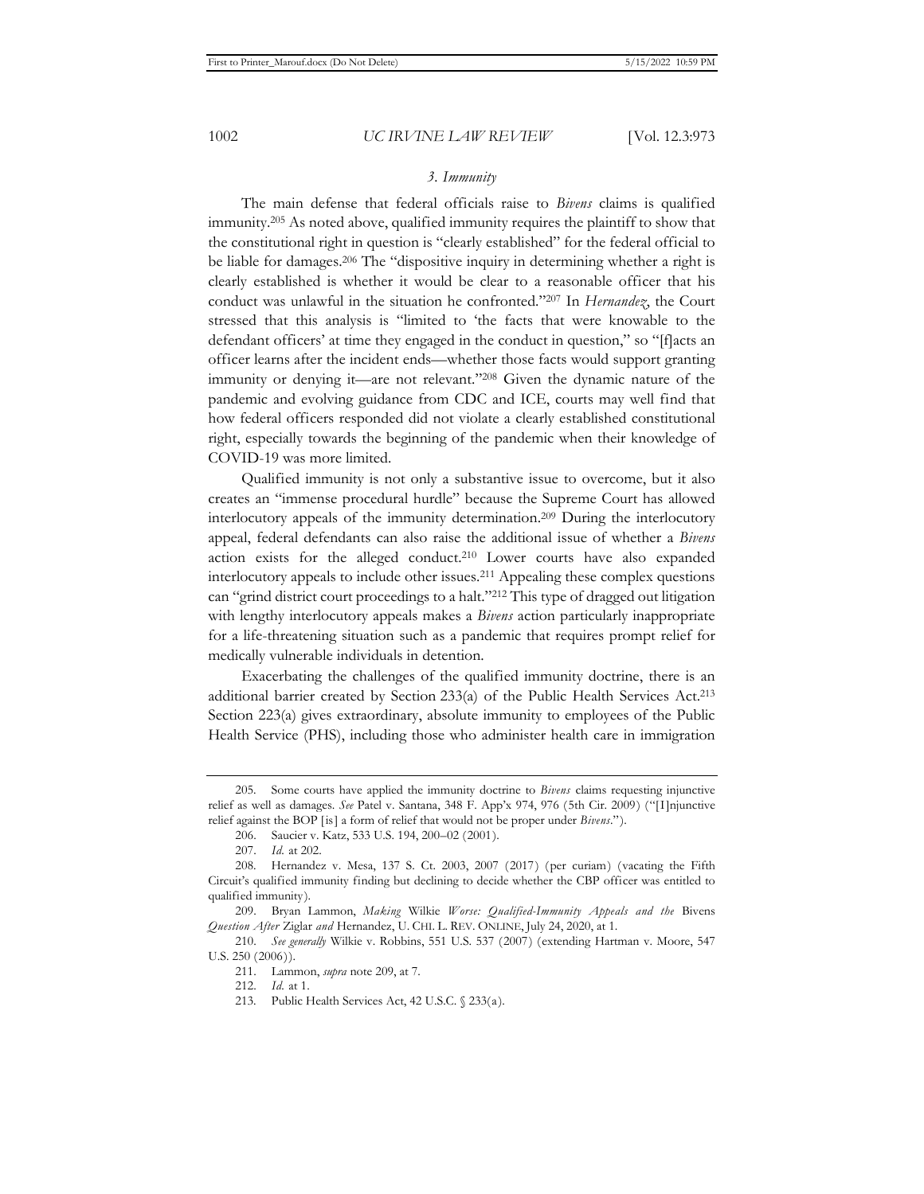### *3. Immunity*

The main defense that federal officials raise to *Bivens* claims is qualified immunity.[205] As noted above, qualified immunity requires the plaintiff to show that the constitutional right in question is "clearly established" for the federal official to be liable for damages.[206] The "dispositive inquiry in determining whether a right is clearly established is whether it would be clear to a reasonable officer that his conduct was unlawful in the situation he confronted."[207] In *Hernandez*, the Court stressed that this analysis is "limited to 'the facts that were knowable to the defendant officers' at time they engaged in the conduct in question," so "[f]acts an officer learns after the incident ends—whether those facts would support granting immunity or denying it—are not relevant."[208] Given the dynamic nature of the pandemic and evolving guidance from CDC and ICE, courts may well find that how federal officers responded did not violate a clearly established constitutional right, especially towards the beginning of the pandemic when their knowledge of COVID-19 was more limited.

Qualified immunity is not only a substantive issue to overcome, but it also creates an "immense procedural hurdle" because the Supreme Court has allowed interlocutory appeals of the immunity determination.[209] During the interlocutory appeal, federal defendants can also raise the additional issue of whether a *Bivens* action exists for the alleged conduct.[210] Lower courts have also expanded interlocutory appeals to include other issues.[211] Appealing these complex questions can "grind district court proceedings to a halt."[212] This type of dragged out litigation with lengthy interlocutory appeals makes a *Bivens* action particularly inappropriate for a life-threatening situation such as a pandemic that requires prompt relief for medically vulnerable individuals in detention.

Exacerbating the challenges of the qualified immunity doctrine, there is an additional barrier created by Section 233(a) of the Public Health Services Act.[213] Section 223(a) gives extraordinary, absolute immunity to employees of the Public Health Service (PHS), including those who administer health care in immigration

---

205. Some courts have applied the immunity doctrine to *Bivens* claims requesting injunctive relief as well as damages. *See* Patel v. Santana, 348 F. App'x 974, 976 (5th Cir. 2009) ("[I]njunctive relief against the BOP [is] a form of relief that would not be proper under *Bivens*.").

206. Saucier v. Katz, 533 U.S. 194, 200–02 (2001).

207. *Id.* at 202.

208. Hernandez v. Mesa, 137 S. Ct. 2003, 2007 (2017) (per curiam) (vacating the Fifth Circuit's qualified immunity finding but declining to decide whether the CBP officer was entitled to qualified immunity).

209. Bryan Lammon, *Making* Wilkie *Worse: Qualified-Immunity Appeals and the* Bivens *Question After* Ziglar *and* Hernandez, U. CHI. L. REV. ONLINE, July 24, 2020, at 1.

210. *See generally* Wilkie v. Robbins, 551 U.S. 537 (2007) (extending Hartman v. Moore, 547 U.S. 250 (2006)).

211. Lammon, *supra* note 209, at 7.

212. *Id.* at 1.

213. Public Health Services Act, 42 U.S.C. § 233(a).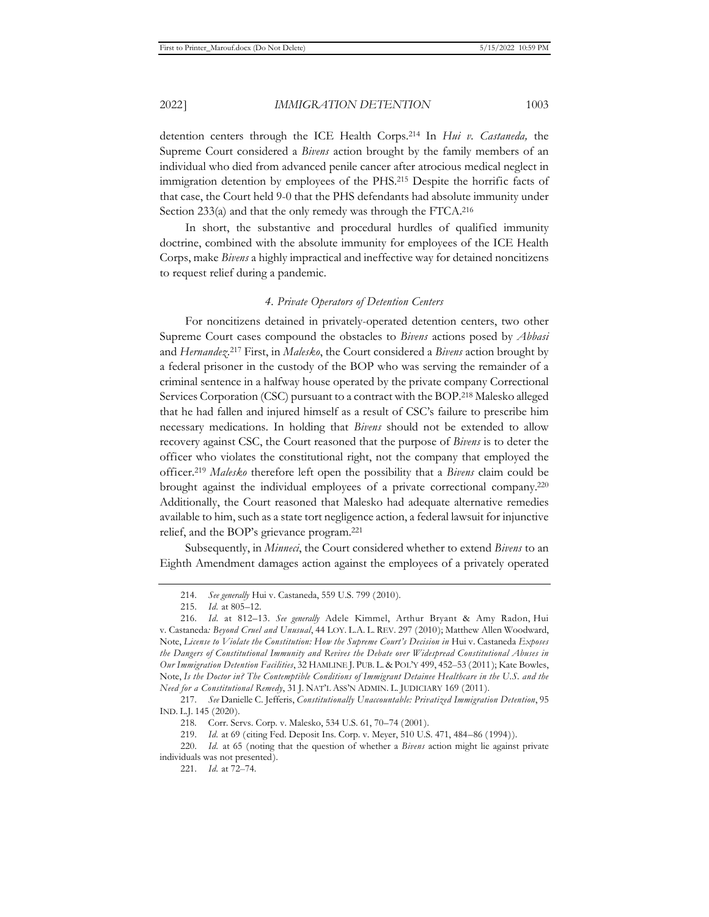detention centers through the ICE Health Corps.[214] In *Hui v. Castaneda,* the Supreme Court considered a *Bivens* action brought by the family members of an individual who died from advanced penile cancer after atrocious medical neglect in immigration detention by employees of the PHS.[215] Despite the horrific facts of that case, the Court held 9-0 that the PHS defendants had absolute immunity under Section 233(a) and that the only remedy was through the FTCA.[216]

In short, the substantive and procedural hurdles of qualified immunity doctrine, combined with the absolute immunity for employees of the ICE Health Corps, make *Bivens* a highly impractical and ineffective way for detained noncitizens to request relief during a pandemic.

#### *4. Private Operators of Detention Centers*

For noncitizens detained in privately-operated detention centers, two other Supreme Court cases compound the obstacles to *Bivens* actions posed by *Abbasi* and *Hernandez*.[217] First, in *Malesko*, the Court considered a *Bivens* action brought by a federal prisoner in the custody of the BOP who was serving the remainder of a criminal sentence in a halfway house operated by the private company Correctional Services Corporation (CSC) pursuant to a contract with the BOP.[218] Malesko alleged that he had fallen and injured himself as a result of CSC's failure to prescribe him necessary medications. In holding that *Bivens* should not be extended to allow recovery against CSC, the Court reasoned that the purpose of *Bivens* is to deter the officer who violates the constitutional right, not the company that employed the officer.[219] *Malesko* therefore left open the possibility that a *Bivens* claim could be brought against the individual employees of a private correctional company.[220] Additionally, the Court reasoned that Malesko had adequate alternative remedies available to him, such as a state tort negligence action, a federal lawsuit for injunctive relief, and the BOP's grievance program.[221]

Subsequently, in *Minneci*, the Court considered whether to extend *Bivens* to an Eighth Amendment damages action against the employees of a privately operated

---

214. *See generally* Hui v. Castaneda, 559 U.S. 799 (2010).

215. *Id.* at 805–12.

216. *Id.* at 812–13. *See generally* Adele Kimmel, Arthur Bryant & Amy Radon, Hui v. Castaneda*: Beyond Cruel and Unusual*, 44 LOY. L.A. L. REV. 297 (2010); Matthew Allen Woodward, Note, *License to Violate the Constitution: How the Supreme Court's Decision in* Hui v. Castaneda *Exposes the Dangers of Constitutional Immunity and Revives the Debate over Widespread Constitutional Abuses in Our Immigration Detention Facilities*, 32 HAMLINE J. PUB. L. & POL'Y 499, 452–53 (2011); Kate Bowles, Note, *Is the Doctor in? The Contemptible Conditions of Immigrant Detainee Healthcare in the U.S. and the Need for a Constitutional Remedy*, 31 J. NAT'L ASS'N ADMIN. L. JUDICIARY 169 (2011).

217. *See* Danielle C. Jefferis, *Constitutionally Unaccountable: Privatized Immigration Detention*, 95 IND. L.J. 145 (2020).

218. Corr. Servs. Corp. v. Malesko, 534 U.S. 61, 70–74 (2001).

219. *Id.* at 69 (citing Fed. Deposit Ins. Corp. v. Meyer, 510 U.S. 471, 484–86 (1994)).

220. *Id.* at 65 (noting that the question of whether a *Bivens* action might lie against private individuals was not presented).

221. *Id.* at 72–74.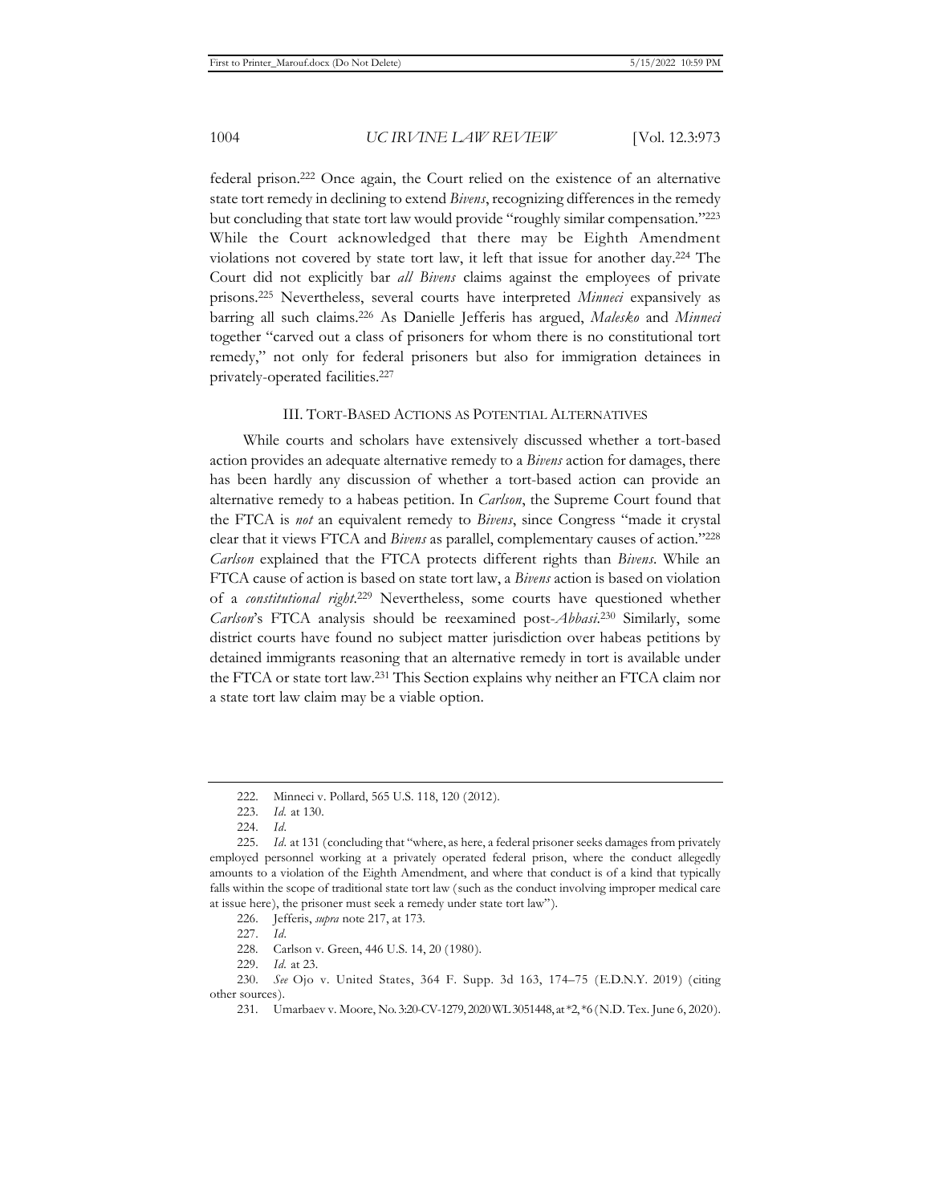federal prison.[222] Once again, the Court relied on the existence of an alternative state tort remedy in declining to extend *Bivens*, recognizing differences in the remedy but concluding that state tort law would provide "roughly similar compensation."[223] While the Court acknowledged that there may be Eighth Amendment violations not covered by state tort law, it left that issue for another day.[224] The Court did not explicitly bar *all Bivens* claims against the employees of private prisons.[225] Nevertheless, several courts have interpreted *Minneci* expansively as barring all such claims.[226] As Danielle Jefferis has argued, *Malesko* and *Minneci* together "carved out a class of prisoners for whom there is no constitutional tort remedy," not only for federal prisoners but also for immigration detainees in privately-operated facilities.[227]

## III. TORT-BASED ACTIONS AS POTENTIAL ALTERNATIVES

While courts and scholars have extensively discussed whether a tort-based action provides an adequate alternative remedy to a *Bivens* action for damages, there has been hardly any discussion of whether a tort-based action can provide an alternative remedy to a habeas petition. In *Carlson*, the Supreme Court found that the FTCA is *not* an equivalent remedy to *Bivens*, since Congress "made it crystal clear that it views FTCA and *Bivens* as parallel, complementary causes of action."[228] *Carlson* explained that the FTCA protects different rights than *Bivens*. While an FTCA cause of action is based on state tort law, a *Bivens* action is based on violation of a *constitutional right*.[229] Nevertheless, some courts have questioned whether *Carlson*'s FTCA analysis should be reexamined post-*Abbasi*.[230] Similarly, some district courts have found no subject matter jurisdiction over habeas petitions by detained immigrants reasoning that an alternative remedy in tort is available under the FTCA or state tort law.[231] This Section explains why neither an FTCA claim nor a state tort law claim may be a viable option.

---

222. Minneci v. Pollard, 565 U.S. 118, 120 (2012).

223. *Id.* at 130.

224. *Id.*

225. *Id.* at 131 (concluding that "where, as here, a federal prisoner seeks damages from privately employed personnel working at a privately operated federal prison, where the conduct allegedly amounts to a violation of the Eighth Amendment, and where that conduct is of a kind that typically falls within the scope of traditional state tort law (such as the conduct involving improper medical care at issue here), the prisoner must seek a remedy under state tort law").

226. Jefferis, *supra* note 217, at 173.

227. *Id.*

228. Carlson v. Green, 446 U.S. 14, 20 (1980).

229. *Id.* at 23.

230. *See* Ojo v. United States, 364 F. Supp. 3d 163, 174–75 (E.D.N.Y. 2019) (citing other sources).

231. Umarbaev v. Moore, No. 3:20-CV-1279, 2020 WL 3051448, at *2, *6 (N.D. Tex. June 6, 2020).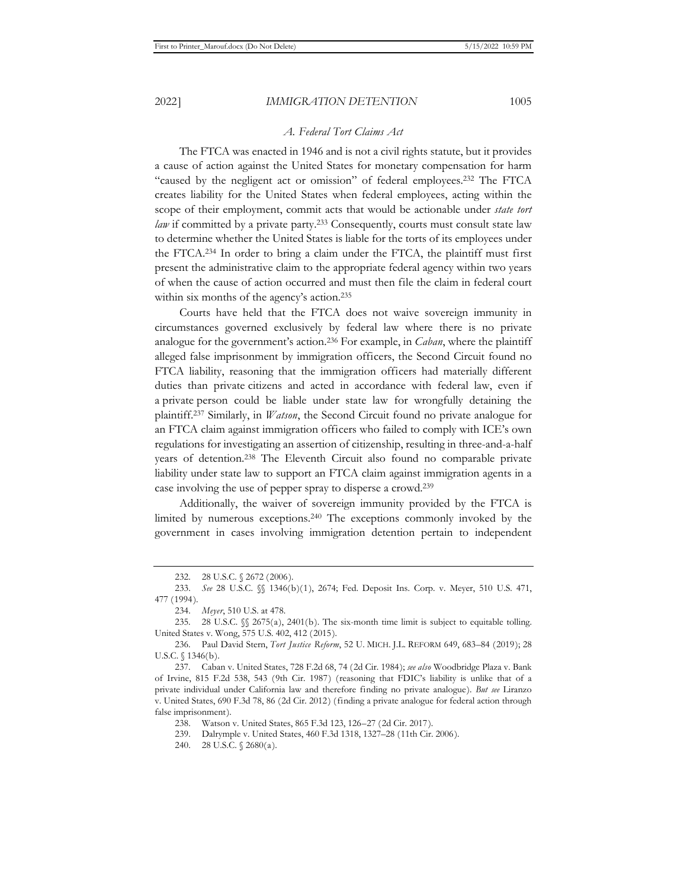### *A. Federal Tort Claims Act*

The FTCA was enacted in 1946 and is not a civil rights statute, but it provides a cause of action against the United States for monetary compensation for harm "caused by the negligent act or omission" of federal employees.[232] The FTCA creates liability for the United States when federal employees, acting within the scope of their employment, commit acts that would be actionable under *state tort law* if committed by a private party.[233] Consequently, courts must consult state law to determine whether the United States is liable for the torts of its employees under the FTCA.[234] In order to bring a claim under the FTCA, the plaintiff must first present the administrative claim to the appropriate federal agency within two years of when the cause of action occurred and must then file the claim in federal court within six months of the agency's action.[235]

Courts have held that the FTCA does not waive sovereign immunity in circumstances governed exclusively by federal law where there is no private analogue for the government's action.[236] For example, in *Caban*, where the plaintiff alleged false imprisonment by immigration officers, the Second Circuit found no FTCA liability, reasoning that the immigration officers had materially different duties than private citizens and acted in accordance with federal law, even if a private person could be liable under state law for wrongfully detaining the plaintiff.[237] Similarly, in *Watson*, the Second Circuit found no private analogue for an FTCA claim against immigration officers who failed to comply with ICE's own regulations for investigating an assertion of citizenship, resulting in three-and-a-half years of detention.[238] The Eleventh Circuit also found no comparable private liability under state law to support an FTCA claim against immigration agents in a case involving the use of pepper spray to disperse a crowd.[239]

Additionally, the waiver of sovereign immunity provided by the FTCA is limited by numerous exceptions.[240] The exceptions commonly invoked by the government in cases involving immigration detention pertain to independent

---

232. 28 U.S.C. § 2672 (2006).

233. *See* 28 U.S.C. §§ 1346(b)(1), 2674; Fed. Deposit Ins. Corp. v. Meyer, 510 U.S. 471, 477 (1994).

234. *Meyer*, 510 U.S. at 478.

235. 28 U.S.C. §§ 2675(a), 2401(b). The six-month time limit is subject to equitable tolling. United States v. Wong, 575 U.S. 402, 412 (2015).

236. Paul David Stern, *Tort Justice Reform*, 52 U. MICH. J.L. REFORM 649, 683–84 (2019); 28 U.S.C. § 1346(b).

237. Caban v. United States, 728 F.2d 68, 74 (2d Cir. 1984); *see also* Woodbridge Plaza v. Bank of Irvine, 815 F.2d 538, 543 (9th Cir. 1987) (reasoning that FDIC's liability is unlike that of a private individual under California law and therefore finding no private analogue). *But see* Liranzo v. United States, 690 F.3d 78, 86 (2d Cir. 2012) (finding a private analogue for federal action through false imprisonment).

238. Watson v. United States, 865 F.3d 123, 126–27 (2d Cir. 2017).

239. Dalrymple v. United States, 460 F.3d 1318, 1327–28 (11th Cir. 2006).

240. 28 U.S.C. § 2680(a).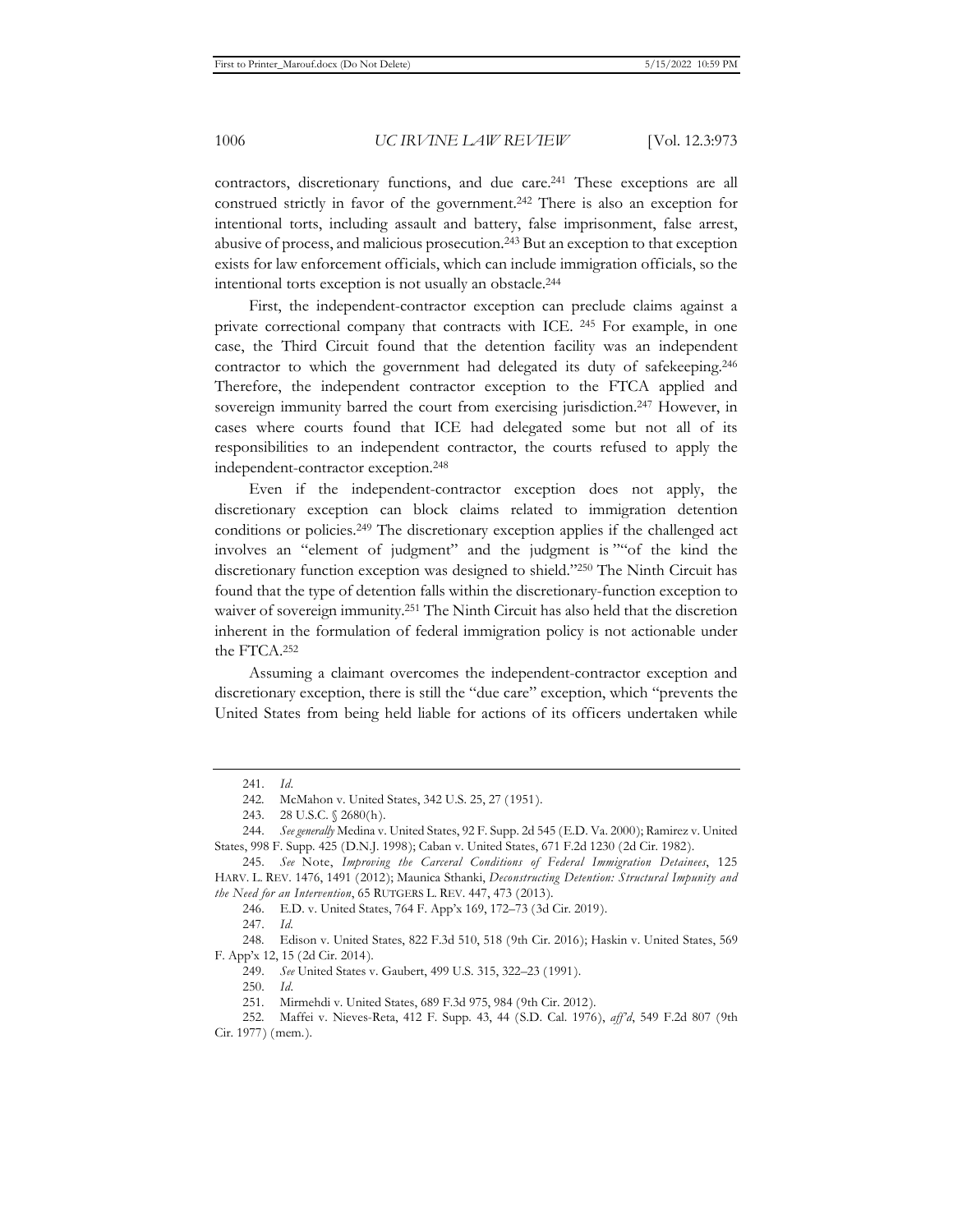contractors, discretionary functions, and due care.[241] These exceptions are all construed strictly in favor of the government.[242] There is also an exception for intentional torts, including assault and battery, false imprisonment, false arrest, abusive of process, and malicious prosecution.[243] But an exception to that exception exists for law enforcement officials, which can include immigration officials, so the intentional torts exception is not usually an obstacle.[244]

First, the independent-contractor exception can preclude claims against a private correctional company that contracts with ICE.[245] For example, in one case, the Third Circuit found that the detention facility was an independent contractor to which the government had delegated its duty of safekeeping.[246] Therefore, the independent contractor exception to the FTCA applied and sovereign immunity barred the court from exercising jurisdiction.[247] However, in cases where courts found that ICE had delegated some but not all of its responsibilities to an independent contractor, the courts refused to apply the independent-contractor exception.[248]

Even if the independent-contractor exception does not apply, the discretionary exception can block claims related to immigration detention conditions or policies.[249] The discretionary exception applies if the challenged act involves an "element of judgment" and the judgment is ""of the kind the discretionary function exception was designed to shield."[250] The Ninth Circuit has found that the type of detention falls within the discretionary-function exception to waiver of sovereign immunity.[251] The Ninth Circuit has also held that the discretion inherent in the formulation of federal immigration policy is not actionable under the FTCA.[252]

Assuming a claimant overcomes the independent-contractor exception and discretionary exception, there is still the "due care" exception, which "prevents the United States from being held liable for actions of its officers undertaken while

---

241. *Id*.

242. McMahon v. United States, 342 U.S. 25, 27 (1951).

243. 28 U.S.C. § 2680(h).

244. *See generally* Medina v. United States, 92 F. Supp. 2d 545 (E.D. Va. 2000); Ramirez v. United States, 998 F. Supp. 425 (D.N.J. 1998); Caban v. United States, 671 F.2d 1230 (2d Cir. 1982).

245. *See* Note, *Improving the Carceral Conditions of Federal Immigration Detainees*, 125 HARV. L. REV. 1476, 1491 (2012); Maunica Sthanki, *Deconstructing Detention: Structural Impunity and the Need for an Intervention*, 65 RUTGERS L. REV. 447, 473 (2013).

246. E.D. v. United States, 764 F. App'x 169, 172–73 (3d Cir. 2019).

247. *Id*.

248. Edison v. United States, 822 F.3d 510, 518 (9th Cir. 2016); Haskin v. United States, 569 F. App'x 12, 15 (2d Cir. 2014).

249. *See* United States v. Gaubert, 499 U.S. 315, 322–23 (1991).

250. *Id*.

251. Mirmehdi v. United States, 689 F.3d 975, 984 (9th Cir. 2012).

252. Maffei v. Nieves-Reta, 412 F. Supp. 43, 44 (S.D. Cal. 1976), *aff'd*, 549 F.2d 807 (9th Cir. 1977) (mem.).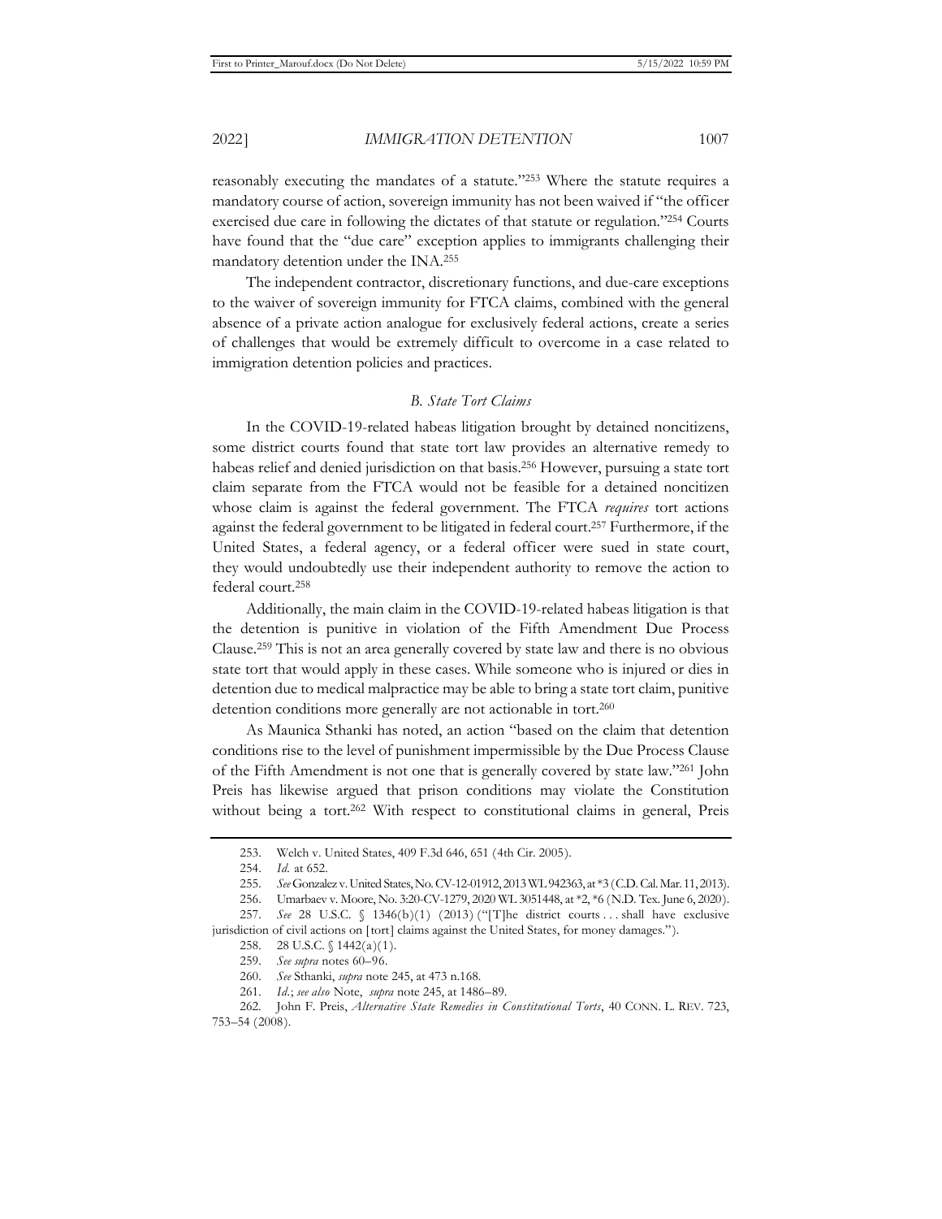reasonably executing the mandates of a statute."[253] Where the statute requires a mandatory course of action, sovereign immunity has not been waived if "the officer exercised due care in following the dictates of that statute or regulation."[254] Courts have found that the "due care" exception applies to immigrants challenging their mandatory detention under the INA.[255]

The independent contractor, discretionary functions, and due-care exceptions to the waiver of sovereign immunity for FTCA claims, combined with the general absence of a private action analogue for exclusively federal actions, create a series of challenges that would be extremely difficult to overcome in a case related to immigration detention policies and practices.

### *B. State Tort Claims*

In the COVID-19-related habeas litigation brought by detained noncitizens, some district courts found that state tort law provides an alternative remedy to habeas relief and denied jurisdiction on that basis.[256] However, pursuing a state tort claim separate from the FTCA would not be feasible for a detained noncitizen whose claim is against the federal government. The FTCA *requires* tort actions against the federal government to be litigated in federal court.[257] Furthermore, if the United States, a federal agency, or a federal officer were sued in state court, they would undoubtedly use their independent authority to remove the action to federal court.[258]

Additionally, the main claim in the COVID-19-related habeas litigation is that the detention is punitive in violation of the Fifth Amendment Due Process Clause.[259] This is not an area generally covered by state law and there is no obvious state tort that would apply in these cases. While someone who is injured or dies in detention due to medical malpractice may be able to bring a state tort claim, punitive detention conditions more generally are not actionable in tort.[260]

As Maunica Sthanki has noted, an action "based on the claim that detention conditions rise to the level of punishment impermissible by the Due Process Clause of the Fifth Amendment is not one that is generally covered by state law."[261] John Preis has likewise argued that prison conditions may violate the Constitution without being a tort.[262] With respect to constitutional claims in general, Preis

---

253. Welch v. United States, 409 F.3d 646, 651 (4th Cir. 2005).

254. *Id.* at 652.

255. *See* Gonzalez v. United States, No. CV-12-01912, 2013 WL 942363, at *3 (C.D. Cal. Mar. 11, 2013).

256. Umarbaev v. Moore, No. 3:20-CV-1279, 2020 WL 3051448, at *2, *6 (N.D. Tex. June 6, 2020).

257. *See* 28 U.S.C. § 1346(b)(1) (2013) ("[T]he district courts . . . shall have exclusive jurisdiction of civil actions on [tort] claims against the United States, for money damages.").

258. 28 U.S.C. § 1442(a)(1).

259. *See supra* notes 60–96.

260. *See* Sthanki, *supra* note 245, at 473 n.168.

261. *Id.*; *see also* Note, *supra* note 245, at 1486–89.

262. John F. Preis, *Alternative State Remedies in Constitutional Torts*, 40 CONN. L. REV. 723, 753–54 (2008).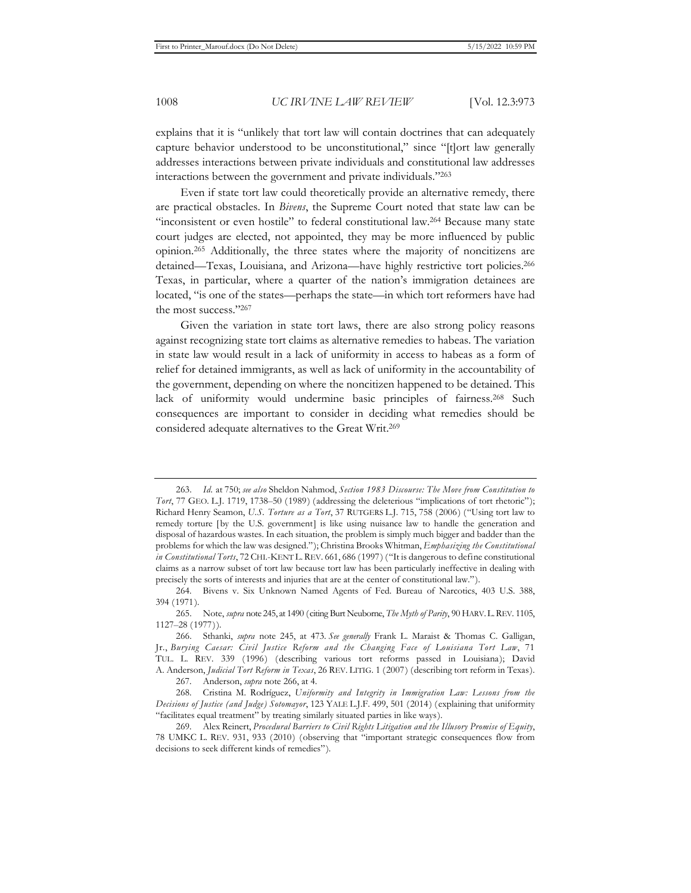explains that it is "unlikely that tort law will contain doctrines that can adequately capture behavior understood to be unconstitutional," since "[t]ort law generally addresses interactions between private individuals and constitutional law addresses interactions between the government and private individuals."[263]

Even if state tort law could theoretically provide an alternative remedy, there are practical obstacles. In *Bivens*, the Supreme Court noted that state law can be "inconsistent or even hostile" to federal constitutional law.[264] Because many state court judges are elected, not appointed, they may be more influenced by public opinion.[265] Additionally, the three states where the majority of noncitizens are detained—Texas, Louisiana, and Arizona—have highly restrictive tort policies.[266] Texas, in particular, where a quarter of the nation's immigration detainees are located, "is one of the states—perhaps the state—in which tort reformers have had the most success."[267]

Given the variation in state tort laws, there are also strong policy reasons against recognizing state tort claims as alternative remedies to habeas. The variation in state law would result in a lack of uniformity in access to habeas as a form of relief for detained immigrants, as well as lack of uniformity in the accountability of the government, depending on where the noncitizen happened to be detained. This lack of uniformity would undermine basic principles of fairness.[268] Such consequences are important to consider in deciding what remedies should be considered adequate alternatives to the Great Writ.[269]

---

263. *Id.* at 750; *see also* Sheldon Nahmod, *Section 1983 Discourse: The Move from Constitution to Tort*, 77 GEO. L.J. 1719, 1738–50 (1989) (addressing the deleterious "implications of tort rhetoric"); Richard Henry Seamon, *U.S. Torture as a Tort*, 37 RUTGERS L.J. 715, 758 (2006) ("Using tort law to remedy torture [by the U.S. government] is like using nuisance law to handle the generation and disposal of hazardous wastes. In each situation, the problem is simply much bigger and badder than the problems for which the law was designed."); Christina Brooks Whitman, *Emphasizing the Constitutional in Constitutional Torts*, 72 CHI.-KENT L. REV. 661, 686 (1997) ("It is dangerous to define constitutional claims as a narrow subset of tort law because tort law has been particularly ineffective in dealing with precisely the sorts of interests and injuries that are at the center of constitutional law.").

264. Bivens v. Six Unknown Named Agents of Fed. Bureau of Narcotics, 403 U.S. 388, 394 (1971).

265. Note, *supra* note 245, at 1490 (citing Burt Neuborne, *The Myth of Parity*, 90 HARV. L. REV. 1105, 1127–28 (1977)).

266. Sthanki, *supra* note 245, at 473. *See generally* Frank L. Maraist & Thomas C. Galligan, Jr., *Burying Caesar: Civil Justice Reform and the Changing Face of Louisiana Tort Law*, 71 TUL. L. REV. 339 (1996) (describing various tort reforms passed in Louisiana); David A. Anderson, *Judicial Tort Reform in Texas*, 26 REV. LITIG. 1 (2007) (describing tort reform in Texas).

267. Anderson, *supra* note 266, at 4.

268. Cristina M. Rodríguez, *Uniformity and Integrity in Immigration Law: Lessons from the Decisions of Justice (and Judge) Sotomayor*, 123 YALE L.J.F. 499, 501 (2014) (explaining that uniformity "facilitates equal treatment" by treating similarly situated parties in like ways).

269. Alex Reinert, *Procedural Barriers to Civil Rights Litigation and the Illusory Promise of Equity*, 78 UMKC L. REV. 931, 933 (2010) (observing that "important strategic consequences flow from decisions to seek different kinds of remedies").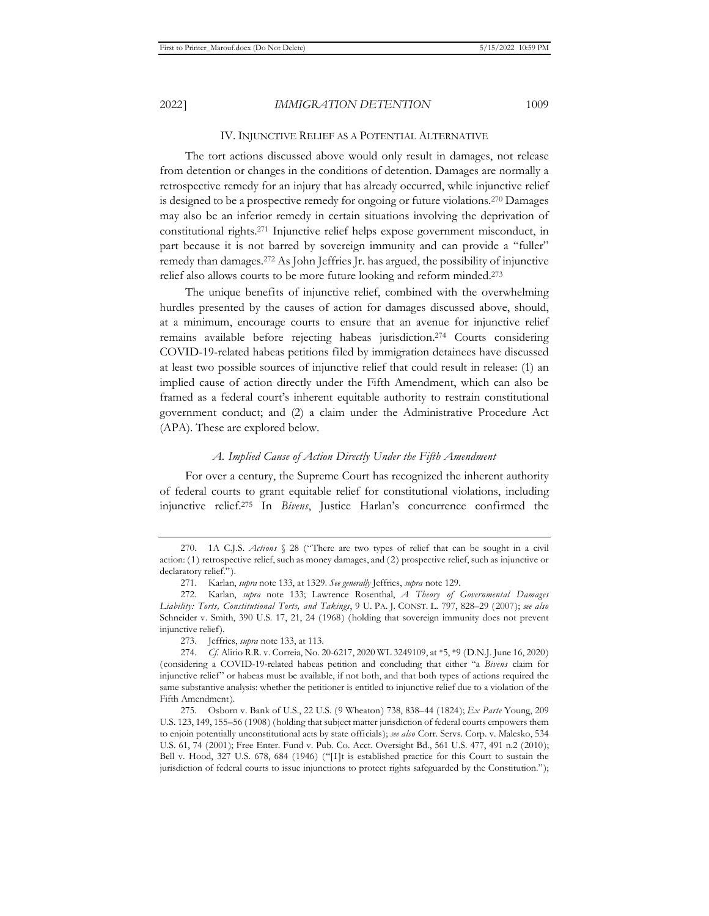## IV. INJUNCTIVE RELIEF AS A POTENTIAL ALTERNATIVE

The tort actions discussed above would only result in damages, not release from detention or changes in the conditions of detention. Damages are normally a retrospective remedy for an injury that has already occurred, while injunctive relief is designed to be a prospective remedy for ongoing or future violations.[270] Damages may also be an inferior remedy in certain situations involving the deprivation of constitutional rights.[271] Injunctive relief helps expose government misconduct, in part because it is not barred by sovereign immunity and can provide a "fuller" remedy than damages.[272] As John Jeffries Jr. has argued, the possibility of injunctive relief also allows courts to be more future looking and reform minded.[273]

The unique benefits of injunctive relief, combined with the overwhelming hurdles presented by the causes of action for damages discussed above, should, at a minimum, encourage courts to ensure that an avenue for injunctive relief remains available before rejecting habeas jurisdiction.[274] Courts considering COVID-19-related habeas petitions filed by immigration detainees have discussed at least two possible sources of injunctive relief that could result in release: (1) an implied cause of action directly under the Fifth Amendment, which can also be framed as a federal court's inherent equitable authority to restrain constitutional government conduct; and (2) a claim under the Administrative Procedure Act (APA). These are explored below.

### *A. Implied Cause of Action Directly Under the Fifth Amendment*

For over a century, the Supreme Court has recognized the inherent authority of federal courts to grant equitable relief for constitutional violations, including injunctive relief.[275] In *Bivens*, Justice Harlan's concurrence confirmed the

---

270. 1A C.J.S. *Actions* § 28 ("There are two types of relief that can be sought in a civil action: (1) retrospective relief, such as money damages, and (2) prospective relief, such as injunctive or declaratory relief.").

271. Karlan, *supra* note 133, at 1329. *See generally* Jeffries, *supra* note 129.

272. Karlan, *supra* note 133; Lawrence Rosenthal, *A Theory of Governmental Damages Liability: Torts, Constitutional Torts, and Takings*, 9 U. PA. J. CONST. L. 797, 828–29 (2007); *see also* Schneider v. Smith, 390 U.S. 17, 21, 24 (1968) (holding that sovereign immunity does not prevent injunctive relief).

273. Jeffries, *supra* note 133, at 113.

274. *Cf.* Alirio R.R. v. Correia, No. 20-6217, 2020 WL 3249109, at *5, *9 (D.N.J. June 16, 2020) (considering a COVID-19-related habeas petition and concluding that either "a *Bivens* claim for injunctive relief" or habeas must be available, if not both, and that both types of actions required the same substantive analysis: whether the petitioner is entitled to injunctive relief due to a violation of the Fifth Amendment).

275. Osborn v. Bank of U.S., 22 U.S. (9 Wheaton) 738, 838–44 (1824); *Ex Parte* Young, 209 U.S. 123, 149, 155–56 (1908) (holding that subject matter jurisdiction of federal courts empowers them to enjoin potentially unconstitutional acts by state officials); *see also* Corr. Servs. Corp. v. Malesko, 534 U.S. 61, 74 (2001); Free Enter. Fund v. Pub. Co. Acct. Oversight Bd., 561 U.S. 477, 491 n.2 (2010); Bell v. Hood, 327 U.S. 678, 684 (1946) ("[I]t is established practice for this Court to sustain the jurisdiction of federal courts to issue injunctions to protect rights safeguarded by the Constitution.");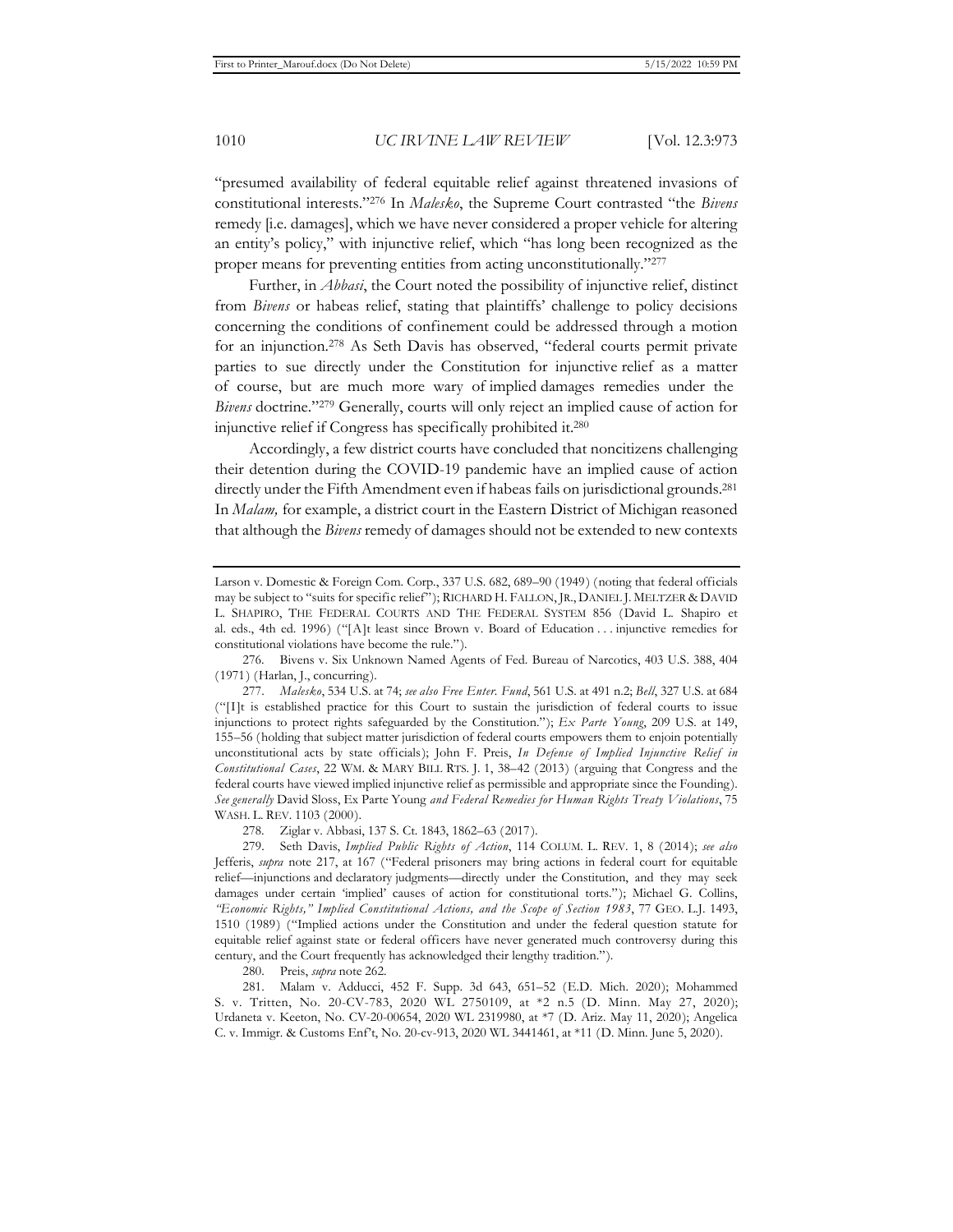"presumed availability of federal equitable relief against threatened invasions of constitutional interests."[276] In *Malesko*, the Supreme Court contrasted "the *Bivens* remedy [i.e. damages], which we have never considered a proper vehicle for altering an entity's policy," with injunctive relief, which "has long been recognized as the proper means for preventing entities from acting unconstitutionally."[277]

Further, in *Abbasi*, the Court noted the possibility of injunctive relief, distinct from *Bivens* or habeas relief, stating that plaintiffs' challenge to policy decisions concerning the conditions of confinement could be addressed through a motion for an injunction.[278] As Seth Davis has observed, "federal courts permit private parties to sue directly under the Constitution for injunctive relief as a matter of course, but are much more wary of implied damages remedies under the *Bivens* doctrine."[279] Generally, courts will only reject an implied cause of action for injunctive relief if Congress has specifically prohibited it.[280]

Accordingly, a few district courts have concluded that noncitizens challenging their detention during the COVID-19 pandemic have an implied cause of action directly under the Fifth Amendment even if habeas fails on jurisdictional grounds.[281] In *Malam,* for example, a district court in the Eastern District of Michigan reasoned that although the *Bivens* remedy of damages should not be extended to new contexts

---

Larson v. Domestic & Foreign Com. Corp., 337 U.S. 682, 689–90 (1949) (noting that federal officials may be subject to "suits for specific relief"); RICHARD H. FALLON, JR., DANIEL J. MELTZER & DAVID L. SHAPIRO, THE FEDERAL COURTS AND THE FEDERAL SYSTEM 856 (David L. Shapiro et al. eds., 4th ed. 1996) ("[A]t least since Brown v. Board of Education . . . injunctive remedies for constitutional violations have become the rule.").

276. Bivens v. Six Unknown Named Agents of Fed. Bureau of Narcotics, 403 U.S. 388, 404 (1971) (Harlan, J., concurring).

277. *Malesko*, 534 U.S. at 74; *see also Free Enter. Fund*, 561 U.S. at 491 n.2; *Bell*, 327 U.S. at 684 ("[I]t is established practice for this Court to sustain the jurisdiction of federal courts to issue injunctions to protect rights safeguarded by the Constitution."); *Ex Parte Young*, 209 U.S. at 149, 155–56 (holding that subject matter jurisdiction of federal courts empowers them to enjoin potentially unconstitutional acts by state officials); John F. Preis, *In Defense of Implied Injunctive Relief in Constitutional Cases*, 22 WM. & MARY BILL RTS. J. 1, 38–42 (2013) (arguing that Congress and the federal courts have viewed implied injunctive relief as permissible and appropriate since the Founding). *See generally* David Sloss, Ex Parte Young *and Federal Remedies for Human Rights Treaty Violations*, 75 WASH. L. REV. 1103 (2000).

278. Ziglar v. Abbasi, 137 S. Ct. 1843, 1862–63 (2017).

279. Seth Davis, *Implied Public Rights of Action*, 114 COLUM. L. REV. 1, 8 (2014); *see also* Jefferis, *supra* note 217, at 167 ("Federal prisoners may bring actions in federal court for equitable relief—injunctions and declaratory judgments—directly under the Constitution, and they may seek damages under certain 'implied' causes of action for constitutional torts."); Michael G. Collins, *"Economic Rights," Implied Constitutional Actions, and the Scope of Section 1983*, 77 GEO. L.J. 1493, 1510 (1989) ("Implied actions under the Constitution and under the federal question statute for equitable relief against state or federal officers have never generated much controversy during this century, and the Court frequently has acknowledged their lengthy tradition.").

280. Preis, *supra* note 262.

281. Malam v. Adducci, 452 F. Supp. 3d 643, 651–52 (E.D. Mich. 2020); Mohammed S. v. Tritten, No. 20-CV-783, 2020 WL 2750109, at *2 n.5 (D. Minn. May 27, 2020); Urdaneta v. Keeton, No. CV-20-00654, 2020 WL 2319980, at *7 (D. Ariz. May 11, 2020); Angelica C. v. Immigr. & Customs Enf't, No. 20-cv-913, 2020 WL 3441461, at *11 (D. Minn. June 5, 2020).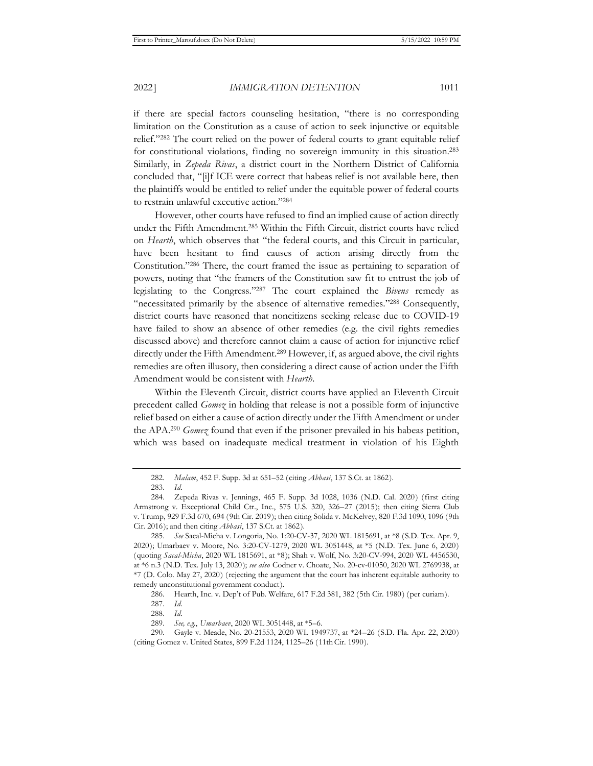if there are special factors counseling hesitation, "there is no corresponding limitation on the Constitution as a cause of action to seek injunctive or equitable relief."[282] The court relied on the power of federal courts to grant equitable relief for constitutional violations, finding no sovereign immunity in this situation.[283] Similarly, in *Zepeda Rivas*, a district court in the Northern District of California concluded that, "[i]f ICE were correct that habeas relief is not available here, then the plaintiffs would be entitled to relief under the equitable power of federal courts to restrain unlawful executive action."[284]

However, other courts have refused to find an implied cause of action directly under the Fifth Amendment.[285] Within the Fifth Circuit, district courts have relied on *Hearth*, which observes that "the federal courts, and this Circuit in particular, have been hesitant to find causes of action arising directly from the Constitution."[286] There, the court framed the issue as pertaining to separation of powers, noting that "the framers of the Constitution saw fit to entrust the job of legislating to the Congress."[287] The court explained the *Bivens* remedy as "necessitated primarily by the absence of alternative remedies."[288] Consequently, district courts have reasoned that noncitizens seeking release due to COVID-19 have failed to show an absence of other remedies (e.g. the civil rights remedies discussed above) and therefore cannot claim a cause of action for injunctive relief directly under the Fifth Amendment.[289] However, if, as argued above, the civil rights remedies are often illusory, then considering a direct cause of action under the Fifth Amendment would be consistent with *Hearth*.

Within the Eleventh Circuit, district courts have applied an Eleventh Circuit precedent called *Gomez* in holding that release is not a possible form of injunctive relief based on either a cause of action directly under the Fifth Amendment or under the APA.[290] *Gomez* found that even if the prisoner prevailed in his habeas petition, which was based on inadequate medical treatment in violation of his Eighth

---

282. *Malam*, 452 F. Supp. 3d at 651–52 (citing *Abbasi*, 137 S.Ct. at 1862).

283. *Id*.

284. Zepeda Rivas v. Jennings, 465 F. Supp. 3d 1028, 1036 (N.D. Cal. 2020) (first citing Armstrong v. Exceptional Child Ctr., Inc., 575 U.S. 320, 326–27 (2015); then citing Sierra Club v. Trump, 929 F.3d 670, 694 (9th Cir. 2019); then citing Solida v. McKelvey, 820 F.3d 1090, 1096 (9th Cir. 2016); and then citing *Abbasi*, 137 S.Ct. at 1862).

285. *See* Sacal-Micha v. Longoria, No. 1:20-CV-37, 2020 WL 1815691, at *8 (S.D. Tex. Apr. 9, 2020); Umarbaev v. Moore, No. 3:20-CV-1279, 2020 WL 3051448, at *5 (N.D. Tex. June 6, 2020) (quoting *Sacal-Micha*, 2020 WL 1815691, at *8); Shah v. Wolf, No. 3:20-CV-994, 2020 WL 4456530, at *6 n.3 (N.D. Tex. July 13, 2020); *see also* Codner v. Choate, No. 20-cv-01050, 2020 WL 2769938, at *7 (D. Colo. May 27, 2020) (rejecting the argument that the court has inherent equitable authority to remedy unconstitutional government conduct).

286. Hearth, Inc. v. Dep't of Pub. Welfare, 617 F.2d 381, 382 (5th Cir. 1980) (per curiam).

287. *Id*.

288. *Id*.

289. *See, e.g.*, *Umarbaev*, 2020 WL 3051448, at *5–6.

290. Gayle v. Meade, No. 20-21553, 2020 WL 1949737, at *24–26 (S.D. Fla. Apr. 22, 2020) (citing Gomez v. United States, 899 F.2d 1124, 1125–26 (11th Cir. 1990).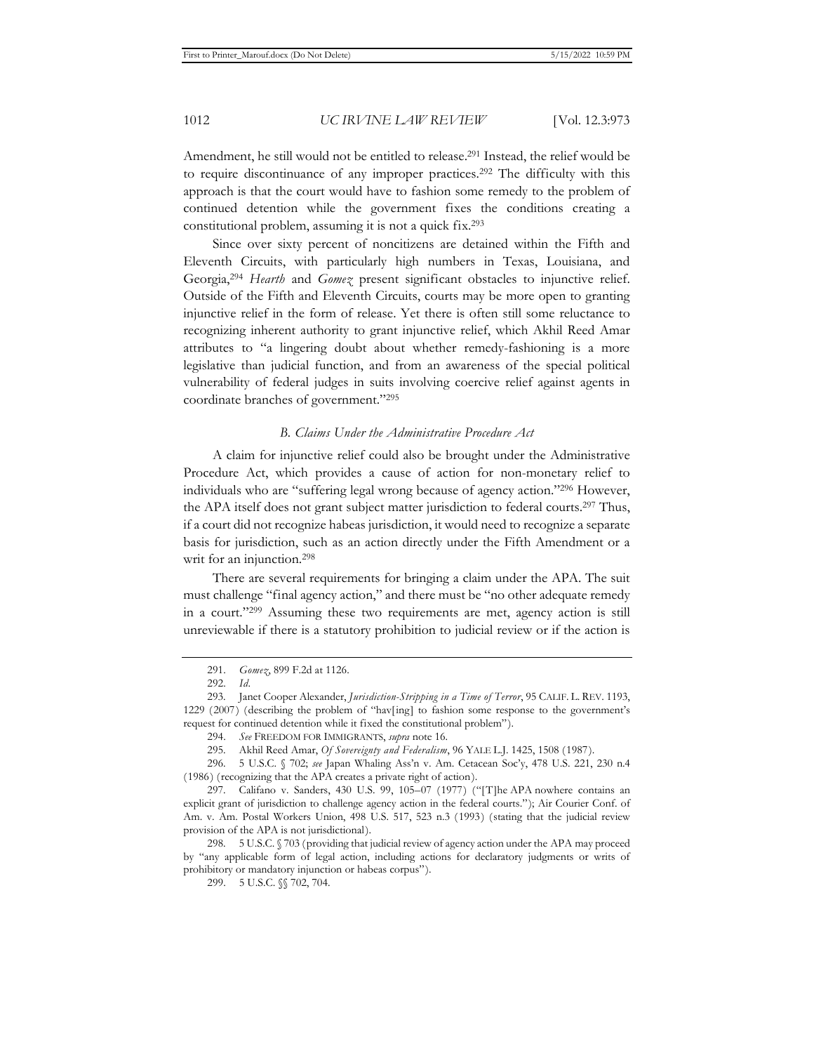Amendment, he still would not be entitled to release.[291] Instead, the relief would be to require discontinuance of any improper practices.[292] The difficulty with this approach is that the court would have to fashion some remedy to the problem of continued detention while the government fixes the conditions creating a constitutional problem, assuming it is not a quick fix.[293]

Since over sixty percent of noncitizens are detained within the Fifth and Eleventh Circuits, with particularly high numbers in Texas, Louisiana, and Georgia,[294] *Hearth* and *Gomez* present significant obstacles to injunctive relief. Outside of the Fifth and Eleventh Circuits, courts may be more open to granting injunctive relief in the form of release. Yet there is often still some reluctance to recognizing inherent authority to grant injunctive relief, which Akhil Reed Amar attributes to "a lingering doubt about whether remedy-fashioning is a more legislative than judicial function, and from an awareness of the special political vulnerability of federal judges in suits involving coercive relief against agents in coordinate branches of government."[295]

### *B. Claims Under the Administrative Procedure Act*

A claim for injunctive relief could also be brought under the Administrative Procedure Act, which provides a cause of action for non-monetary relief to individuals who are "suffering legal wrong because of agency action."[296] However, the APA itself does not grant subject matter jurisdiction to federal courts.[297] Thus, if a court did not recognize habeas jurisdiction, it would need to recognize a separate basis for jurisdiction, such as an action directly under the Fifth Amendment or a writ for an injunction.[298]

There are several requirements for bringing a claim under the APA. The suit must challenge "final agency action," and there must be "no other adequate remedy in a court."[299] Assuming these two requirements are met, agency action is still unreviewable if there is a statutory prohibition to judicial review or if the action is

---

291. *Gomez*, 899 F.2d at 1126.

292. *Id.*

293. Janet Cooper Alexander, *Jurisdiction-Stripping in a Time of Terror*, 95 CALIF. L. REV. 1193, 1229 (2007) (describing the problem of "hav[ing] to fashion some response to the government's request for continued detention while it fixed the constitutional problem").

294. *See* FREEDOM FOR IMMIGRANTS, *supra* note 16.

295. Akhil Reed Amar, *Of Sovereignty and Federalism*, 96 YALE L.J. 1425, 1508 (1987).

296. 5 U.S.C. § 702; *see* Japan Whaling Ass'n v. Am. Cetacean Soc'y, 478 U.S. 221, 230 n.4 (1986) (recognizing that the APA creates a private right of action).

297. Califano v. Sanders, 430 U.S. 99, 105–07 (1977) ("[T]he APA nowhere contains an explicit grant of jurisdiction to challenge agency action in the federal courts."); Air Courier Conf. of Am. v. Am. Postal Workers Union, 498 U.S. 517, 523 n.3 (1993) (stating that the judicial review provision of the APA is not jurisdictional).

298. 5 U.S.C. § 703 (providing that judicial review of agency action under the APA may proceed by "any applicable form of legal action, including actions for declaratory judgments or writs of prohibitory or mandatory injunction or habeas corpus").

299. 5 U.S.C. §§ 702, 704.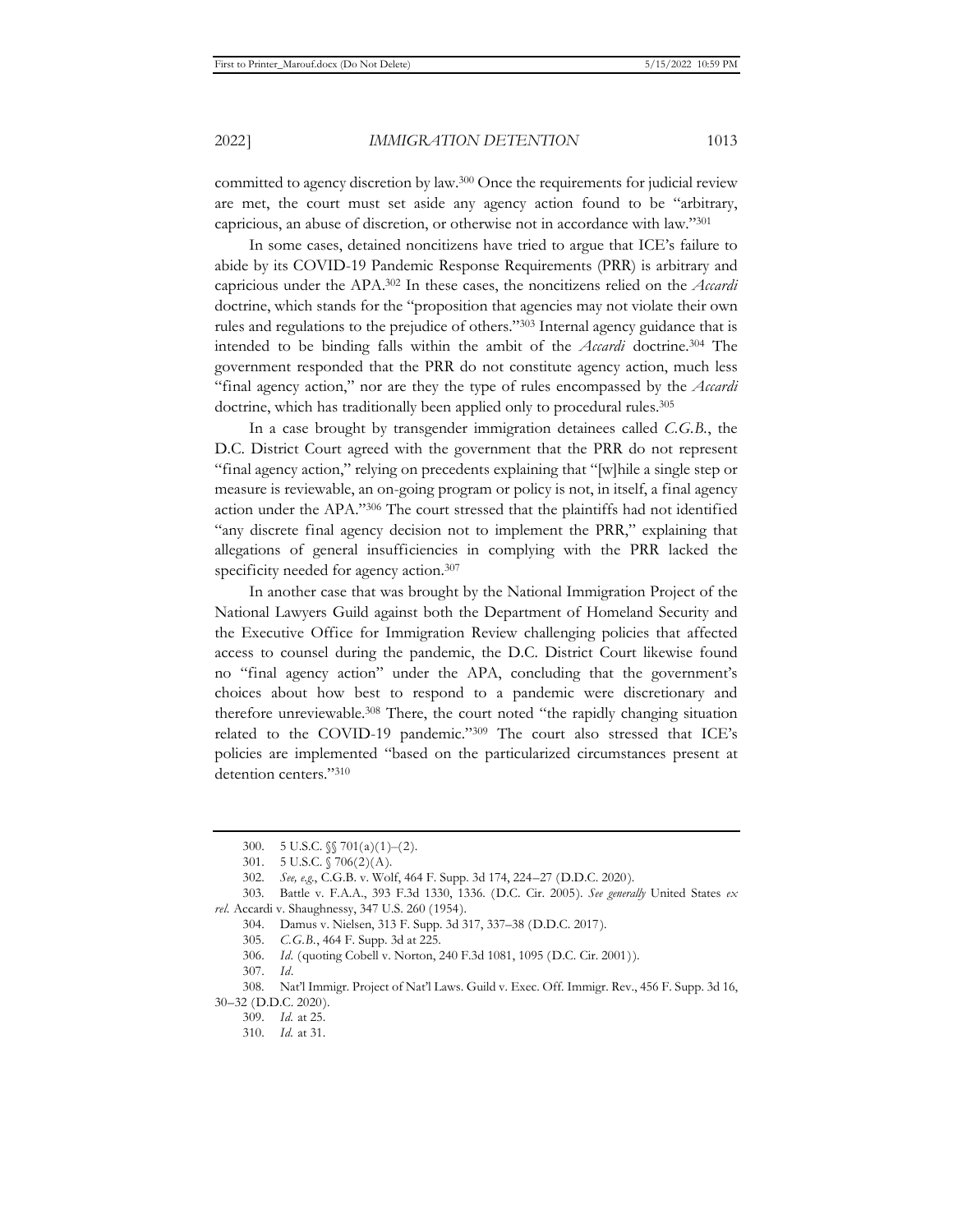committed to agency discretion by law.[300] Once the requirements for judicial review are met, the court must set aside any agency action found to be "arbitrary, capricious, an abuse of discretion, or otherwise not in accordance with law."[301]

In some cases, detained noncitizens have tried to argue that ICE's failure to abide by its COVID-19 Pandemic Response Requirements (PRR) is arbitrary and capricious under the APA.[302] In these cases, the noncitizens relied on the *Accardi* doctrine, which stands for the "proposition that agencies may not violate their own rules and regulations to the prejudice of others."[303] Internal agency guidance that is intended to be binding falls within the ambit of the *Accardi* doctrine.[304] The government responded that the PRR do not constitute agency action, much less "final agency action," nor are they the type of rules encompassed by the *Accardi* doctrine, which has traditionally been applied only to procedural rules.[305]

In a case brought by transgender immigration detainees called *C.G.B.*, the D.C. District Court agreed with the government that the PRR do not represent "final agency action," relying on precedents explaining that "[w]hile a single step or measure is reviewable, an on-going program or policy is not, in itself, a final agency action under the APA."[306] The court stressed that the plaintiffs had not identified "any discrete final agency decision not to implement the PRR," explaining that allegations of general insufficiencies in complying with the PRR lacked the specificity needed for agency action.[307]

In another case that was brought by the National Immigration Project of the National Lawyers Guild against both the Department of Homeland Security and the Executive Office for Immigration Review challenging policies that affected access to counsel during the pandemic, the D.C. District Court likewise found no "final agency action" under the APA, concluding that the government's choices about how best to respond to a pandemic were discretionary and therefore unreviewable.[308] There, the court noted "the rapidly changing situation related to the COVID-19 pandemic."[309] The court also stressed that ICE's policies are implemented "based on the particularized circumstances present at detention centers."[310]

---

300. 5 U.S.C. §§ 701(a)(1)–(2).

301. 5 U.S.C. § 706(2)(A).

302. *See, e.g.*, C.G.B. v. Wolf, 464 F. Supp. 3d 174, 224–27 (D.D.C. 2020).

303. Battle v. F.A.A., 393 F.3d 1330, 1336. (D.C. Cir. 2005). *See generally* United States *ex rel.* Accardi v. Shaughnessy, 347 U.S. 260 (1954).

304. Damus v. Nielsen, 313 F. Supp. 3d 317, 337–38 (D.D.C. 2017).

305. *C.G.B.*, 464 F. Supp. 3d at 225.

306. *Id.* (quoting Cobell v. Norton, 240 F.3d 1081, 1095 (D.C. Cir. 2001)).

307. *Id*.

308. Nat'l Immigr. Project of Nat'l Laws. Guild v. Exec. Off. Immigr. Rev., 456 F. Supp. 3d 16, 30–32 (D.D.C. 2020).

309. *Id.* at 25.

310. *Id.* at 31.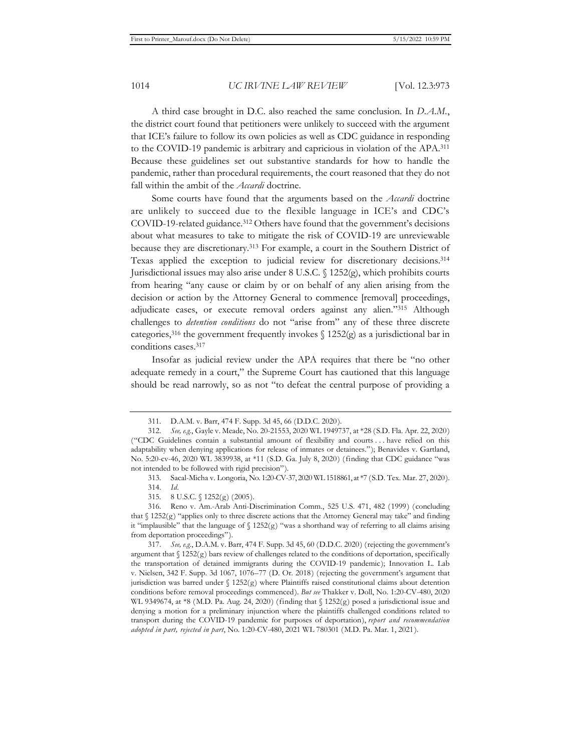A third case brought in D.C. also reached the same conclusion. In *D.A.M.*, the district court found that petitioners were unlikely to succeed with the argument that ICE's failure to follow its own policies as well as CDC guidance in responding to the COVID-19 pandemic is arbitrary and capricious in violation of the APA.[311] Because these guidelines set out substantive standards for how to handle the pandemic, rather than procedural requirements, the court reasoned that they do not fall within the ambit of the *Accardi* doctrine.

Some courts have found that the arguments based on the *Accardi* doctrine are unlikely to succeed due to the flexible language in ICE's and CDC's COVID-19-related guidance.[312] Others have found that the government's decisions about what measures to take to mitigate the risk of COVID-19 are unreviewable because they are discretionary.[313] For example, a court in the Southern District of Texas applied the exception to judicial review for discretionary decisions.[314] Jurisdictional issues may also arise under 8 U.S.C. § 1252(g), which prohibits courts from hearing "any cause or claim by or on behalf of any alien arising from the decision or action by the Attorney General to commence [removal] proceedings, adjudicate cases, or execute removal orders against any alien."[315] Although challenges to *detention conditions* do not "arise from" any of these three discrete categories,[316] the government frequently invokes § 1252(g) as a jurisdictional bar in conditions cases.[317]

Insofar as judicial review under the APA requires that there be "no other adequate remedy in a court," the Supreme Court has cautioned that this language should be read narrowly, so as not "to defeat the central purpose of providing a

---

311. D.A.M. v. Barr, 474 F. Supp. 3d 45, 66 (D.D.C. 2020).

312. *See, e.g.*, Gayle v. Meade, No. 20-21553, 2020 WL 1949737, at *28 (S.D. Fla. Apr. 22, 2020) ("CDC Guidelines contain a substantial amount of flexibility and courts . . . have relied on this adaptability when denying applications for release of inmates or detainees."); Benavides v. Gartland, No. 5:20-cv-46, 2020 WL 3839938, at *11 (S.D. Ga. July 8, 2020) (finding that CDC guidance "was not intended to be followed with rigid precision").

313. Sacal-Micha v. Longoria, No. 1:20-CV-37, 2020 WL 1518861, at *7 (S.D. Tex. Mar. 27, 2020).

314. *Id.*

315. 8 U.S.C. § 1252(g) (2005).

316. Reno v. Am.-Arab Anti-Discrimination Comm., 525 U.S. 471, 482 (1999) (concluding that § 1252(g) "applies only to three discrete actions that the Attorney General may take" and finding it "implausible" that the language of § 1252(g) "was a shorthand way of referring to all claims arising from deportation proceedings").

317. *See, e.g.*, D.A.M. v. Barr, 474 F. Supp. 3d 45, 60 (D.D.C. 2020) (rejecting the government's argument that § 1252(g) bars review of challenges related to the conditions of deportation, specifically the transportation of detained immigrants during the COVID-19 pandemic); Innovation L. Lab v. Nielsen, 342 F. Supp. 3d 1067, 1076–77 (D. Or. 2018) (rejecting the government's argument that jurisdiction was barred under § 1252(g) where Plaintiffs raised constitutional claims about detention conditions before removal proceedings commenced). *But see* Thakker v. Doll, No. 1:20-CV-480, 2020 WL 9349674, at *8 (M.D. Pa. Aug. 24, 2020) (finding that § 1252(g) posed a jurisdictional issue and denying a motion for a preliminary injunction where the plaintiffs challenged conditions related to transport during the COVID-19 pandemic for purposes of deportation), *report and recommendation adopted in part, rejected in part*, No. 1:20-CV-480, 2021 WL 780301 (M.D. Pa. Mar. 1, 2021).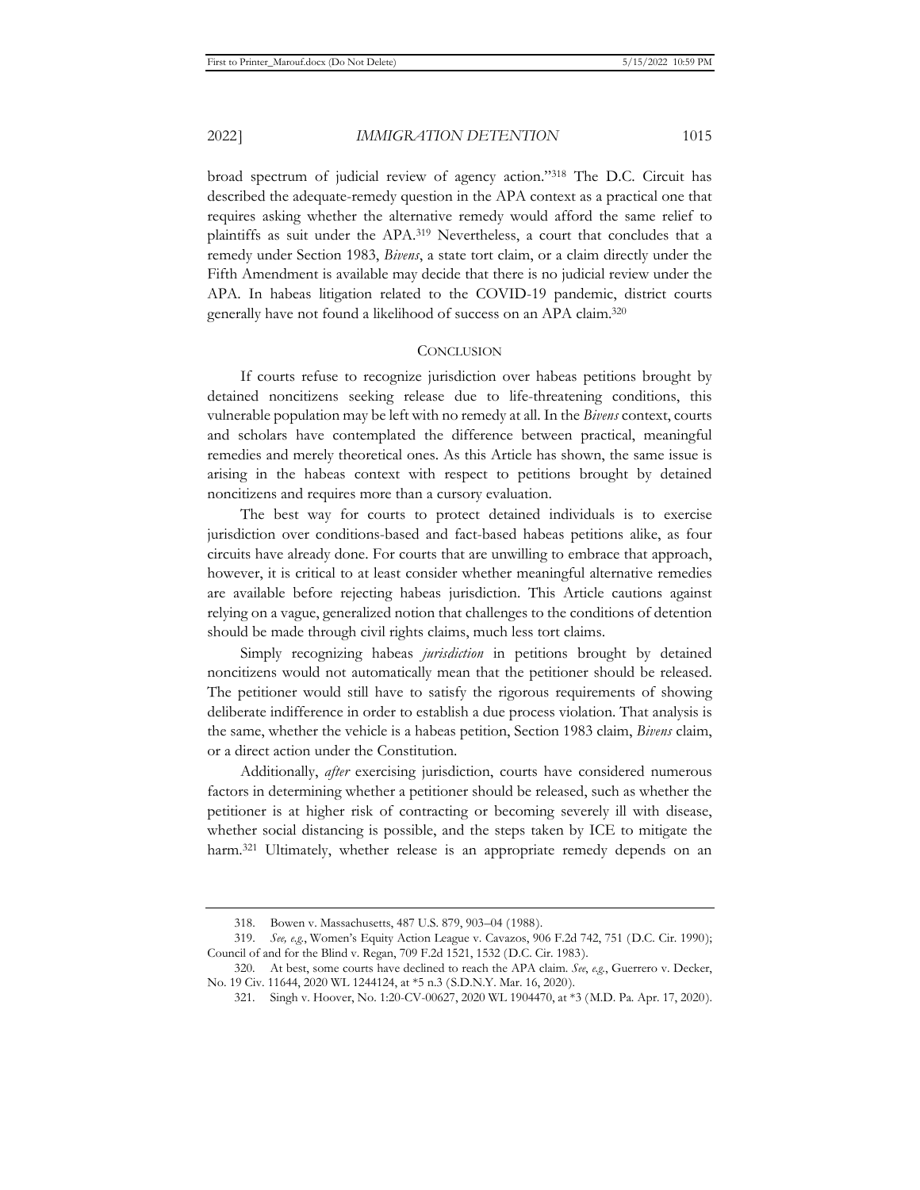broad spectrum of judicial review of agency action."[318] The D.C. Circuit has described the adequate-remedy question in the APA context as a practical one that requires asking whether the alternative remedy would afford the same relief to plaintiffs as suit under the APA.[319] Nevertheless, a court that concludes that a remedy under Section 1983, *Bivens*, a state tort claim, or a claim directly under the Fifth Amendment is available may decide that there is no judicial review under the APA. In habeas litigation related to the COVID-19 pandemic, district courts generally have not found a likelihood of success on an APA claim.[320]

## CONCLUSION

If courts refuse to recognize jurisdiction over habeas petitions brought by detained noncitizens seeking release due to life-threatening conditions, this vulnerable population may be left with no remedy at all. In the *Bivens* context, courts and scholars have contemplated the difference between practical, meaningful remedies and merely theoretical ones. As this Article has shown, the same issue is arising in the habeas context with respect to petitions brought by detained noncitizens and requires more than a cursory evaluation.

The best way for courts to protect detained individuals is to exercise jurisdiction over conditions-based and fact-based habeas petitions alike, as four circuits have already done. For courts that are unwilling to embrace that approach, however, it is critical to at least consider whether meaningful alternative remedies are available before rejecting habeas jurisdiction. This Article cautions against relying on a vague, generalized notion that challenges to the conditions of detention should be made through civil rights claims, much less tort claims.

Simply recognizing habeas *jurisdiction* in petitions brought by detained noncitizens would not automatically mean that the petitioner should be released. The petitioner would still have to satisfy the rigorous requirements of showing deliberate indifference in order to establish a due process violation. That analysis is the same, whether the vehicle is a habeas petition, Section 1983 claim, *Bivens* claim, or a direct action under the Constitution.

Additionally, *after* exercising jurisdiction, courts have considered numerous factors in determining whether a petitioner should be released, such as whether the petitioner is at higher risk of contracting or becoming severely ill with disease, whether social distancing is possible, and the steps taken by ICE to mitigate the harm.[321] Ultimately, whether release is an appropriate remedy depends on an

---

318. Bowen v. Massachusetts, 487 U.S. 879, 903–04 (1988).

319. *See, e.g.*, Women's Equity Action League v. Cavazos, 906 F.2d 742, 751 (D.C. Cir. 1990); Council of and for the Blind v. Regan, 709 F.2d 1521, 1532 (D.C. Cir. 1983).

320. At best, some courts have declined to reach the APA claim. *See, e.g.*, Guerrero v. Decker, No. 19 Civ. 11644, 2020 WL 1244124, at *5 n.3 (S.D.N.Y. Mar. 16, 2020).

321. Singh v. Hoover, No. 1:20-CV-00627, 2020 WL 1904470, at *3 (M.D. Pa. Apr. 17, 2020).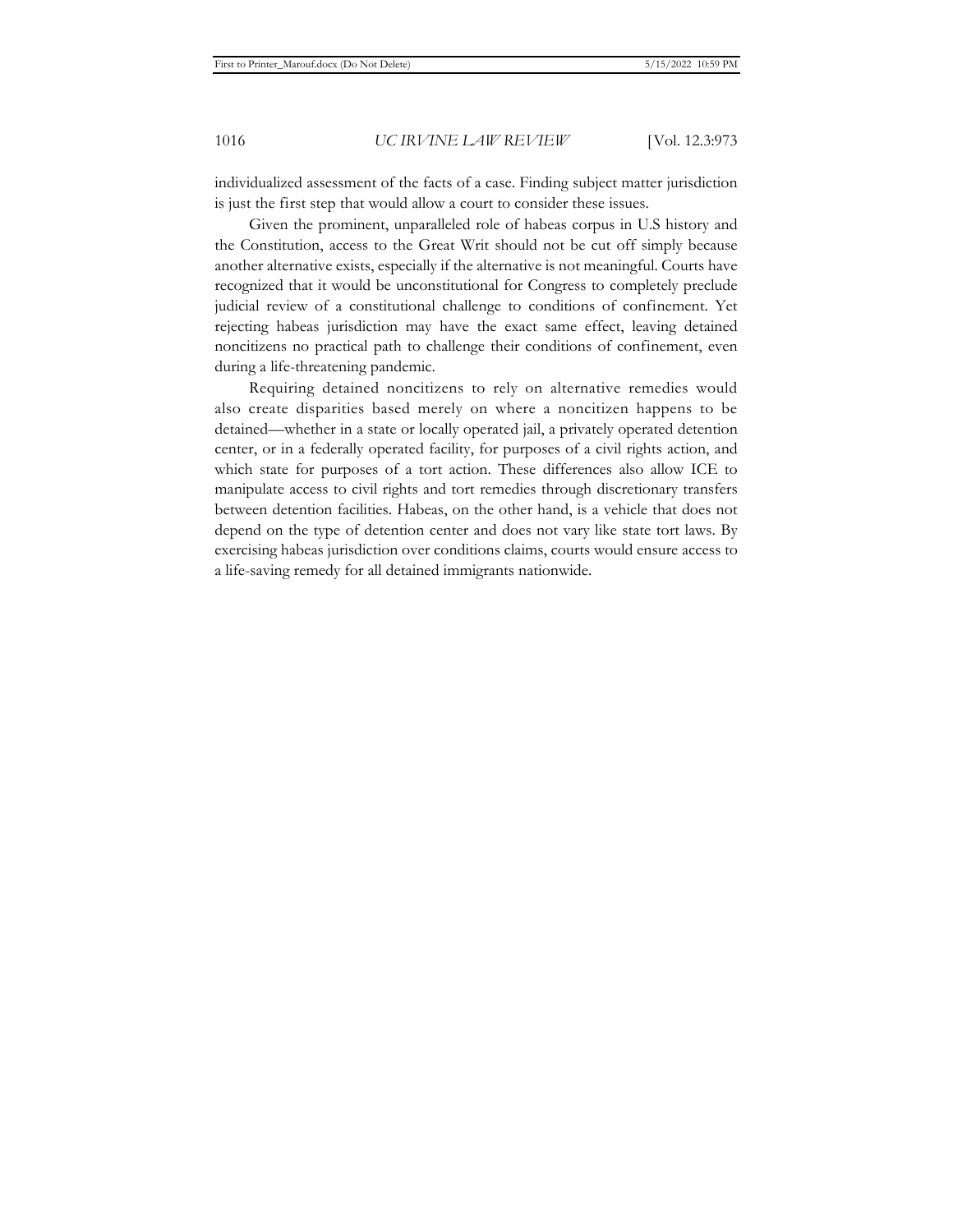individualized assessment of the facts of a case. Finding subject matter jurisdiction is just the first step that would allow a court to consider these issues.

Given the prominent, unparalleled role of habeas corpus in U.S history and the Constitution, access to the Great Writ should not be cut off simply because another alternative exists, especially if the alternative is not meaningful. Courts have recognized that it would be unconstitutional for Congress to completely preclude judicial review of a constitutional challenge to conditions of confinement. Yet rejecting habeas jurisdiction may have the exact same effect, leaving detained noncitizens no practical path to challenge their conditions of confinement, even during a life-threatening pandemic.

Requiring detained noncitizens to rely on alternative remedies would also create disparities based merely on where a noncitizen happens to be detained—whether in a state or locally operated jail, a privately operated detention center, or in a federally operated facility, for purposes of a civil rights action, and which state for purposes of a tort action. These differences also allow ICE to manipulate access to civil rights and tort remedies through discretionary transfers between detention facilities. Habeas, on the other hand, is a vehicle that does not depend on the type of detention center and does not vary like state tort laws. By exercising habeas jurisdiction over conditions claims, courts would ensure access to a life-saving remedy for all detained immigrants nationwide.